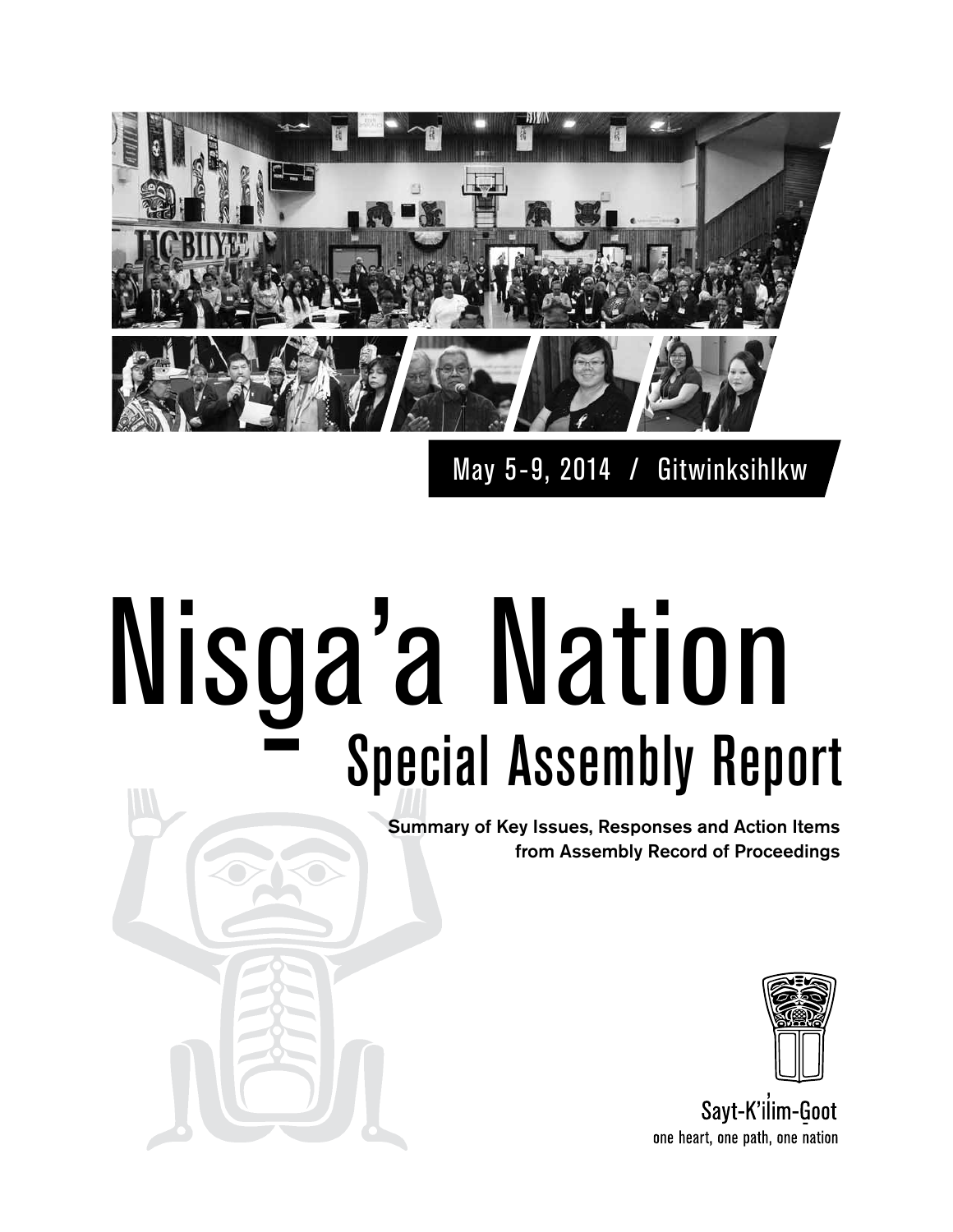May 5-9, 2014 / Gitwinksihlkw

# Nisg̲a'a Nation

## Special Assembly Report

**Summary of Key Issues, Responses and Action Items from Assembly Record of Proceedings**

Sayt-K'il̓im-G̲oot

one heart, one path, one nation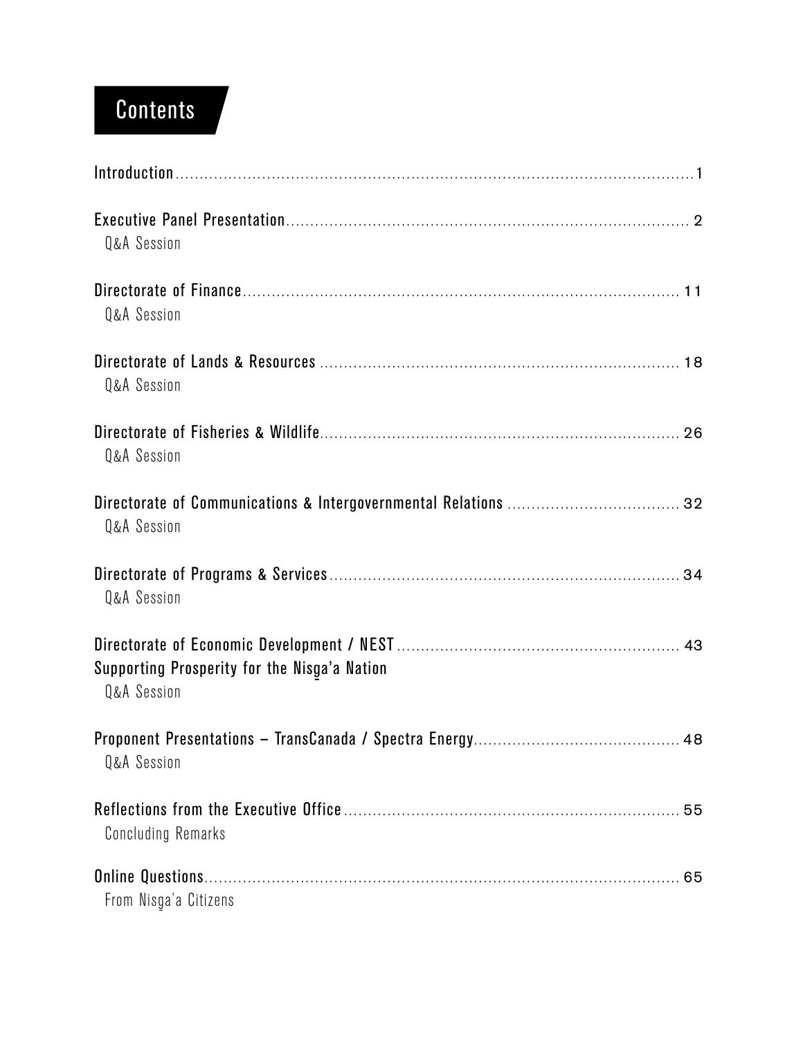# Contents

Introduction ........ 1

Executive Panel Presentation ........ 2
Q&A Session

Directorate of Finance ........ 11
Q&A Session

Directorate of Lands & Resources ........ 18
Q&A Session

Directorate of Fisheries & Wildlife ........ 26
Q&A Session

Directorate of Communications & Intergovernmental Relations ........ 32
Q&A Session

Directorate of Programs & Services ........ 34
Q&A Session

Directorate of Economic Development / NEST ........ 43
Supporting Prosperity for the Nisg̲a'a Nation
Q&A Session

Proponent Presentations – TransCanada / Spectra Energy ........ 48
Q&A Session

Reflections from the Executive Office ........ 55
Concluding Remarks

Online Questions ........ 65
From Nisg̲a'a Citizens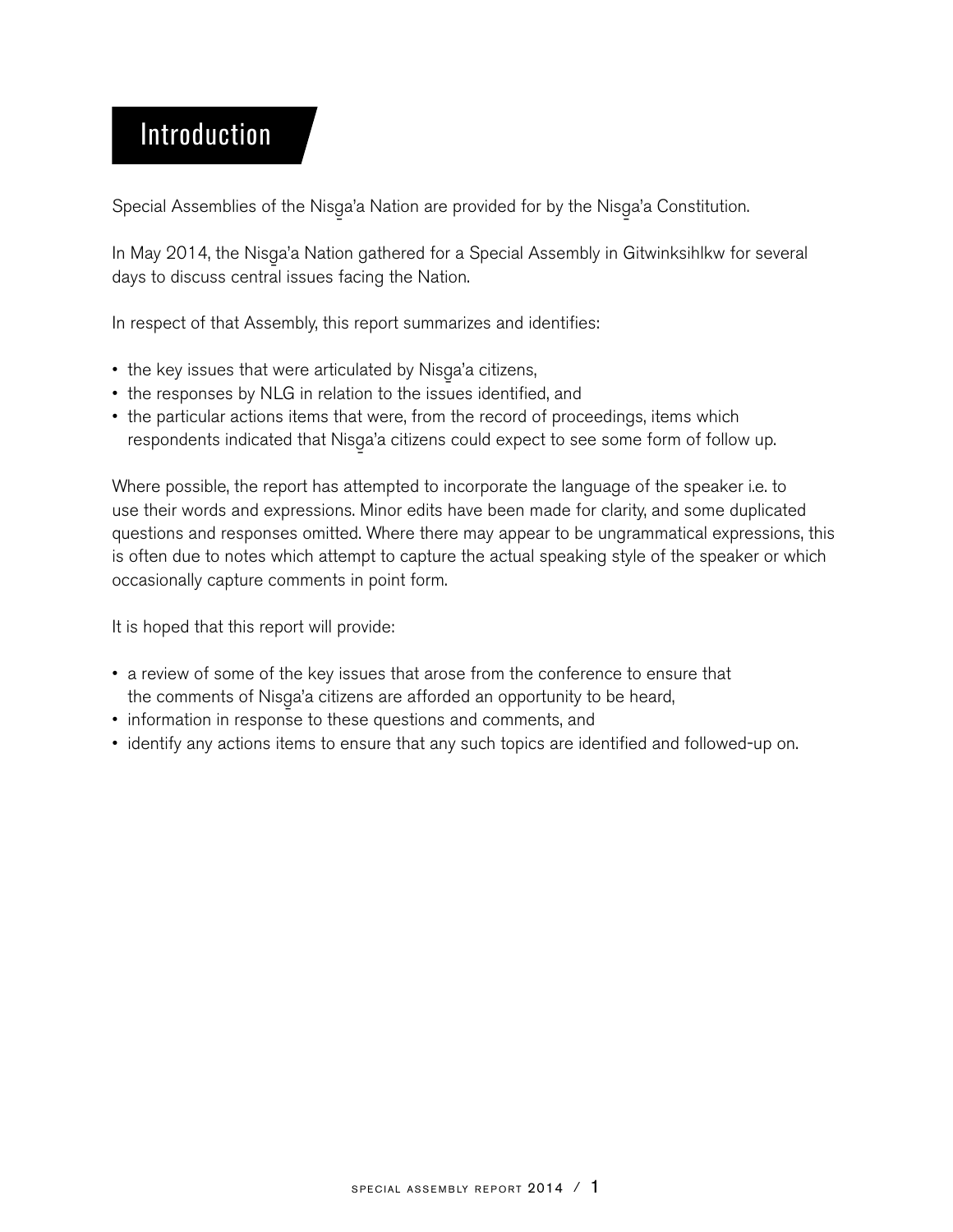# Introduction

Special Assemblies of the Nisg̱a'a Nation are provided for by the Nisg̱a'a Constitution.

In May 2014, the Nisg̱a'a Nation gathered for a Special Assembly in Gitwinksihlkw for several days to discuss central issues facing the Nation.

In respect of that Assembly, this report summarizes and identifies:

- the key issues that were articulated by Nisg̱a'a citizens,
- the responses by NLG in relation to the issues identified, and
- the particular actions items that were, from the record of proceedings, items which respondents indicated that Nisg̱a'a citizens could expect to see some form of follow up.

Where possible, the report has attempted to incorporate the language of the speaker i.e. to use their words and expressions. Minor edits have been made for clarity, and some duplicated questions and responses omitted. Where there may appear to be ungrammatical expressions, this is often due to notes which attempt to capture the actual speaking style of the speaker or which occasionally capture comments in point form.

It is hoped that this report will provide:

- a review of some of the key issues that arose from the conference to ensure that the comments of Nisg̱a'a citizens are afforded an opportunity to be heard,
- information in response to these questions and comments, and
- identify any actions items to ensure that any such topics are identified and followed-up on.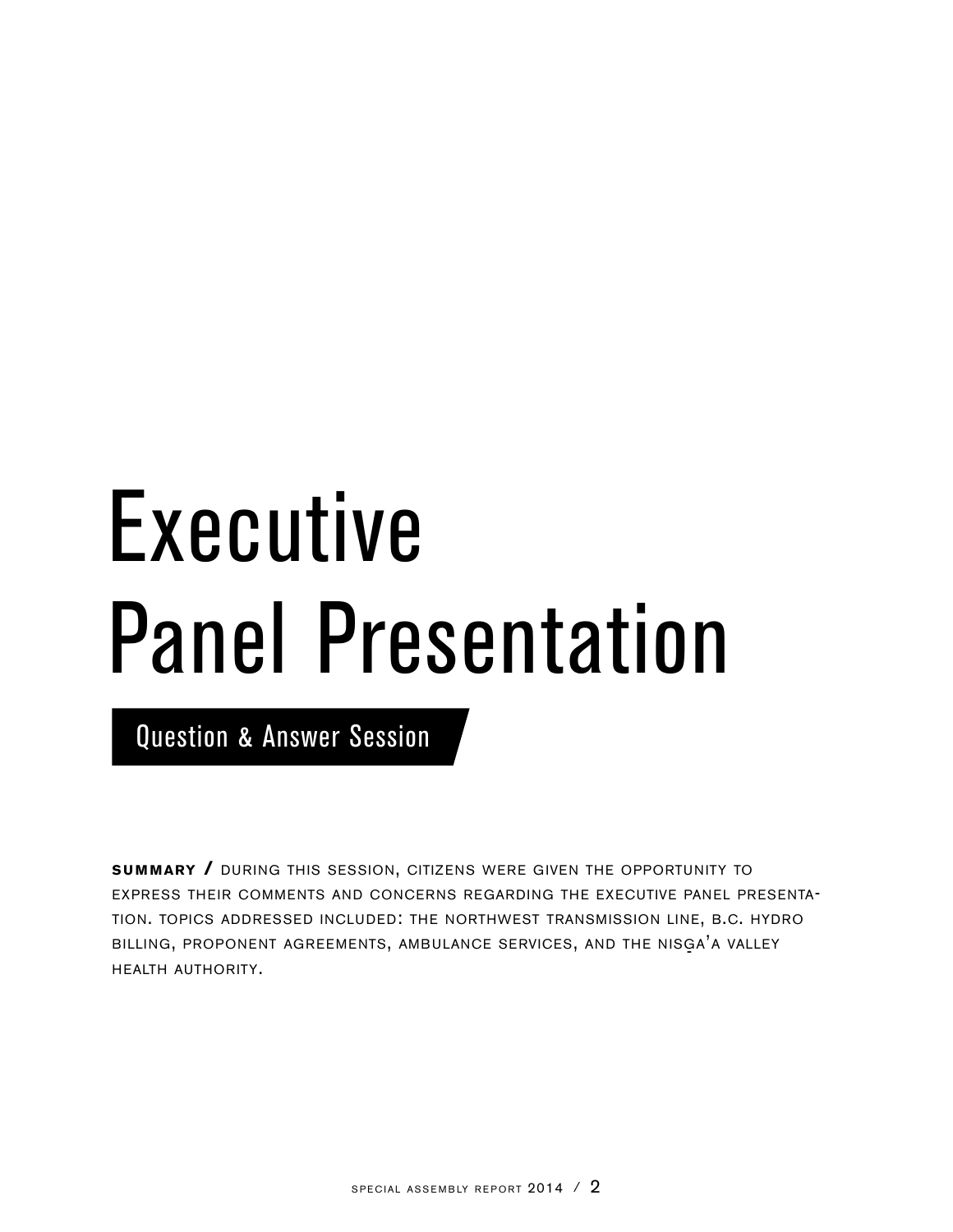# Executive Panel Presentation

## Question & Answer Session

**SUMMARY /** During this session, citizens were given the opportunity to express their comments and concerns regarding the executive panel presentation. Topics addressed included: the Northwest Transmission Line, B.C. Hydro billing, proponent agreements, ambulance services, and the Nisg̲a'a Valley Health Authority.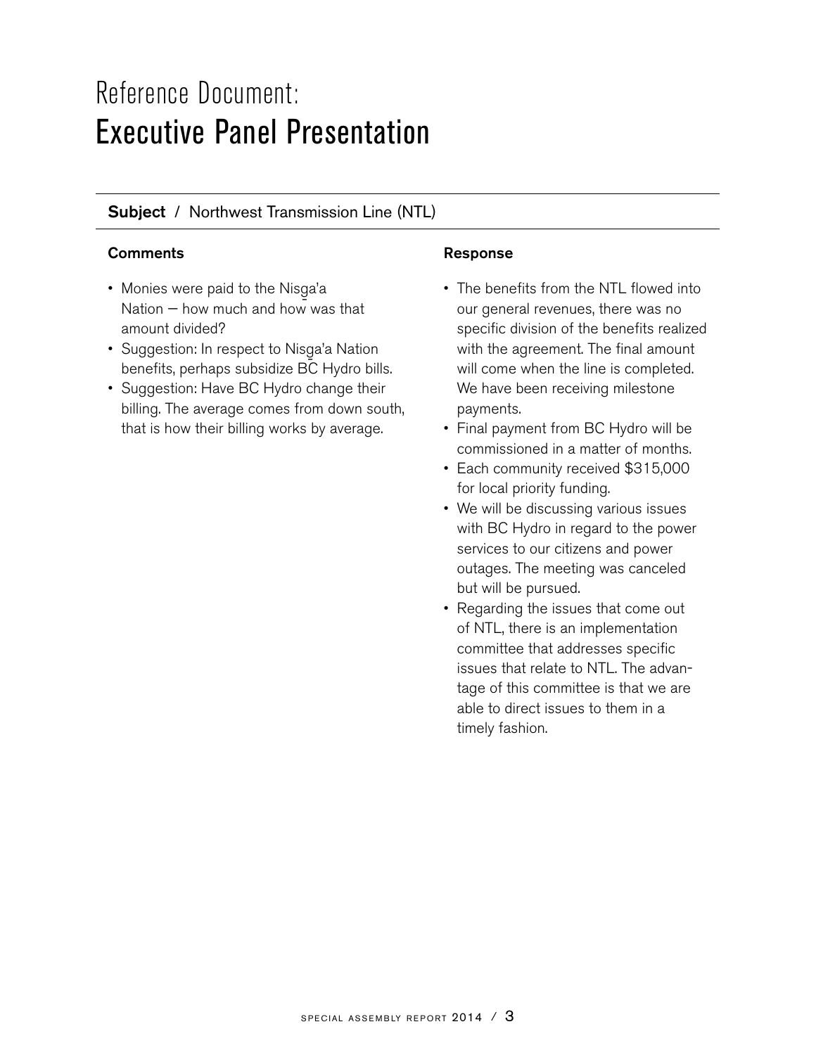# Reference Document:
# Executive Panel Presentation

**Subject** / Northwest Transmission Line (NTL)

**Comments**

- Monies were paid to the Nisg̱a'a Nation — how much and how was that amount divided?
- Suggestion: In respect to Nisg̱a'a Nation benefits, perhaps subsidize BC Hydro bills.
- Suggestion: Have BC Hydro change their billing. The average comes from down south, that is how their billing works by average.

**Response**

- The benefits from the NTL flowed into our general revenues, there was no specific division of the benefits realized with the agreement. The final amount will come when the line is completed. We have been receiving milestone payments.
- Final payment from BC Hydro will be commissioned in a matter of months.
- Each community received $315,000 for local priority funding.
- We will be discussing various issues with BC Hydro in regard to the power services to our citizens and power outages. The meeting was canceled but will be pursued.
- Regarding the issues that come out of NTL, there is an implementation committee that addresses specific issues that relate to NTL. The advantage of this committee is that we are able to direct issues to them in a timely fashion.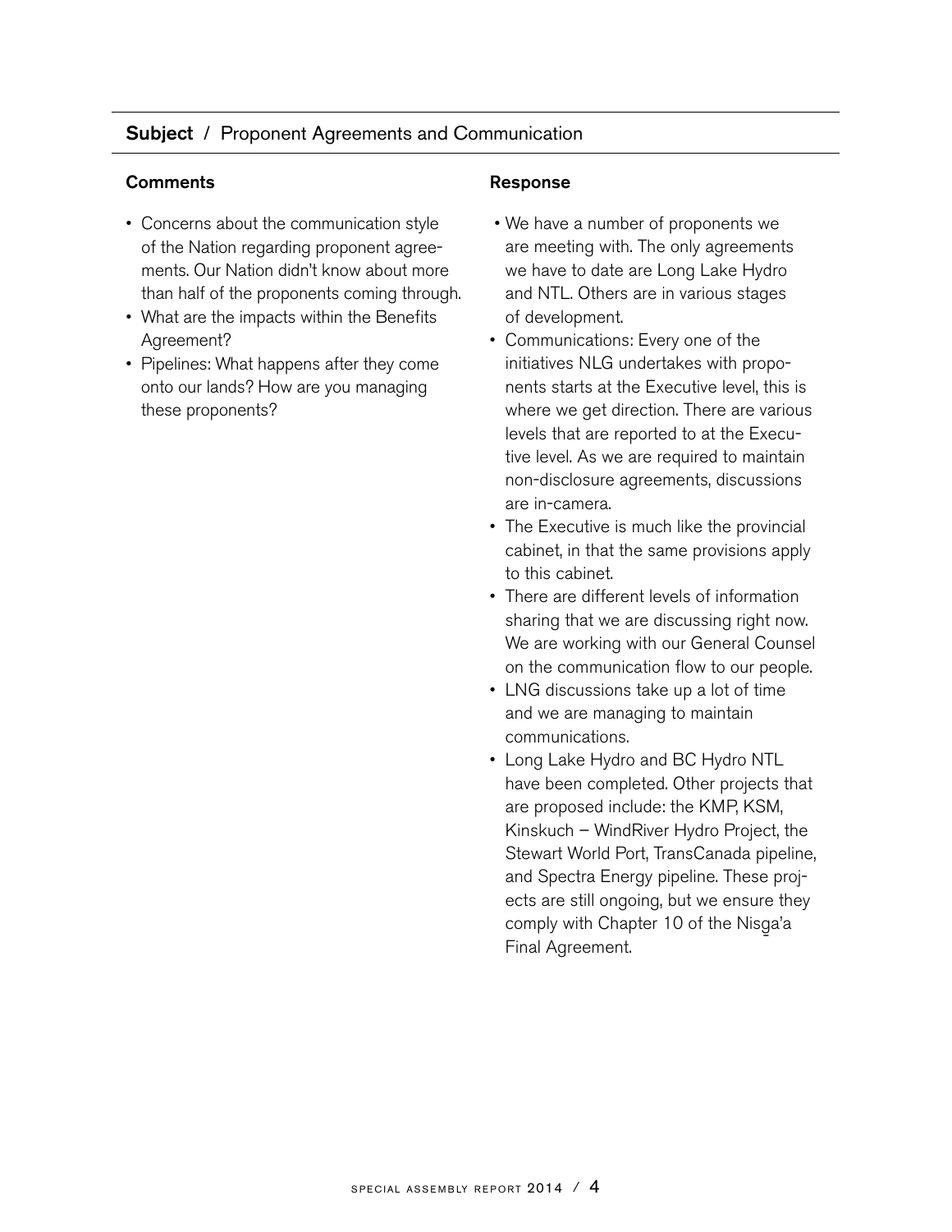**Subject** / Proponent Agreements and Communication

**Comments**

- Concerns about the communication style of the Nation regarding proponent agreements. Our Nation didn't know about more than half of the proponents coming through.
- What are the impacts within the Benefits Agreement?
- Pipelines: What happens after they come onto our lands? How are you managing these proponents?

**Response**

- We have a number of proponents we are meeting with. The only agreements we have to date are Long Lake Hydro and NTL. Others are in various stages of development.
- Communications: Every one of the initiatives NLG undertakes with proponents starts at the Executive level, this is where we get direction. There are various levels that are reported to at the Executive level. As we are required to maintain non-disclosure agreements, discussions are in-camera.
- The Executive is much like the provincial cabinet, in that the same provisions apply to this cabinet.
- There are different levels of information sharing that we are discussing right now. We are working with our General Counsel on the communication flow to our people.
- LNG discussions take up a lot of time and we are managing to maintain communications.
- Long Lake Hydro and BC Hydro NTL have been completed. Other projects that are proposed include: the KMP, KSM, Kinskuch – WindRiver Hydro Project, the Stewart World Port, TransCanada pipeline, and Spectra Energy pipeline. These projects are still ongoing, but we ensure they comply with Chapter 10 of the Nisg̱a'a Final Agreement.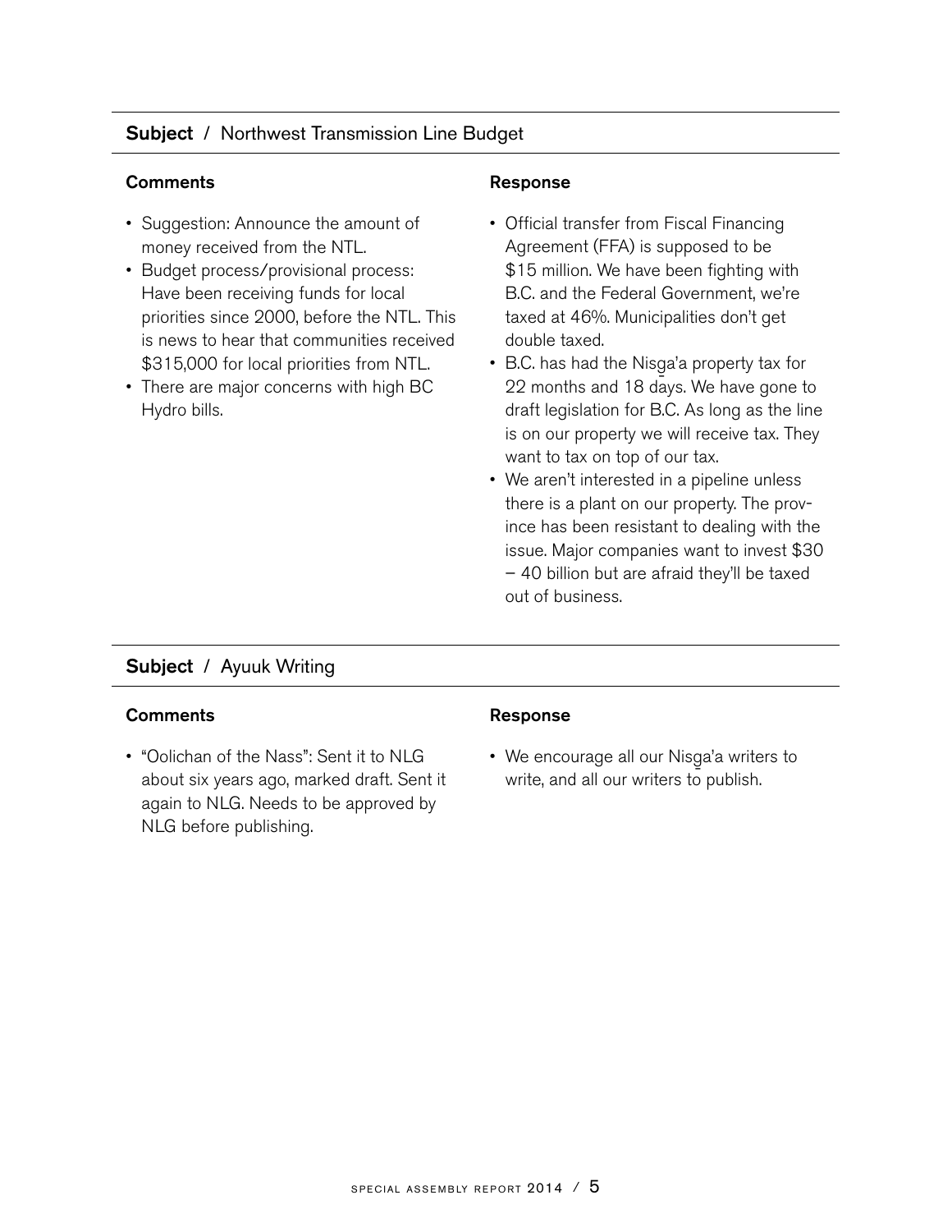**Subject** / Northwest Transmission Line Budget

**Comments**

- Suggestion: Announce the amount of money received from the NTL.
- Budget process/provisional process: Have been receiving funds for local priorities since 2000, before the NTL. This is news to hear that communities received $315,000 for local priorities from NTL.
- There are major concerns with high BC Hydro bills.

**Response**

- Official transfer from Fiscal Financing Agreement (FFA) is supposed to be $15 million. We have been fighting with B.C. and the Federal Government, we're taxed at 46%. Municipalities don't get double taxed.
- B.C. has had the Nisg̱a'a property tax for 22 months and 18 days. We have gone to draft legislation for B.C. As long as the line is on our property we will receive tax. They want to tax on top of our tax.
- We aren't interested in a pipeline unless there is a plant on our property. The province has been resistant to dealing with the issue. Major companies want to invest $30 – 40 billion but are afraid they'll be taxed out of business.

**Subject** / Ayuuk Writing

**Comments**

- "Oolichan of the Nass": Sent it to NLG about six years ago, marked draft. Sent it again to NLG. Needs to be approved by NLG before publishing.

**Response**

- We encourage all our Nisg̱a'a writers to write, and all our writers to publish.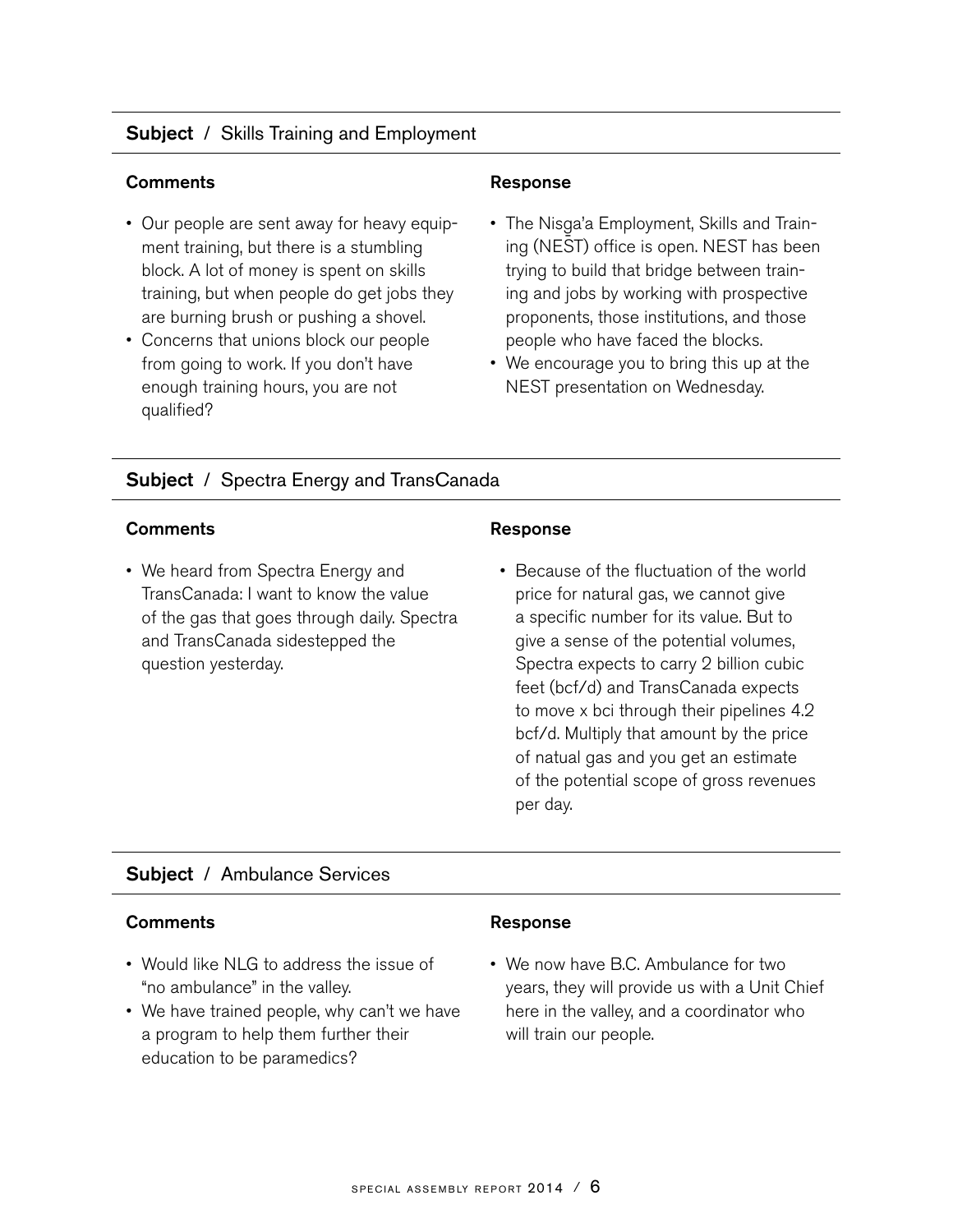## Subject / Skills Training and Employment

**Comments**

- Our people are sent away for heavy equipment training, but there is a stumbling block. A lot of money is spent on skills training, but when people do get jobs they are burning brush or pushing a shovel.
- Concerns that unions block our people from going to work. If you don't have enough training hours, you are not qualified?

**Response**

- The Nisg̱a'a Employment, Skills and Training (NEŠT) office is open. NEST has been trying to build that bridge between training and jobs by working with prospective proponents, those institutions, and those people who have faced the blocks.
- We encourage you to bring this up at the NEST presentation on Wednesday.

## Subject / Spectra Energy and TransCanada

**Comments**

- We heard from Spectra Energy and TransCanada: I want to know the value of the gas that goes through daily. Spectra and TransCanada sidestepped the question yesterday.

**Response**

- Because of the fluctuation of the world price for natural gas, we cannot give a specific number for its value. But to give a sense of the potential volumes, Spectra expects to carry 2 billion cubic feet (bcf/d) and TransCanada expects to move x bci through their pipelines 4.2 bcf/d. Multiply that amount by the price of natual gas and you get an estimate of the potential scope of gross revenues per day.

## Subject / Ambulance Services

**Comments**

- Would like NLG to address the issue of "no ambulance" in the valley.
- We have trained people, why can't we have a program to help them further their education to be paramedics?

**Response**

- We now have B.C. Ambulance for two years, they will provide us with a Unit Chief here in the valley, and a coordinator who will train our people.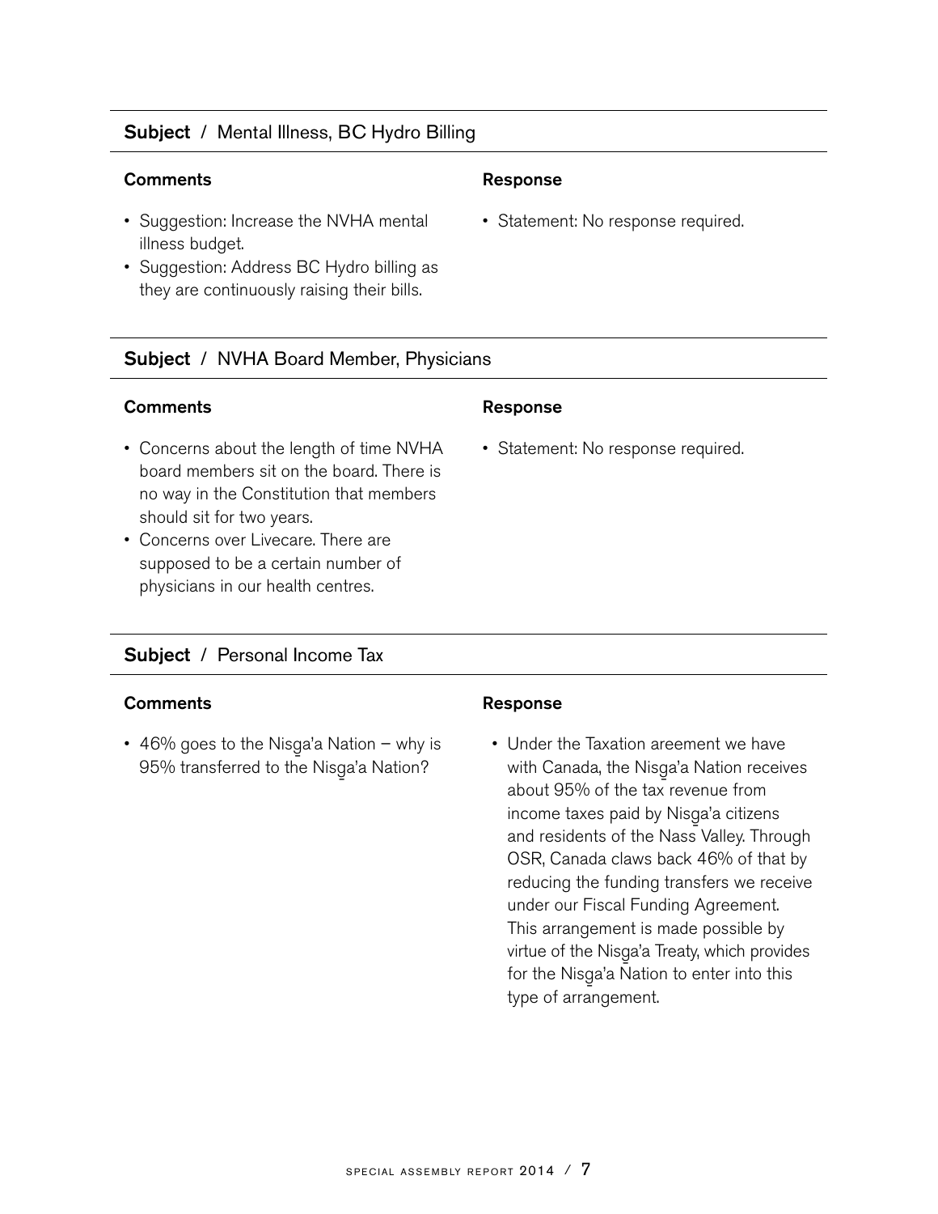### **Subject** / Mental Illness, BC Hydro Billing

| **Comments** | **Response** |
| --- | --- |
| • Suggestion: Increase the NVHA mental illness budget.<br>• Suggestion: Address BC Hydro billing as they are continuously raising their bills. | • Statement: No response required. |

### **Subject** / NVHA Board Member, Physicians

| **Comments** | **Response** |
| --- | --- |
| • Concerns about the length of time NVHA board members sit on the board. There is no way in the Constitution that members should sit for two years.<br>• Concerns over Livecare. There are supposed to be a certain number of physicians in our health centres. | • Statement: No response required. |

### **Subject** / Personal Income Tax

| **Comments** | **Response** |
| --- | --- |
| • 46% goes to the Nisg̱a'a Nation – why is 95% transferred to the Nisg̱a'a Nation? | • Under the Taxation areement we have with Canada, the Nisg̱a'a Nation receives about 95% of the tax revenue from income taxes paid by Nisg̱a'a citizens and residents of the Nass Valley. Through OSR, Canada claws back 46% of that by reducing the funding transfers we receive under our Fiscal Funding Agreement. This arrangement is made possible by virtue of the Nisg̱a'a Treaty, which provides for the Nisg̱a'a Nation to enter into this type of arrangement. |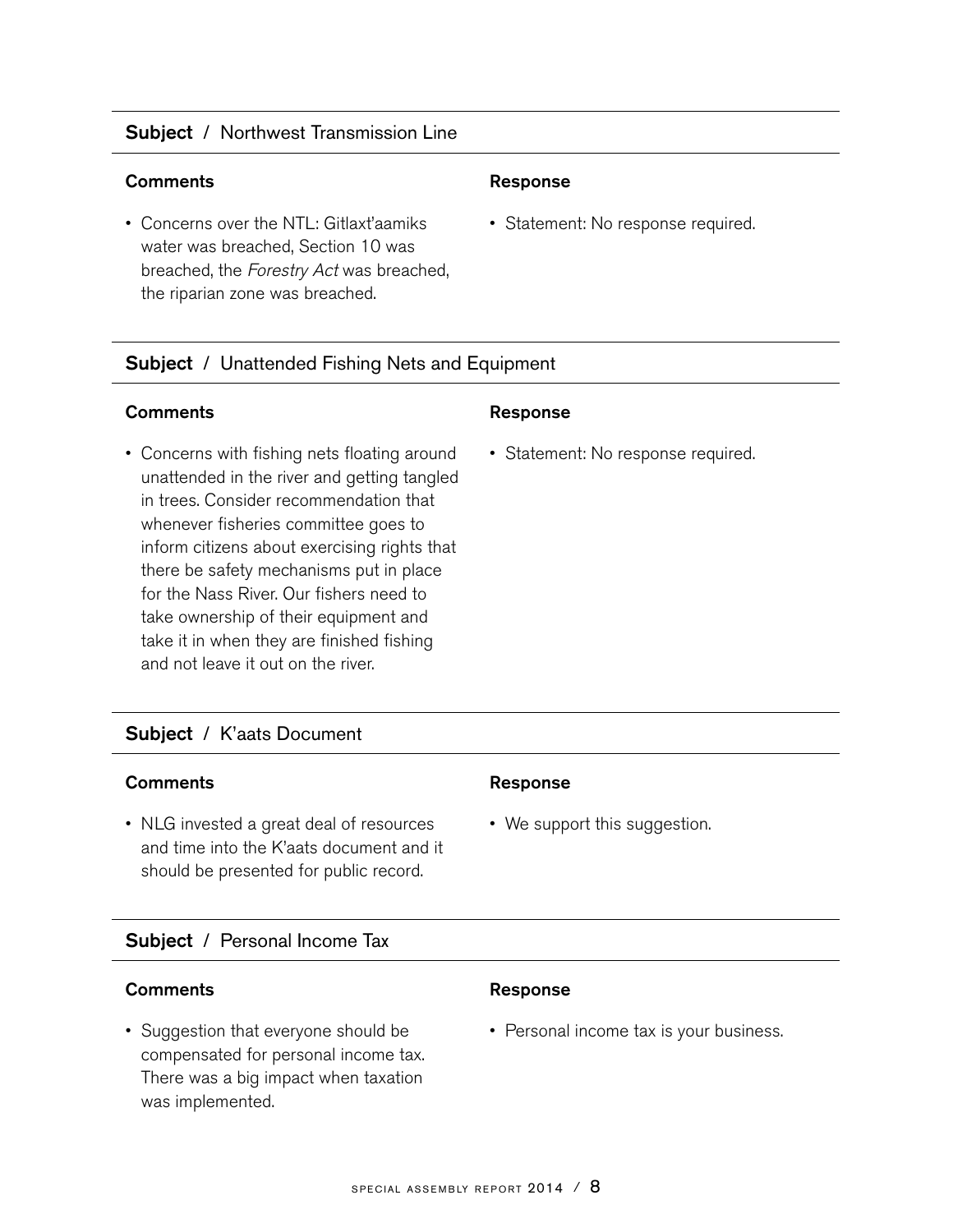**Subject** / Northwest Transmission Line

| Comments | Response |
| --- | --- |
| • Concerns over the NTL: Gitlaxt'aamiks water was breached, Section 10 was breached, the *Forestry Act* was breached, the riparian zone was breached. | • Statement: No response required. |

**Subject** / Unattended Fishing Nets and Equipment

| Comments | Response |
| --- | --- |
| • Concerns with fishing nets floating around unattended in the river and getting tangled in trees. Consider recommendation that whenever fisheries committee goes to inform citizens about exercising rights that there be safety mechanisms put in place for the Nass River. Our fishers need to take ownership of their equipment and take it in when they are finished fishing and not leave it out on the river. | • Statement: No response required. |

**Subject** / K'aats Document

| Comments | Response |
| --- | --- |
| • NLG invested a great deal of resources and time into the K'aats document and it should be presented for public record. | • We support this suggestion. |

**Subject** / Personal Income Tax

| Comments | Response |
| --- | --- |
| • Suggestion that everyone should be compensated for personal income tax. There was a big impact when taxation was implemented. | • Personal income tax is your business. |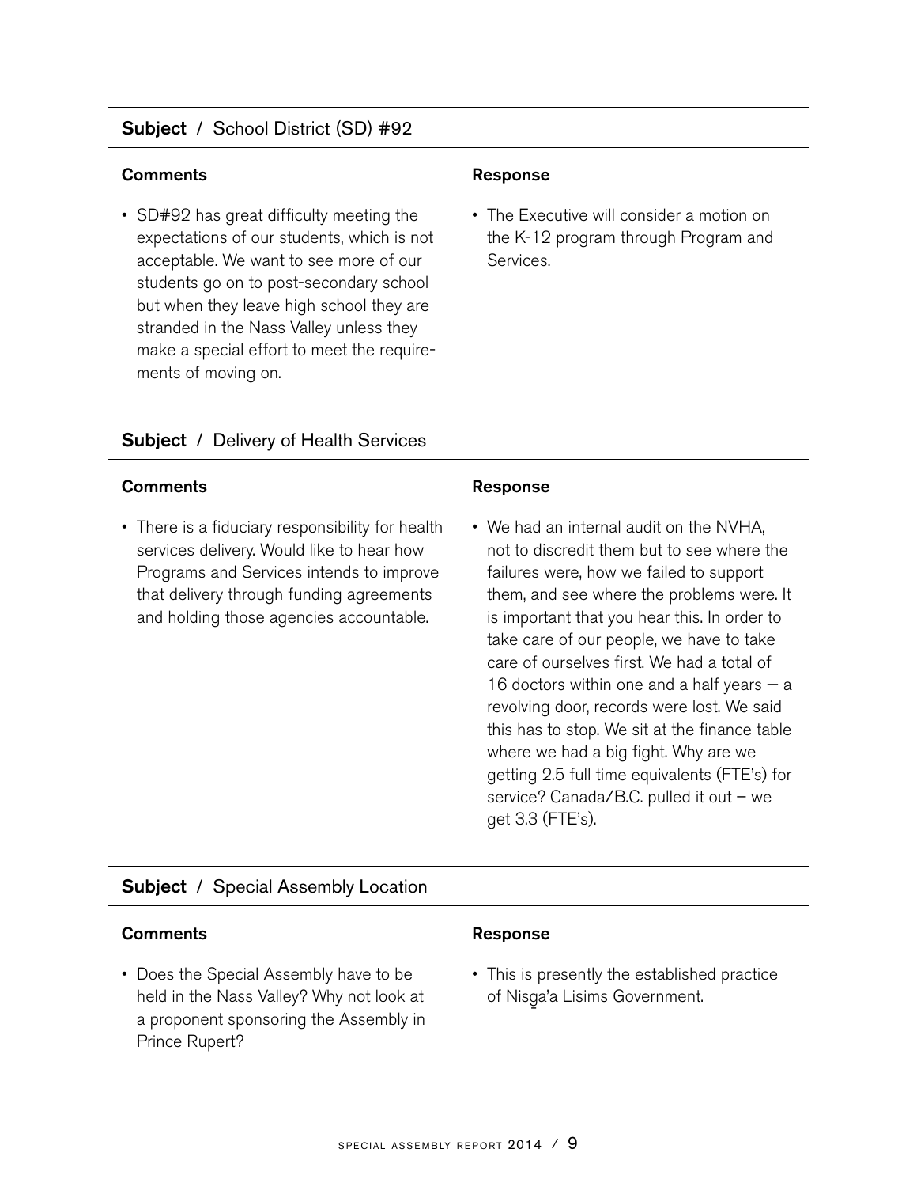## **Subject** / School District (SD) #92

**Comments**

- SD#92 has great difficulty meeting the expectations of our students, which is not acceptable. We want to see more of our students go on to post-secondary school but when they leave high school they are stranded in the Nass Valley unless they make a special effort to meet the requirements of moving on.

**Response**

- The Executive will consider a motion on the K-12 program through Program and Services.

## **Subject** / Delivery of Health Services

**Comments**

- There is a fiduciary responsibility for health services delivery. Would like to hear how Programs and Services intends to improve that delivery through funding agreements and holding those agencies accountable.

**Response**

- We had an internal audit on the NVHA, not to discredit them but to see where the failures were, how we failed to support them, and see where the problems were. It is important that you hear this. In order to take care of our people, we have to take care of ourselves first. We had a total of 16 doctors within one and a half years — a revolving door, records were lost. We said this has to stop. We sit at the finance table where we had a big fight. Why are we getting 2.5 full time equivalents (FTE's) for service? Canada/B.C. pulled it out – we get 3.3 (FTE's).

## **Subject** / Special Assembly Location

**Comments**

- Does the Special Assembly have to be held in the Nass Valley? Why not look at a proponent sponsoring the Assembly in Prince Rupert?

**Response**

- This is presently the established practice of Nisg̱a'a Lisims Government.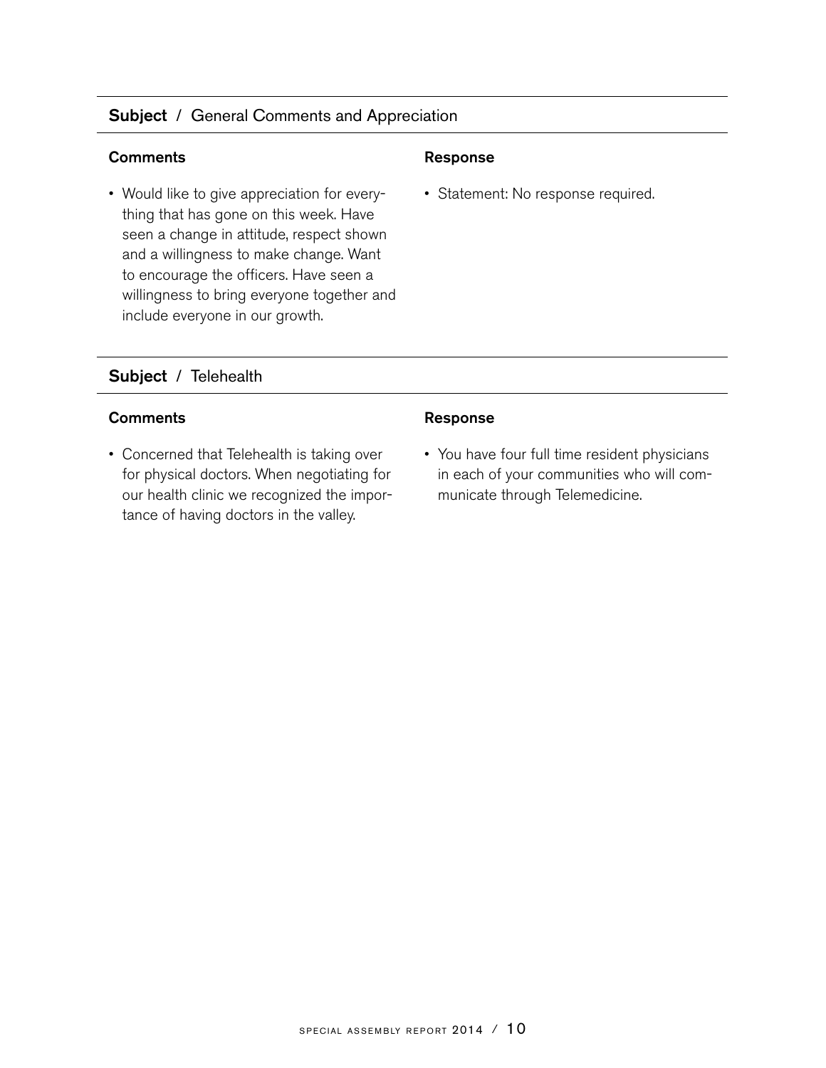**Subject** / General Comments and Appreciation

| Comments | Response |
|---|---|
| • Would like to give appreciation for everything that has gone on this week. Have seen a change in attitude, respect shown and a willingness to make change. Want to encourage the officers. Have seen a willingness to bring everyone together and include everyone in our growth. | • Statement: No response required. |

**Subject** / Telehealth

| Comments | Response |
|---|---|
| • Concerned that Telehealth is taking over for physical doctors. When negotiating for our health clinic we recognized the importance of having doctors in the valley. | • You have four full time resident physicians in each of your communities who will communicate through Telemedicine. |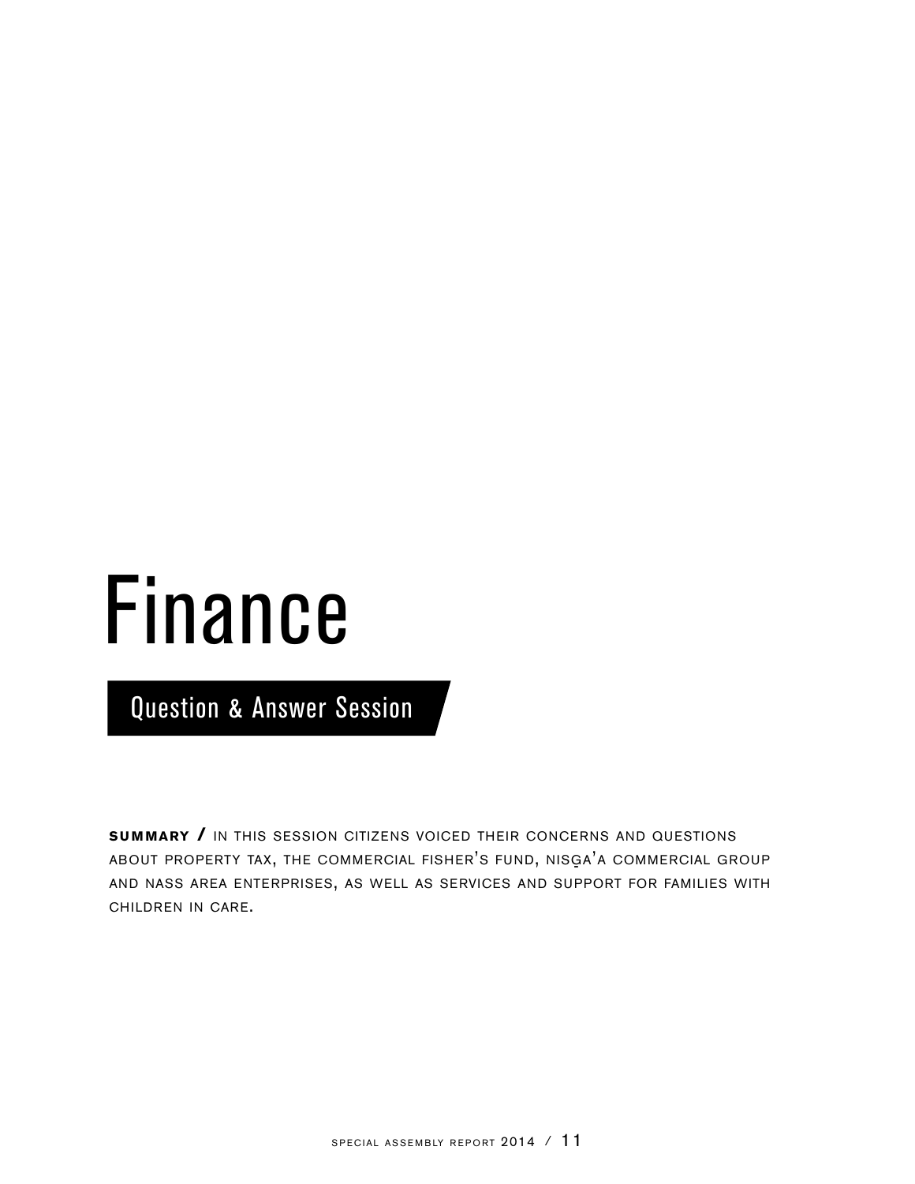# Finance

## Question & Answer Session

**SUMMARY /** IN THIS SESSION CITIZENS VOICED THEIR CONCERNS AND QUESTIONS ABOUT PROPERTY TAX, THE COMMERCIAL FISHER'S FUND, NISG̱A'A COMMERCIAL GROUP AND NASS AREA ENTERPRISES, AS WELL AS SERVICES AND SUPPORT FOR FAMILIES WITH CHILDREN IN CARE.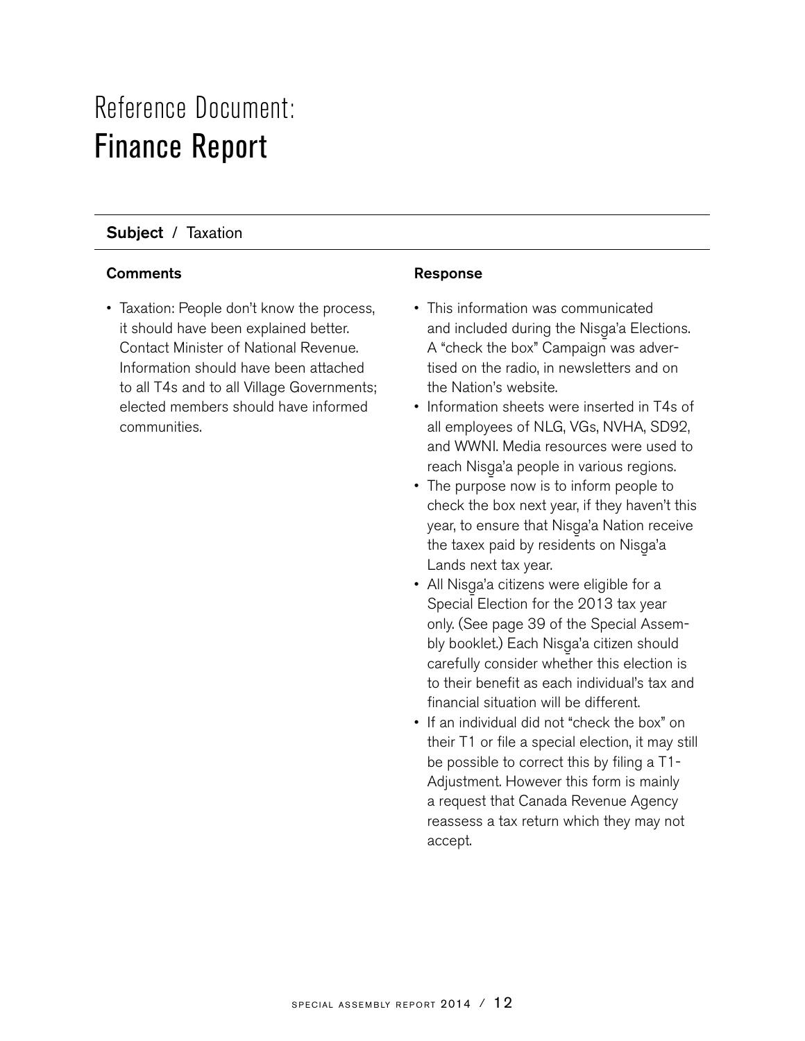# Reference Document:
## Finance Report

**Subject** / Taxation

| Comments | Response |
|---|---|
| • Taxation: People don't know the process, it should have been explained better. Contact Minister of National Revenue. Information should have been attached to all T4s and to all Village Governments; elected members should have informed communities. | • This information was communicated and included during the Nisg̱a'a Elections. A "check the box" Campaign was advertised on the radio, in newsletters and on the Nation's website.<br>• Information sheets were inserted in T4s of all employees of NLG, VGs, NVHA, SD92, and WWNI. Media resources were used to reach Nisg̱a'a people in various regions.<br>• The purpose now is to inform people to check the box next year, if they haven't this year, to ensure that Nisg̱a'a Nation receive the taxex paid by residents on Nisg̱a'a Lands next tax year.<br>• All Nisg̱a'a citizens were eligible for a Special Election for the 2013 tax year only. (See page 39 of the Special Assembly booklet.) Each Nisg̱a'a citizen should carefully consider whether this election is to their benefit as each individual's tax and financial situation will be different.<br>• If an individual did not "check the box" on their T1 or file a special election, it may still be possible to correct this by filing a T1-Adjustment. However this form is mainly a request that Canada Revenue Agency reassess a tax return which they may not accept. |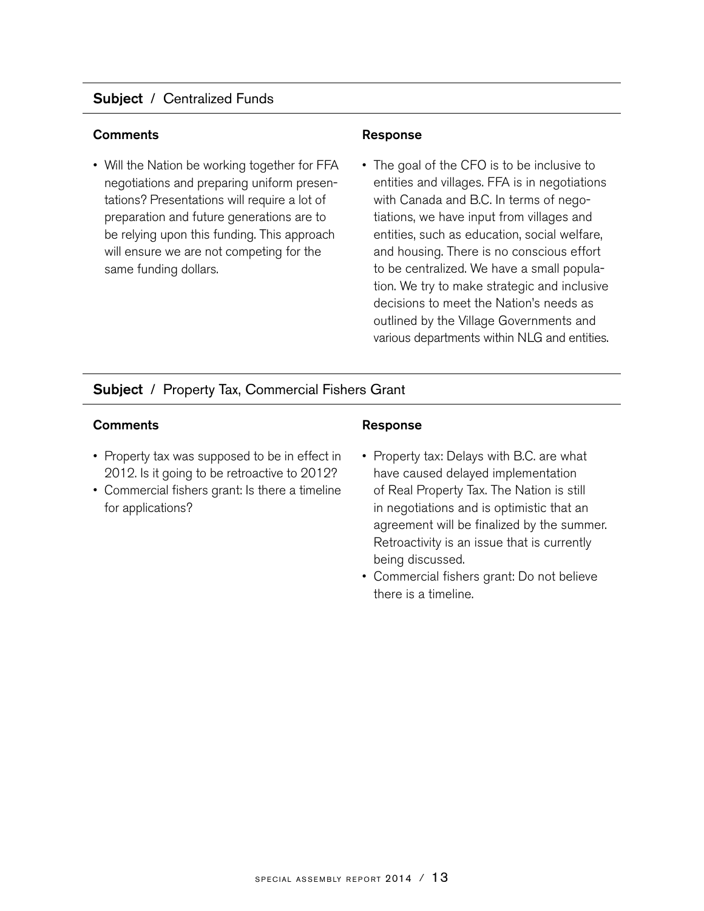**Subject** / Centralized Funds

| Comments | Response |
| --- | --- |
| • Will the Nation be working together for FFA negotiations and preparing uniform presentations? Presentations will require a lot of preparation and future generations are to be relying upon this funding. This approach will ensure we are not competing for the same funding dollars. | • The goal of the CFO is to be inclusive to entities and villages. FFA is in negotiations with Canada and B.C. In terms of negotiations, we have input from villages and entities, such as education, social welfare, and housing. There is no conscious effort to be centralized. We have a small population. We try to make strategic and inclusive decisions to meet the Nation's needs as outlined by the Village Governments and various departments within NLG and entities. |

**Subject** / Property Tax, Commercial Fishers Grant

| Comments | Response |
| --- | --- |
| • Property tax was supposed to be in effect in 2012. Is it going to be retroactive to 2012?<br>• Commercial fishers grant: Is there a timeline for applications? | • Property tax: Delays with B.C. are what have caused delayed implementation of Real Property Tax. The Nation is still in negotiations and is optimistic that an agreement will be finalized by the summer. Retroactivity is an issue that is currently being discussed.<br>• Commercial fishers grant: Do not believe there is a timeline. |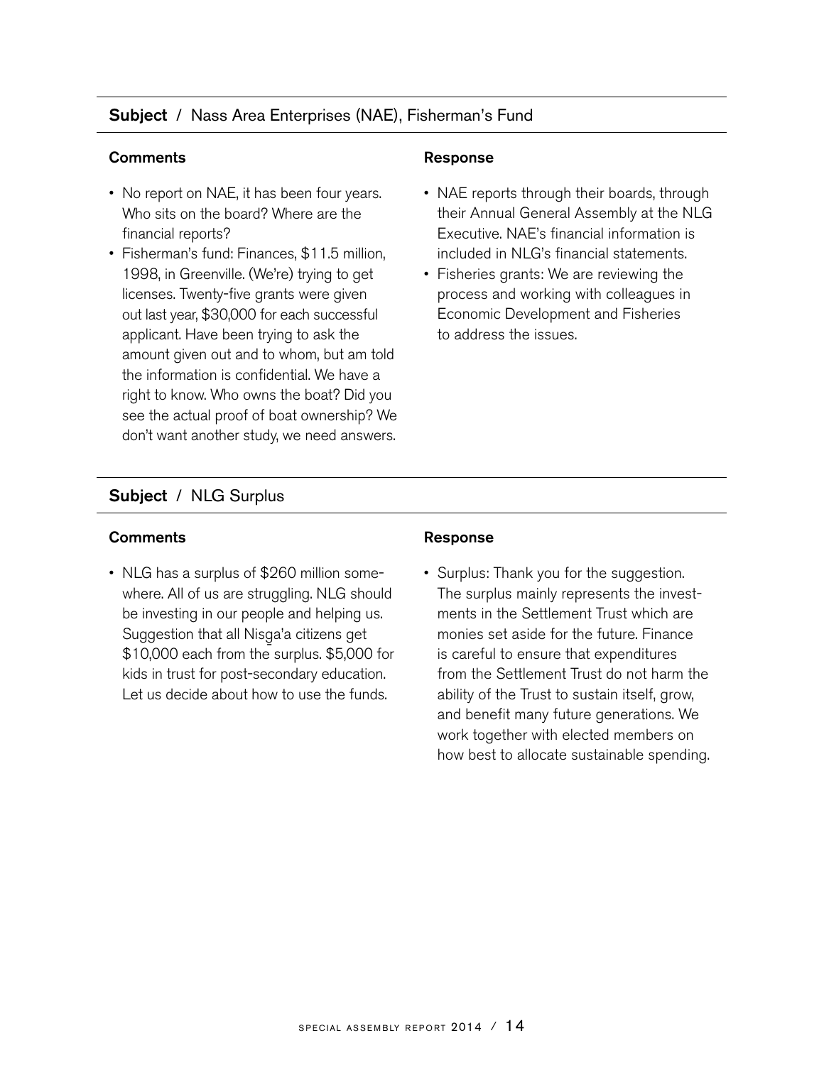**Subject** / Nass Area Enterprises (NAE), Fisherman's Fund

**Comments**

- No report on NAE, it has been four years. Who sits on the board? Where are the financial reports?
- Fisherman's fund: Finances, $11.5 million, 1998, in Greenville. (We're) trying to get licenses. Twenty-five grants were given out last year, $30,000 for each successful applicant. Have been trying to ask the amount given out and to whom, but am told the information is confidential. We have a right to know. Who owns the boat? Did you see the actual proof of boat ownership? We don't want another study, we need answers.

**Response**

- NAE reports through their boards, through their Annual General Assembly at the NLG Executive. NAE's financial information is included in NLG's financial statements.
- Fisheries grants: We are reviewing the process and working with colleagues in Economic Development and Fisheries to address the issues.

**Subject** / NLG Surplus

**Comments**

- NLG has a surplus of $260 million somewhere. All of us are struggling. NLG should be investing in our people and helping us. Suggestion that all Nisg̱a'a citizens get $10,000 each from the surplus. $5,000 for kids in trust for post-secondary education. Let us decide about how to use the funds.

**Response**

- Surplus: Thank you for the suggestion. The surplus mainly represents the investments in the Settlement Trust which are monies set aside for the future. Finance is careful to ensure that expenditures from the Settlement Trust do not harm the ability of the Trust to sustain itself, grow, and benefit many future generations. We work together with elected members on how best to allocate sustainable spending.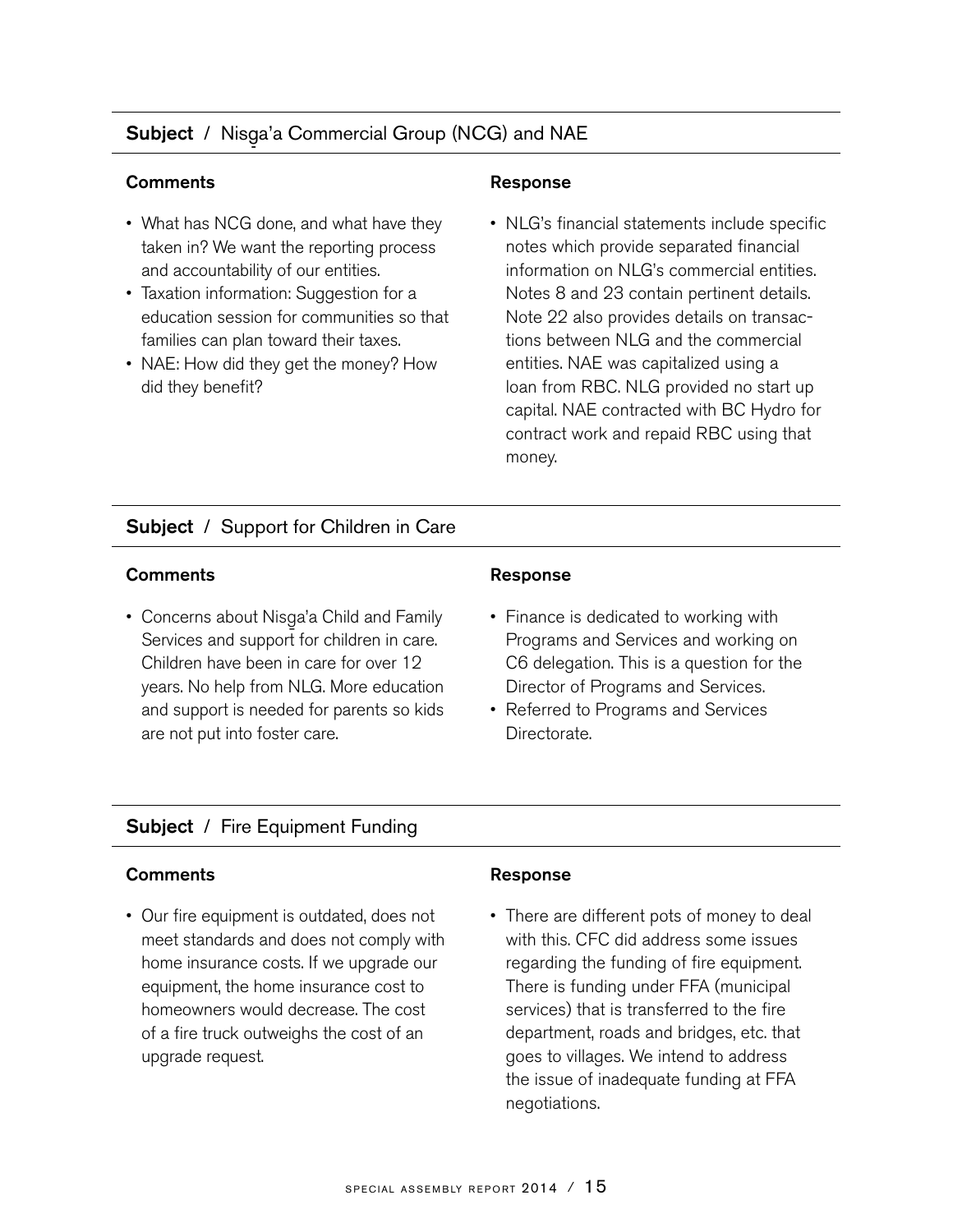## **Subject** / Nisg̱a'a Commercial Group (NCG) and NAE

**Comments**

- What has NCG done, and what have they taken in? We want the reporting process and accountability of our entities.
- Taxation information: Suggestion for a education session for communities so that families can plan toward their taxes.
- NAE: How did they get the money? How did they benefit?

**Response**

- NLG's financial statements include specific notes which provide separated financial information on NLG's commercial entities. Notes 8 and 23 contain pertinent details. Note 22 also provides details on transactions between NLG and the commercial entities. NAE was capitalized using a loan from RBC. NLG provided no start up capital. NAE contracted with BC Hydro for contract work and repaid RBC using that money.

## **Subject** / Support for Children in Care

**Comments**

- Concerns about Nisg̱a'a Child and Family Services and support for children in care. Children have been in care for over 12 years. No help from NLG. More education and support is needed for parents so kids are not put into foster care.

**Response**

- Finance is dedicated to working with Programs and Services and working on C6 delegation. This is a question for the Director of Programs and Services.
- Referred to Programs and Services Directorate.

## **Subject** / Fire Equipment Funding

**Comments**

- Our fire equipment is outdated, does not meet standards and does not comply with home insurance costs. If we upgrade our equipment, the home insurance cost to homeowners would decrease. The cost of a fire truck outweighs the cost of an upgrade request.

**Response**

- There are different pots of money to deal with this. CFC did address some issues regarding the funding of fire equipment. There is funding under FFA (municipal services) that is transferred to the fire department, roads and bridges, etc. that goes to villages. We intend to address the issue of inadequate funding at FFA negotiations.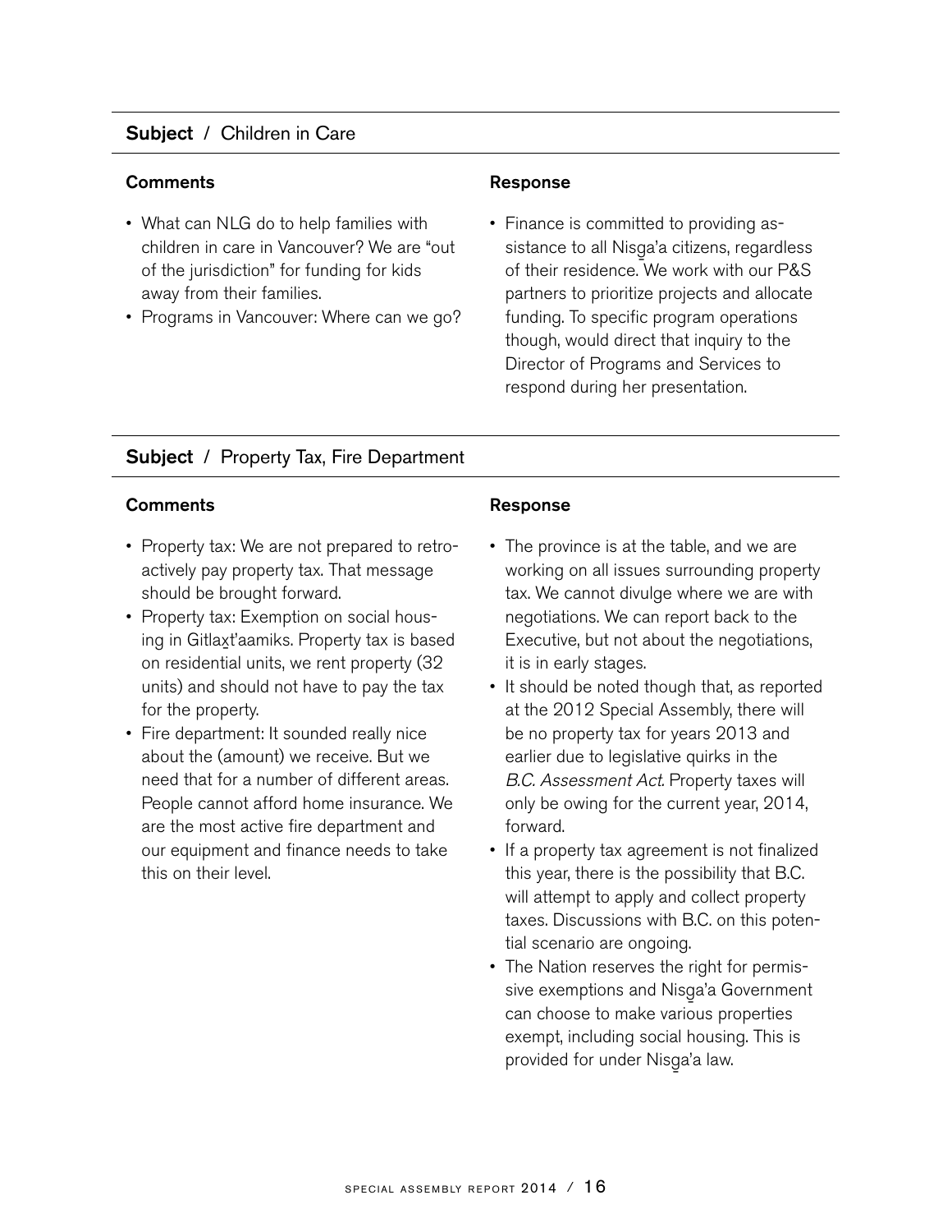**Subject** / Children in Care

**Comments**

- What can NLG do to help families with children in care in Vancouver? We are "out of the jurisdiction" for funding for kids away from their families.
- Programs in Vancouver: Where can we go?

**Response**

- Finance is committed to providing assistance to all Nisg̲a'a citizens, regardless of their residence. We work with our P&S partners to prioritize projects and allocate funding. To specific program operations though, would direct that inquiry to the Director of Programs and Services to respond during her presentation.

**Subject** / Property Tax, Fire Department

**Comments**

- Property tax: We are not prepared to retroactively pay property tax. That message should be brought forward.
- Property tax: Exemption on social housing in Gitlax̲t'aamiks. Property tax is based on residential units, we rent property (32 units) and should not have to pay the tax for the property.
- Fire department: It sounded really nice about the (amount) we receive. But we need that for a number of different areas. People cannot afford home insurance. We are the most active fire department and our equipment and finance needs to take this on their level.

**Response**

- The province is at the table, and we are working on all issues surrounding property tax. We cannot divulge where we are with negotiations. We can report back to the Executive, but not about the negotiations, it is in early stages.
- It should be noted though that, as reported at the 2012 Special Assembly, there will be no property tax for years 2013 and earlier due to legislative quirks in the *B.C. Assessment Act.* Property taxes will only be owing for the current year, 2014, forward.
- If a property tax agreement is not finalized this year, there is the possibility that B.C. will attempt to apply and collect property taxes. Discussions with B.C. on this potential scenario are ongoing.
- The Nation reserves the right for permissive exemptions and Nisg̲a'a Government can choose to make various properties exempt, including social housing. This is provided for under Nisg̲a'a law.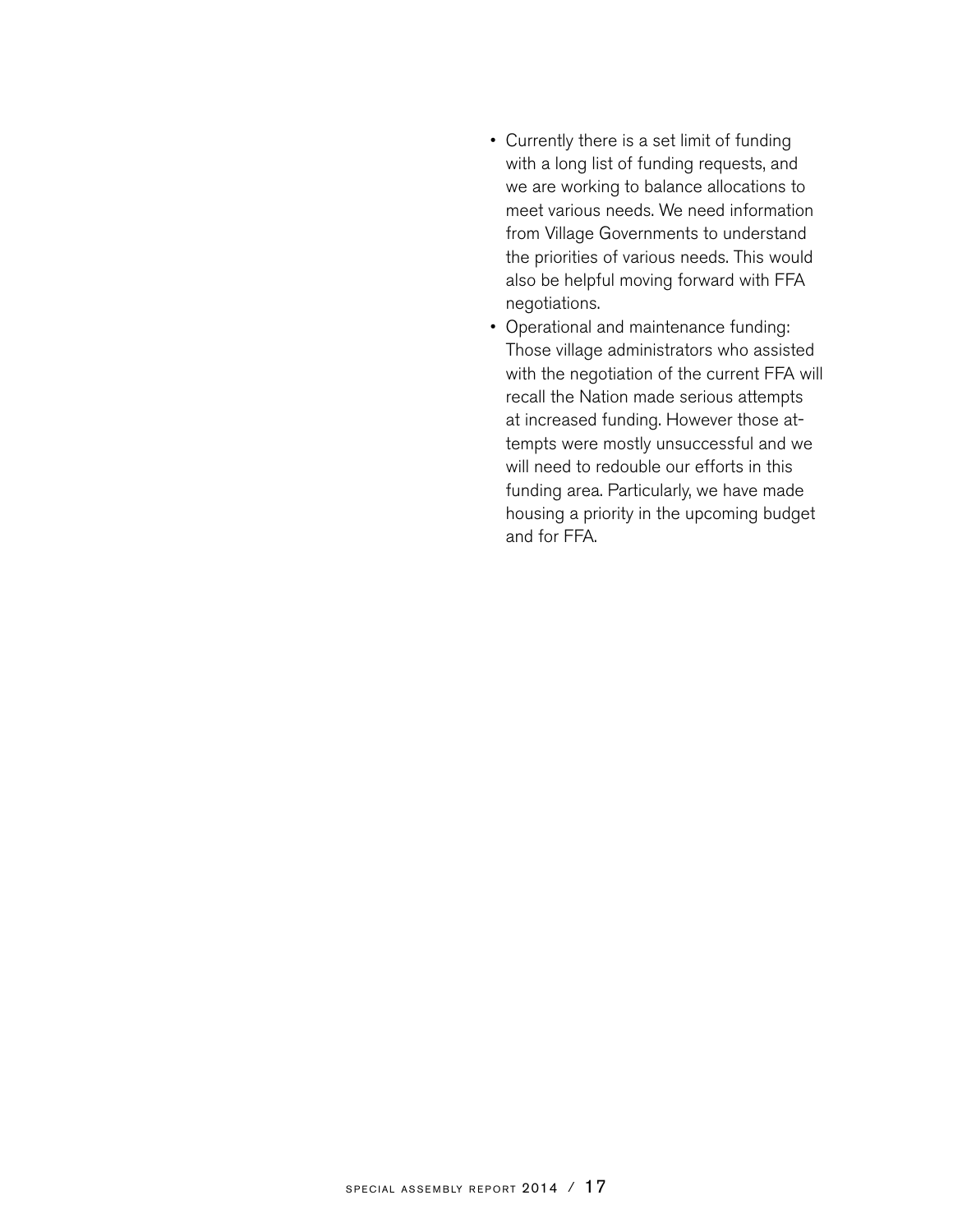- Currently there is a set limit of funding with a long list of funding requests, and we are working to balance allocations to meet various needs. We need information from Village Governments to understand the priorities of various needs. This would also be helpful moving forward with FFA negotiations.
- Operational and maintenance funding: Those village administrators who assisted with the negotiation of the current FFA will recall the Nation made serious attempts at increased funding. However those attempts were mostly unsuccessful and we will need to redouble our efforts in this funding area. Particularly, we have made housing a priority in the upcoming budget and for FFA.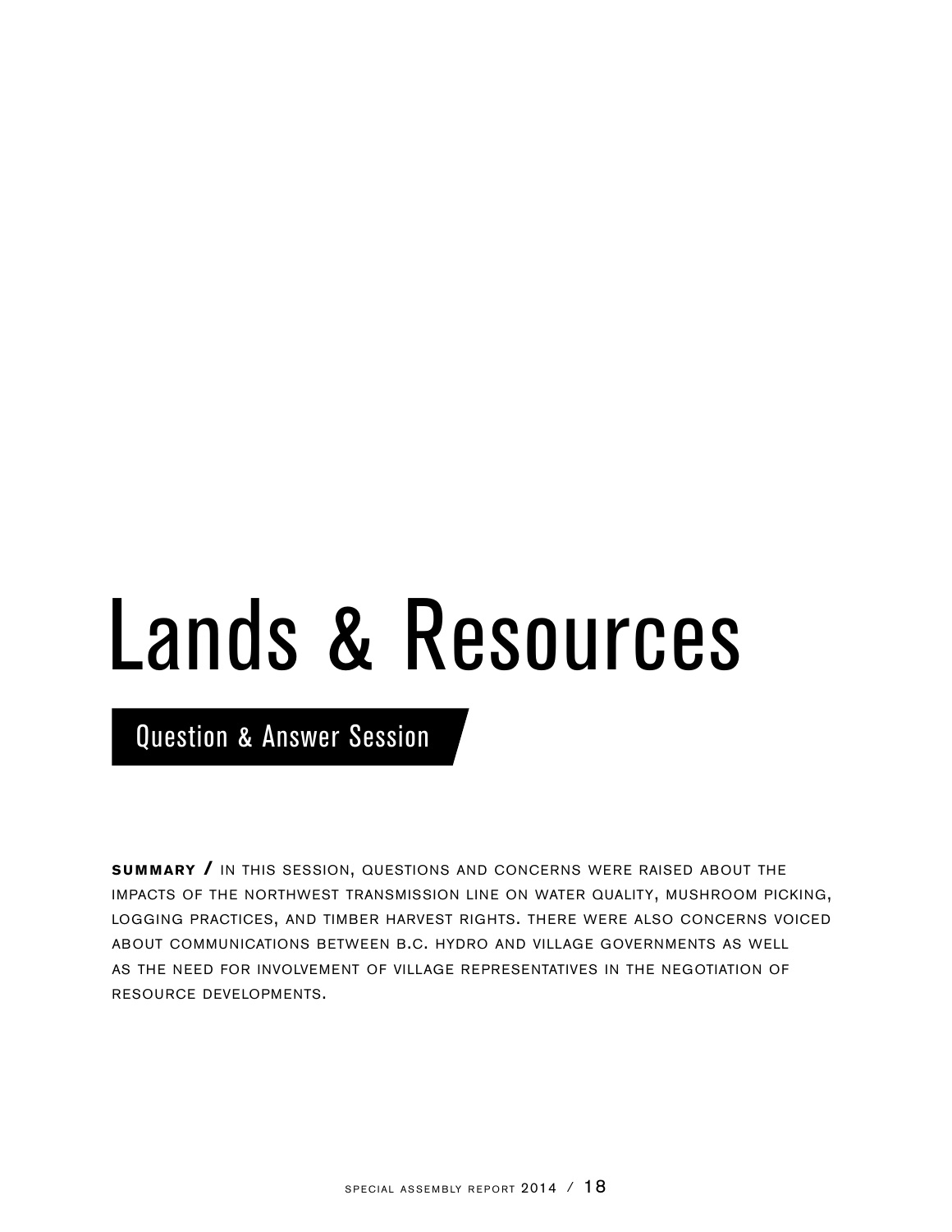# Lands & Resources

## Question & Answer Session

**SUMMARY /** IN THIS SESSION, QUESTIONS AND CONCERNS WERE RAISED ABOUT THE IMPACTS OF THE NORTHWEST TRANSMISSION LINE ON WATER QUALITY, MUSHROOM PICKING, LOGGING PRACTICES, AND TIMBER HARVEST RIGHTS. THERE WERE ALSO CONCERNS VOICED ABOUT COMMUNICATIONS BETWEEN B.C. HYDRO AND VILLAGE GOVERNMENTS AS WELL AS THE NEED FOR INVOLVEMENT OF VILLAGE REPRESENTATIVES IN THE NEGOTIATION OF RESOURCE DEVELOPMENTS.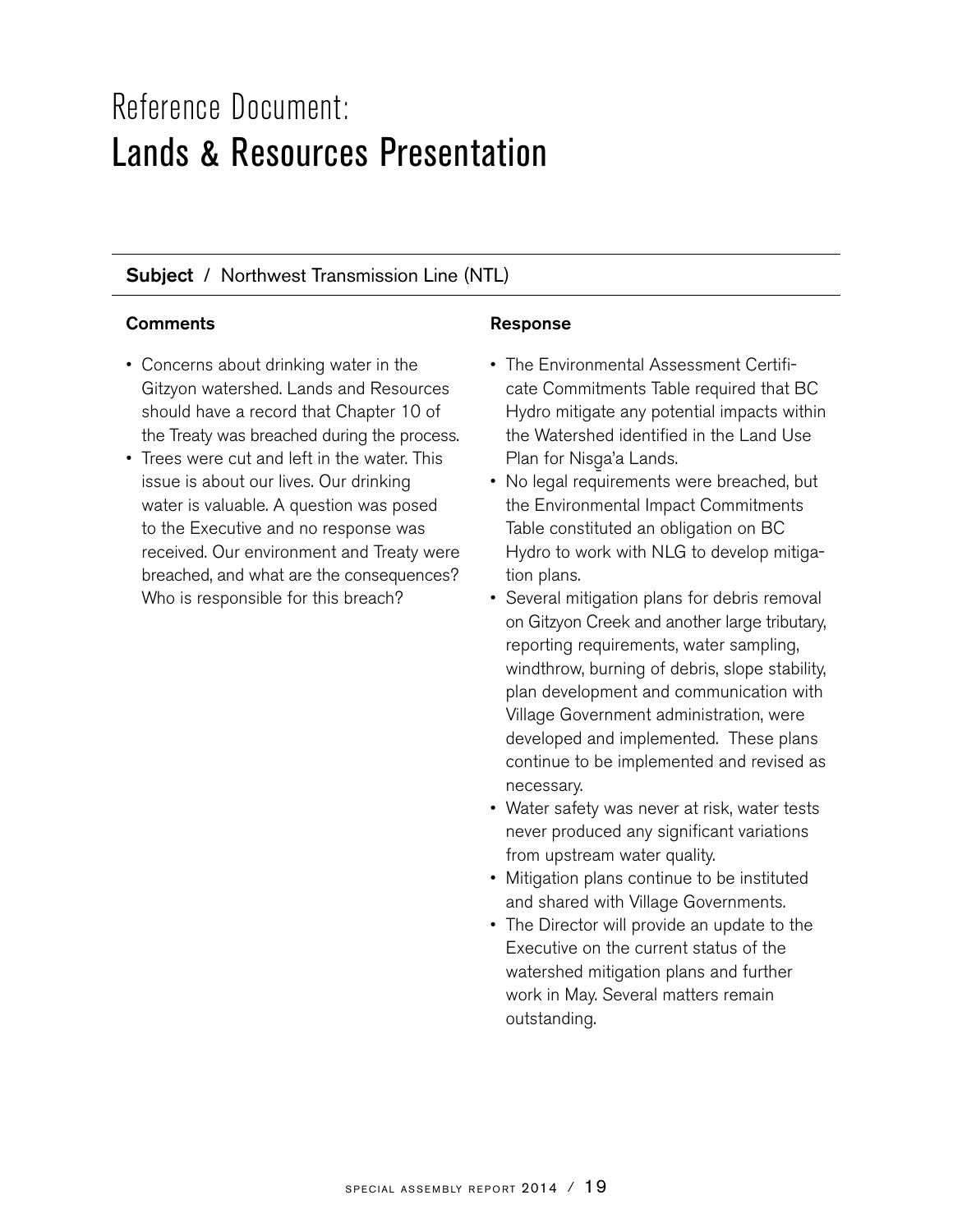# Reference Document:
# Lands & Resources Presentation

**Subject** / Northwest Transmission Line (NTL)

### Comments

- Concerns about drinking water in the Gitzyon watershed. Lands and Resources should have a record that Chapter 10 of the Treaty was breached during the process.
- Trees were cut and left in the water. This issue is about our lives. Our drinking water is valuable. A question was posed to the Executive and no response was received. Our environment and Treaty were breached, and what are the consequences? Who is responsible for this breach?

### Response

- The Environmental Assessment Certificate Commitments Table required that BC Hydro mitigate any potential impacts within the Watershed identified in the Land Use Plan for Nisga'a Lands.
- No legal requirements were breached, but the Environmental Impact Commitments Table constituted an obligation on BC Hydro to work with NLG to develop mitigation plans.
- Several mitigation plans for debris removal on Gitzyon Creek and another large tributary, reporting requirements, water sampling, windthrow, burning of debris, slope stability, plan development and communication with Village Government administration, were developed and implemented. These plans continue to be implemented and revised as necessary.
- Water safety was never at risk, water tests never produced any significant variations from upstream water quality.
- Mitigation plans continue to be instituted and shared with Village Governments.
- The Director will provide an update to the Executive on the current status of the watershed mitigation plans and further work in May. Several matters remain outstanding.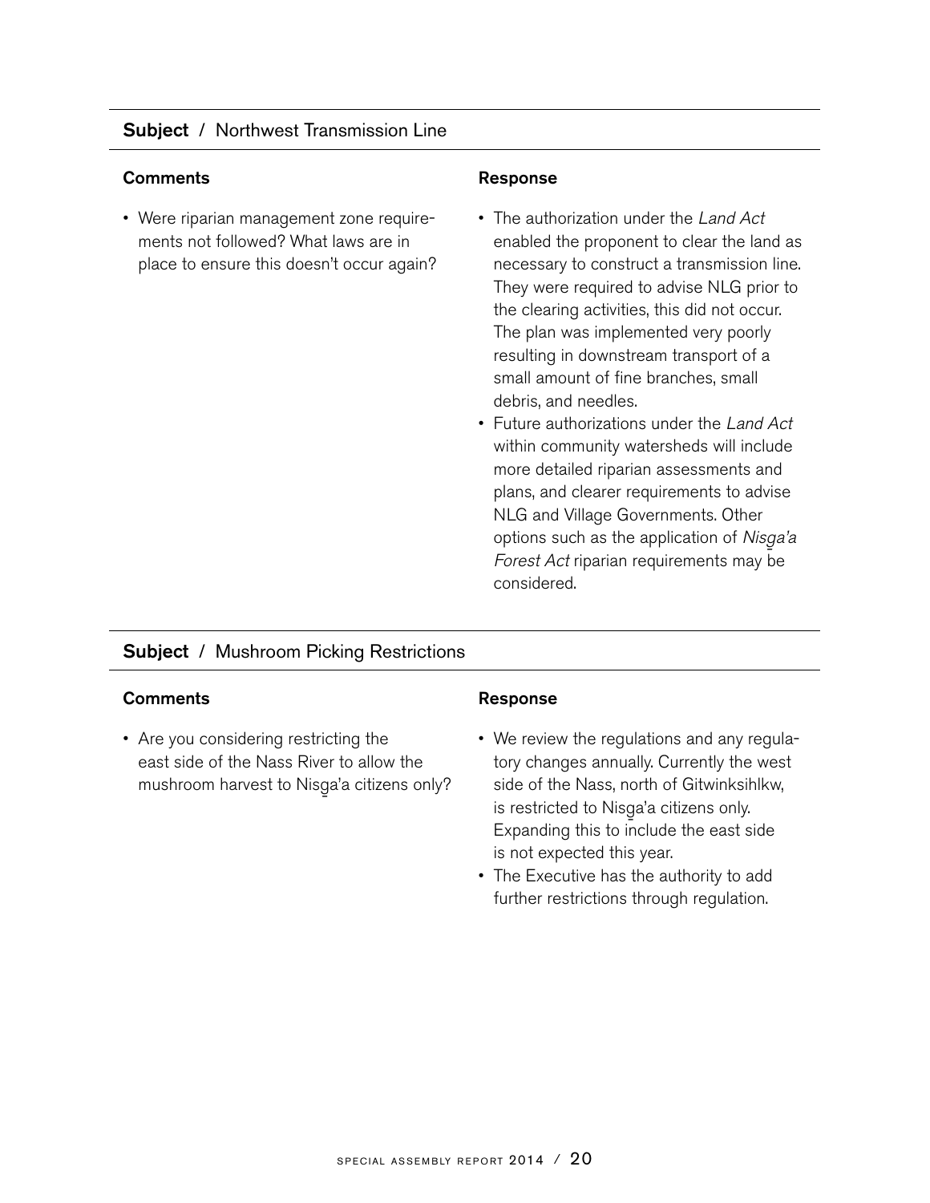## **Subject** / Northwest Transmission Line

| Comments | Response |
| --- | --- |
| • Were riparian management zone requirements not followed? What laws are in place to ensure this doesn't occur again? | • The authorization under the *Land Act* enabled the proponent to clear the land as necessary to construct a transmission line. They were required to advise NLG prior to the clearing activities, this did not occur. The plan was implemented very poorly resulting in downstream transport of a small amount of fine branches, small debris, and needles.<br>• Future authorizations under the *Land Act* within community watersheds will include more detailed riparian assessments and plans, and clearer requirements to advise NLG and Village Governments. Other options such as the application of *Nisg̱a'a Forest Act* riparian requirements may be considered. |

## **Subject** / Mushroom Picking Restrictions

| Comments | Response |
| --- | --- |
| • Are you considering restricting the east side of the Nass River to allow the mushroom harvest to Nisg̱a'a citizens only? | • We review the regulations and any regulatory changes annually. Currently the west side of the Nass, north of Gitwinksihlkw, is restricted to Nisg̱a'a citizens only. Expanding this to include the east side is not expected this year.<br>• The Executive has the authority to add further restrictions through regulation. |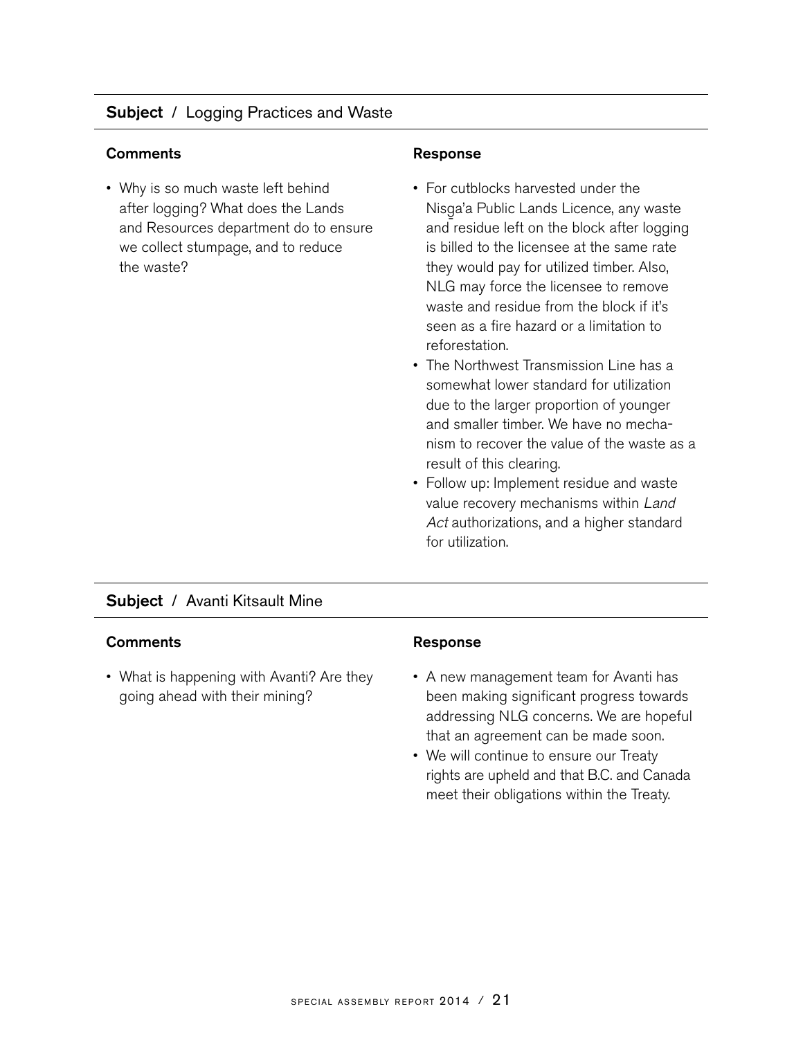## **Subject** / Logging Practices and Waste

**Comments**

- Why is so much waste left behind after logging? What does the Lands and Resources department do to ensure we collect stumpage, and to reduce the waste?

**Response**

- For cutblocks harvested under the Nisg̱a'a Public Lands Licence, any waste and residue left on the block after logging is billed to the licensee at the same rate they would pay for utilized timber. Also, NLG may force the licensee to remove waste and residue from the block if it's seen as a fire hazard or a limitation to reforestation.
- The Northwest Transmission Line has a somewhat lower standard for utilization due to the larger proportion of younger and smaller timber. We have no mechanism to recover the value of the waste as a result of this clearing.
- Follow up: Implement residue and waste value recovery mechanisms within *Land Act* authorizations, and a higher standard for utilization.

## **Subject** / Avanti Kitsault Mine

**Comments**

- What is happening with Avanti? Are they going ahead with their mining?

**Response**

- A new management team for Avanti has been making significant progress towards addressing NLG concerns. We are hopeful that an agreement can be made soon.
- We will continue to ensure our Treaty rights are upheld and that B.C. and Canada meet their obligations within the Treaty.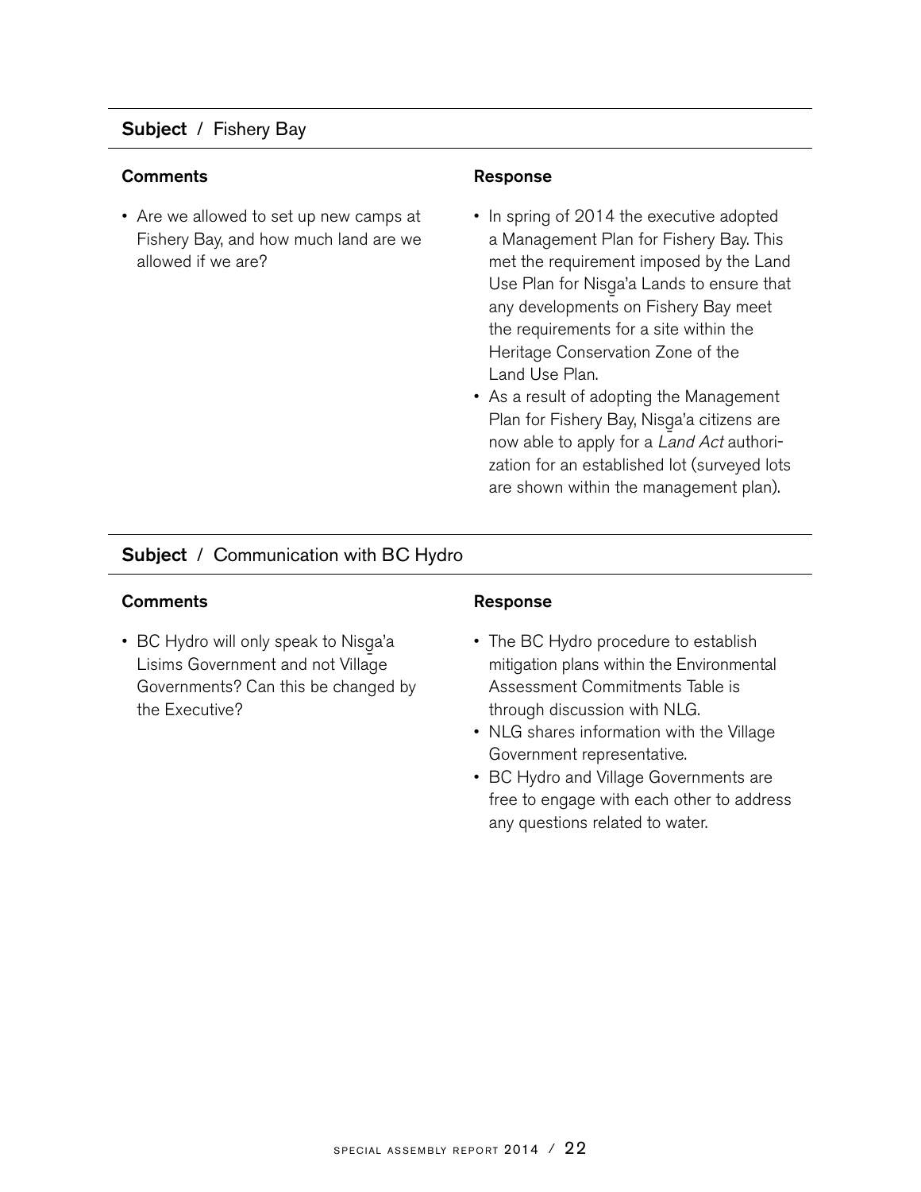**Subject** / Fishery Bay

| Comments | Response |
| --- | --- |
| • Are we allowed to set up new camps at Fishery Bay, and how much land are we allowed if we are? | • In spring of 2014 the executive adopted a Management Plan for Fishery Bay. This met the requirement imposed by the Land Use Plan for Nisg̱a'a Lands to ensure that any developments on Fishery Bay meet the requirements for a site within the Heritage Conservation Zone of the Land Use Plan.<br>• As a result of adopting the Management Plan for Fishery Bay, Nisg̱a'a citizens are now able to apply for a *Land Act* authorization for an established lot (surveyed lots are shown within the management plan). |

**Subject** / Communication with BC Hydro

| Comments | Response |
| --- | --- |
| • BC Hydro will only speak to Nisg̱a'a Lisims Government and not Village Governments? Can this be changed by the Executive? | • The BC Hydro procedure to establish mitigation plans within the Environmental Assessment Commitments Table is through discussion with NLG.<br>• NLG shares information with the Village Government representative.<br>• BC Hydro and Village Governments are free to engage with each other to address any questions related to water. |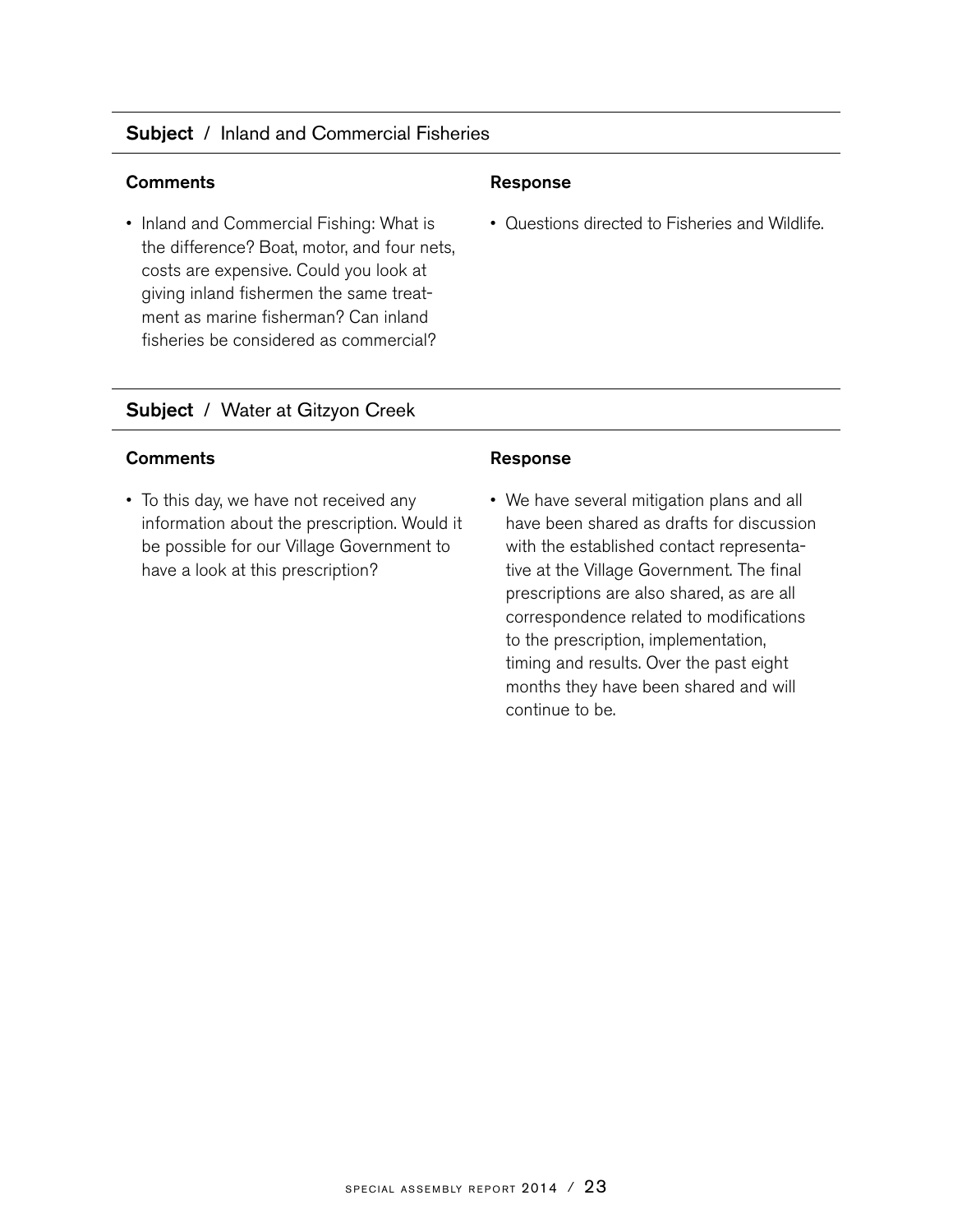**Subject** / Inland and Commercial Fisheries

| Comments | Response |
| --- | --- |
| • Inland and Commercial Fishing: What is the difference? Boat, motor, and four nets, costs are expensive. Could you look at giving inland fishermen the same treatment as marine fisherman? Can inland fisheries be considered as commercial? | • Questions directed to Fisheries and Wildlife. |

**Subject** / Water at Gitzyon Creek

| Comments | Response |
| --- | --- |
| • To this day, we have not received any information about the prescription. Would it be possible for our Village Government to have a look at this prescription? | • We have several mitigation plans and all have been shared as drafts for discussion with the established contact representative at the Village Government. The final prescriptions are also shared, as are all correspondence related to modifications to the prescription, implementation, timing and results. Over the past eight months they have been shared and will continue to be. |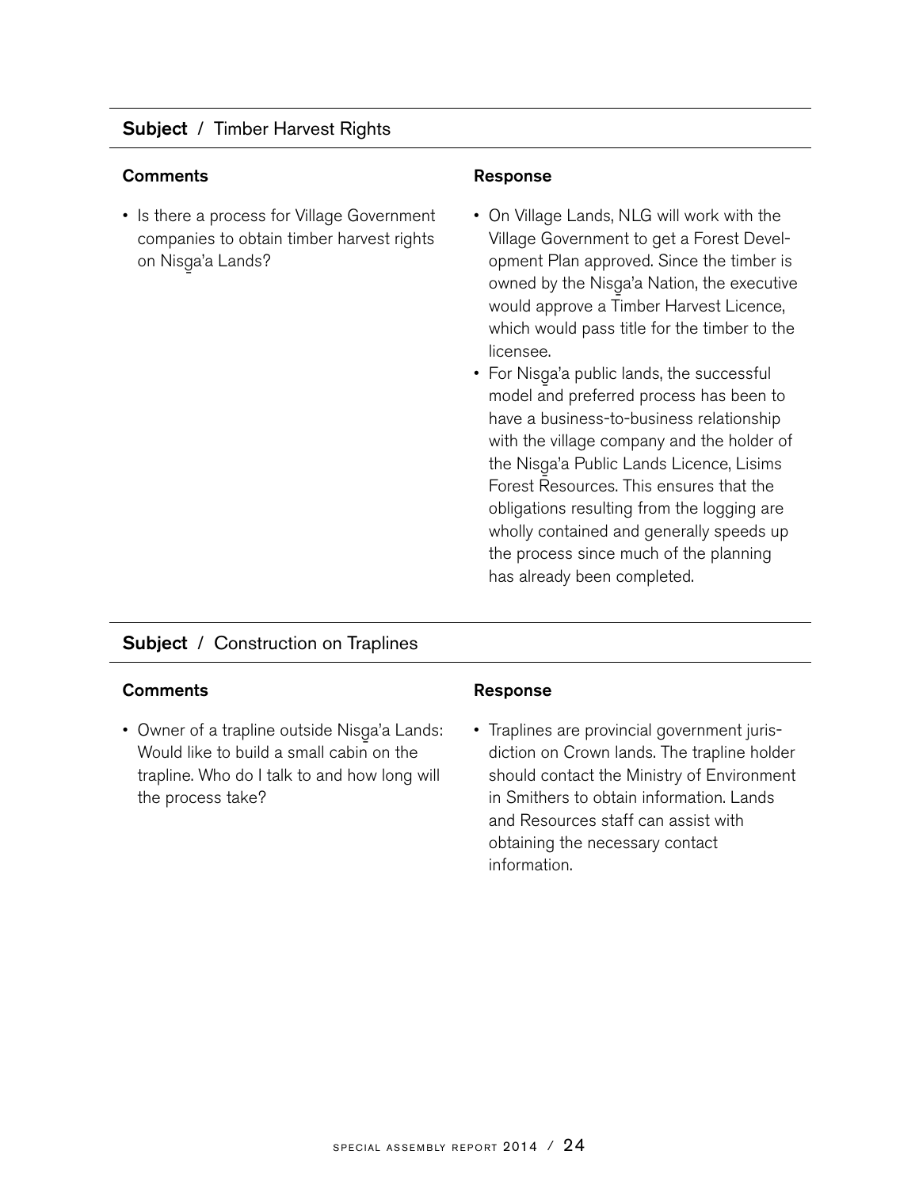## Subject / Timber Harvest Rights

| Comments | Response |
| --- | --- |
| • Is there a process for Village Government companies to obtain timber harvest rights on Nisg̱a'a Lands? | • On Village Lands, NLG will work with the Village Government to get a Forest Development Plan approved. Since the timber is owned by the Nisg̱a'a Nation, the executive would approve a Timber Harvest Licence, which would pass title for the timber to the licensee.<br>• For Nisg̱a'a public lands, the successful model and preferred process has been to have a business-to-business relationship with the village company and the holder of the Nisg̱a'a Public Lands Licence, Lisims Forest Resources. This ensures that the obligations resulting from the logging are wholly contained and generally speeds up the process since much of the planning has already been completed. |

## Subject / Construction on Traplines

| Comments | Response |
| --- | --- |
| • Owner of a trapline outside Nisg̱a'a Lands: Would like to build a small cabin on the trapline. Who do I talk to and how long will the process take? | • Traplines are provincial government jurisdiction on Crown lands. The trapline holder should contact the Ministry of Environment in Smithers to obtain information. Lands and Resources staff can assist with obtaining the necessary contact information. |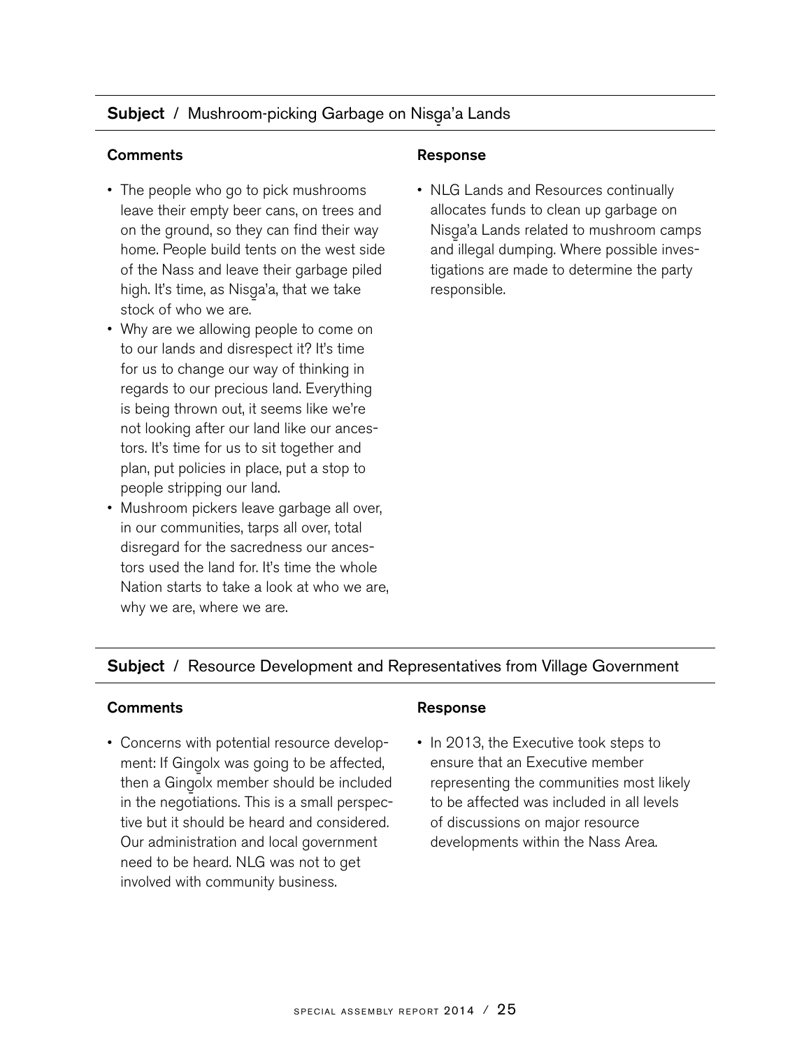**Subject** / Mushroom-picking Garbage on Nisga̲'a Lands

**Comments**

- The people who go to pick mushrooms leave their empty beer cans, on trees and on the ground, so they can find their way home. People build tents on the west side of the Nass and leave their garbage piled high. It's time, as Nisga̲'a, that we take stock of who we are.
- Why are we allowing people to come on to our lands and disrespect it? It's time for us to change our way of thinking in regards to our precious land. Everything is being thrown out, it seems like we're not looking after our land like our ancestors. It's time for us to sit together and plan, put policies in place, put a stop to people stripping our land.
- Mushroom pickers leave garbage all over, in our communities, tarps all over, total disregard for the sacredness our ancestors used the land for. It's time the whole Nation starts to take a look at who we are, why we are, where we are.

**Response**

- NLG Lands and Resources continually allocates funds to clean up garbage on Nisga̲'a Lands related to mushroom camps and illegal dumping. Where possible investigations are made to determine the party responsible.

**Subject** / Resource Development and Representatives from Village Government

**Comments**

- Concerns with potential resource development: If Gingo̲lx was going to be affected, then a Gingo̲lx member should be included in the negotiations. This is a small perspective but it should be heard and considered. Our administration and local government need to be heard. NLG was not to get involved with community business.

**Response**

- In 2013, the Executive took steps to ensure that an Executive member representing the communities most likely to be affected was included in all levels of discussions on major resource developments within the Nass Area.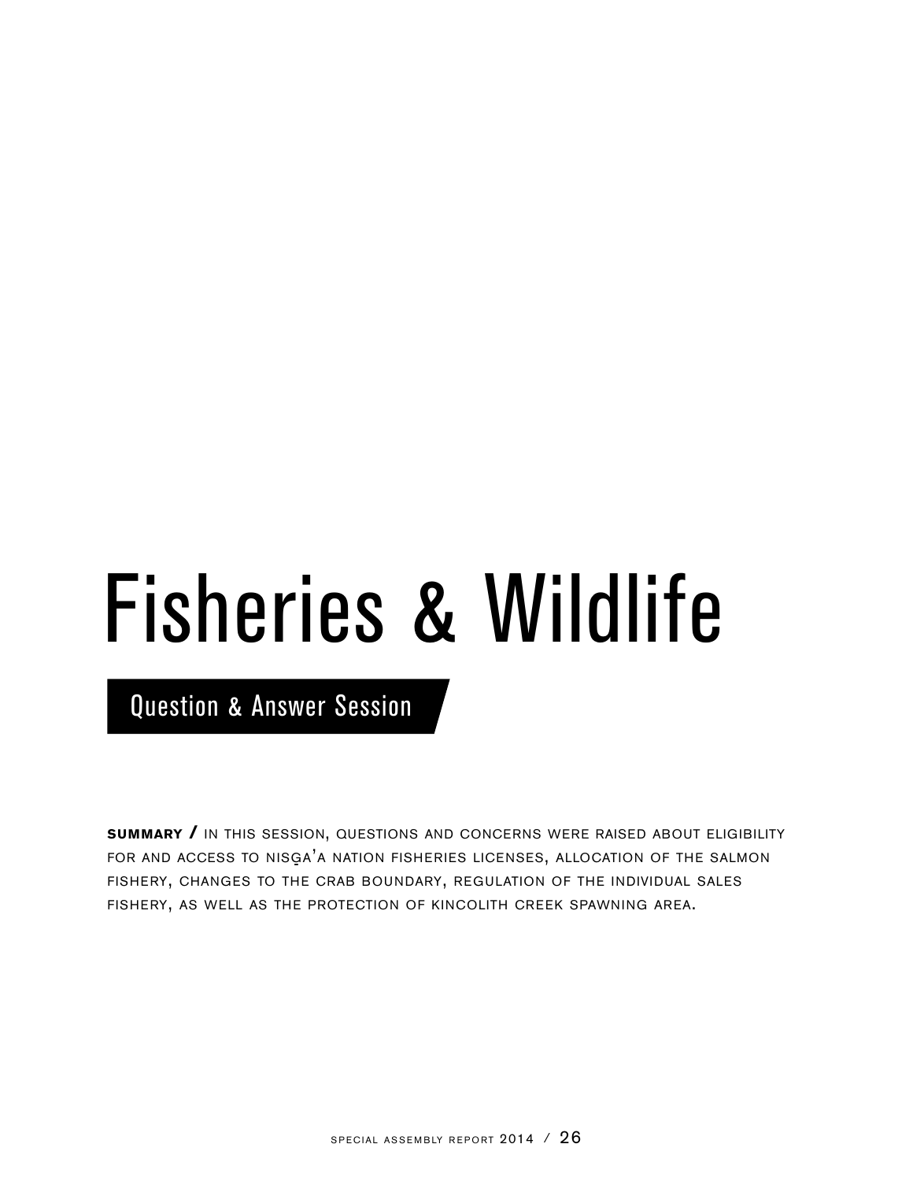# Fisheries & Wildlife

## Question & Answer Session

**SUMMARY /** IN THIS SESSION, QUESTIONS AND CONCERNS WERE RAISED ABOUT ELIGIBILITY FOR AND ACCESS TO NISG̱A'A NATION FISHERIES LICENSES, ALLOCATION OF THE SALMON FISHERY, CHANGES TO THE CRAB BOUNDARY, REGULATION OF THE INDIVIDUAL SALES FISHERY, AS WELL AS THE PROTECTION OF KINCOLITH CREEK SPAWNING AREA.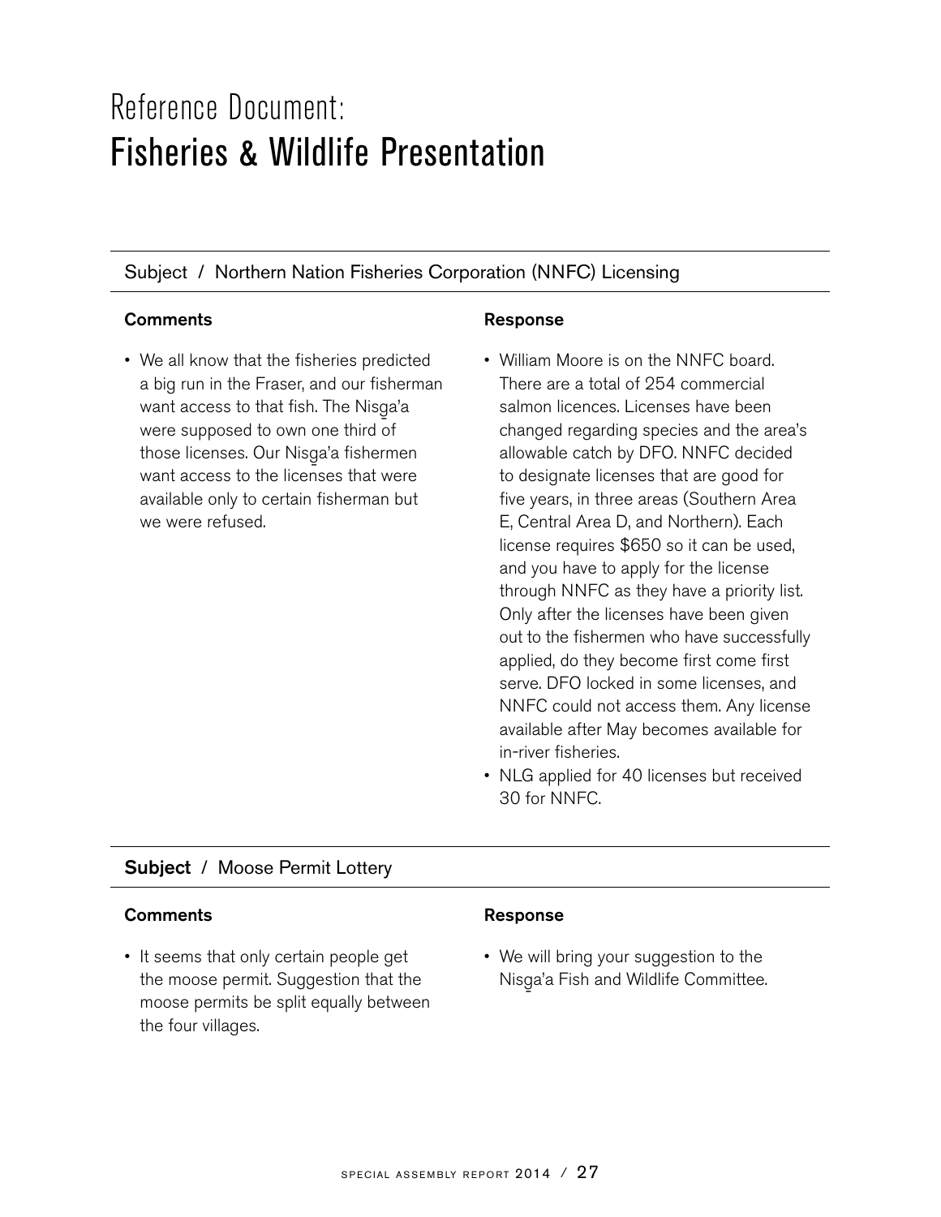# Reference Document:
# Fisheries & Wildlife Presentation

## Subject / Northern Nation Fisheries Corporation (NNFC) Licensing

### Comments

- We all know that the fisheries predicted a big run in the Fraser, and our fisherman want access to that fish. The Nisg̱a'a were supposed to own one third of those licenses. Our Nisg̱a'a fishermen want access to the licenses that were available only to certain fisherman but we were refused.

### Response

- William Moore is on the NNFC board. There are a total of 254 commercial salmon licences. Licenses have been changed regarding species and the area's allowable catch by DFO. NNFC decided to designate licenses that are good for five years, in three areas (Southern Area E, Central Area D, and Northern). Each license requires $650 so it can be used, and you have to apply for the license through NNFC as they have a priority list. Only after the licenses have been given out to the fishermen who have successfully applied, do they become first come first serve. DFO locked in some licenses, and NNFC could not access them. Any license available after May becomes available for in-river fisheries.
- NLG applied for 40 licenses but received 30 for NNFC.

## **Subject** / Moose Permit Lottery

### Comments

- It seems that only certain people get the moose permit. Suggestion that the moose permits be split equally between the four villages.

### Response

- We will bring your suggestion to the Nisg̱a'a Fish and Wildlife Committee.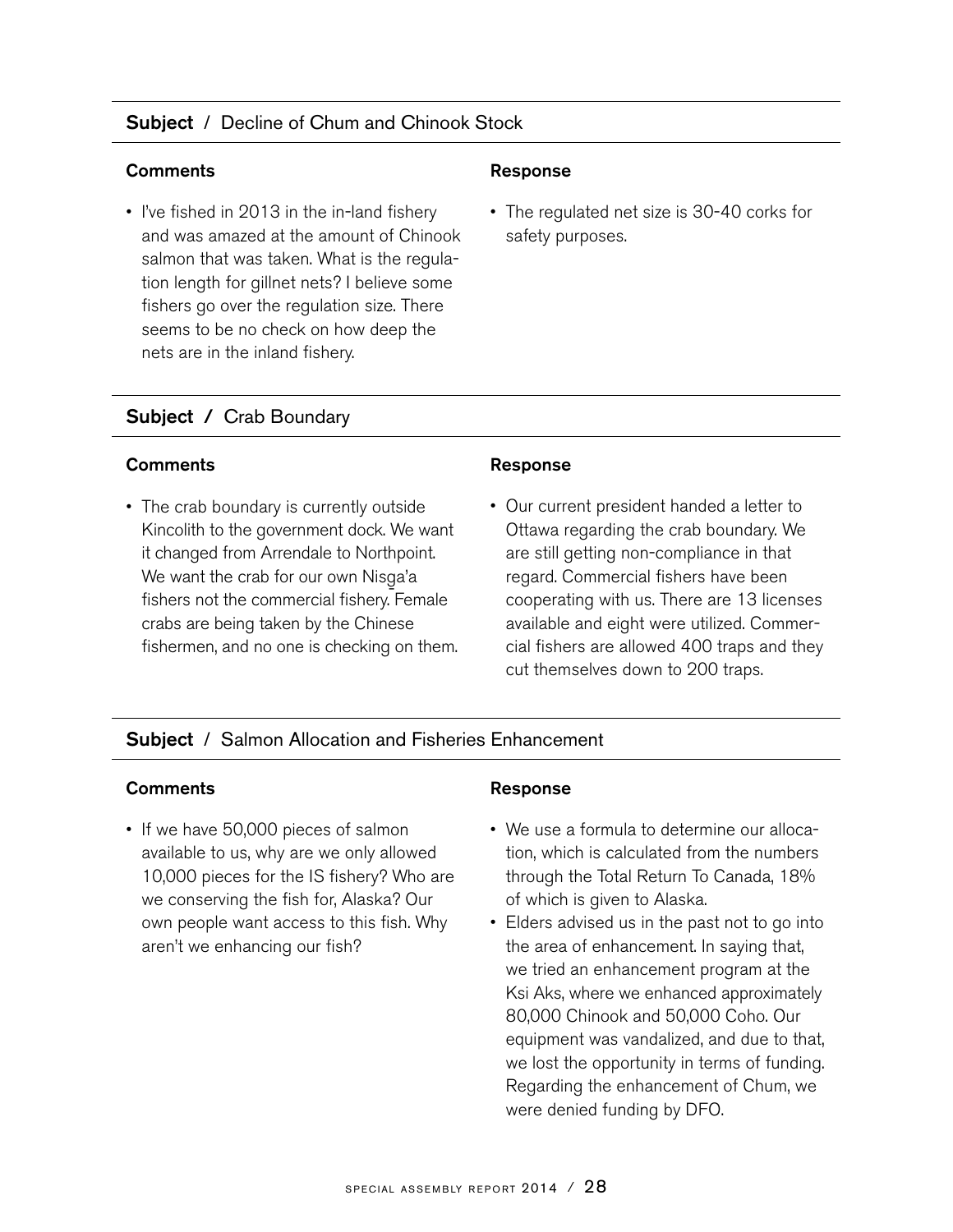**Subject** / Decline of Chum and Chinook Stock

**Comments**

- I've fished in 2013 in the in-land fishery and was amazed at the amount of Chinook salmon that was taken. What is the regulation length for gillnet nets? I believe some fishers go over the regulation size. There seems to be no check on how deep the nets are in the inland fishery.

**Response**

- The regulated net size is 30-40 corks for safety purposes.

**Subject /** Crab Boundary

**Comments**

- The crab boundary is currently outside Kincolith to the government dock. We want it changed from Arrendale to Northpoint. We want the crab for our own Nisg̱a'a fishers not the commercial fishery. Female crabs are being taken by the Chinese fishermen, and no one is checking on them.

**Response**

- Our current president handed a letter to Ottawa regarding the crab boundary. We are still getting non-compliance in that regard. Commercial fishers have been cooperating with us. There are 13 licenses available and eight were utilized. Commercial fishers are allowed 400 traps and they cut themselves down to 200 traps.

**Subject** / Salmon Allocation and Fisheries Enhancement

**Comments**

- If we have 50,000 pieces of salmon available to us, why are we only allowed 10,000 pieces for the IS fishery? Who are we conserving the fish for, Alaska? Our own people want access to this fish. Why aren't we enhancing our fish?

**Response**

- We use a formula to determine our allocation, which is calculated from the numbers through the Total Return To Canada, 18% of which is given to Alaska.
- Elders advised us in the past not to go into the area of enhancement. In saying that, we tried an enhancement program at the Ksi Aks, where we enhanced approximately 80,000 Chinook and 50,000 Coho. Our equipment was vandalized, and due to that, we lost the opportunity in terms of funding. Regarding the enhancement of Chum, we were denied funding by DFO.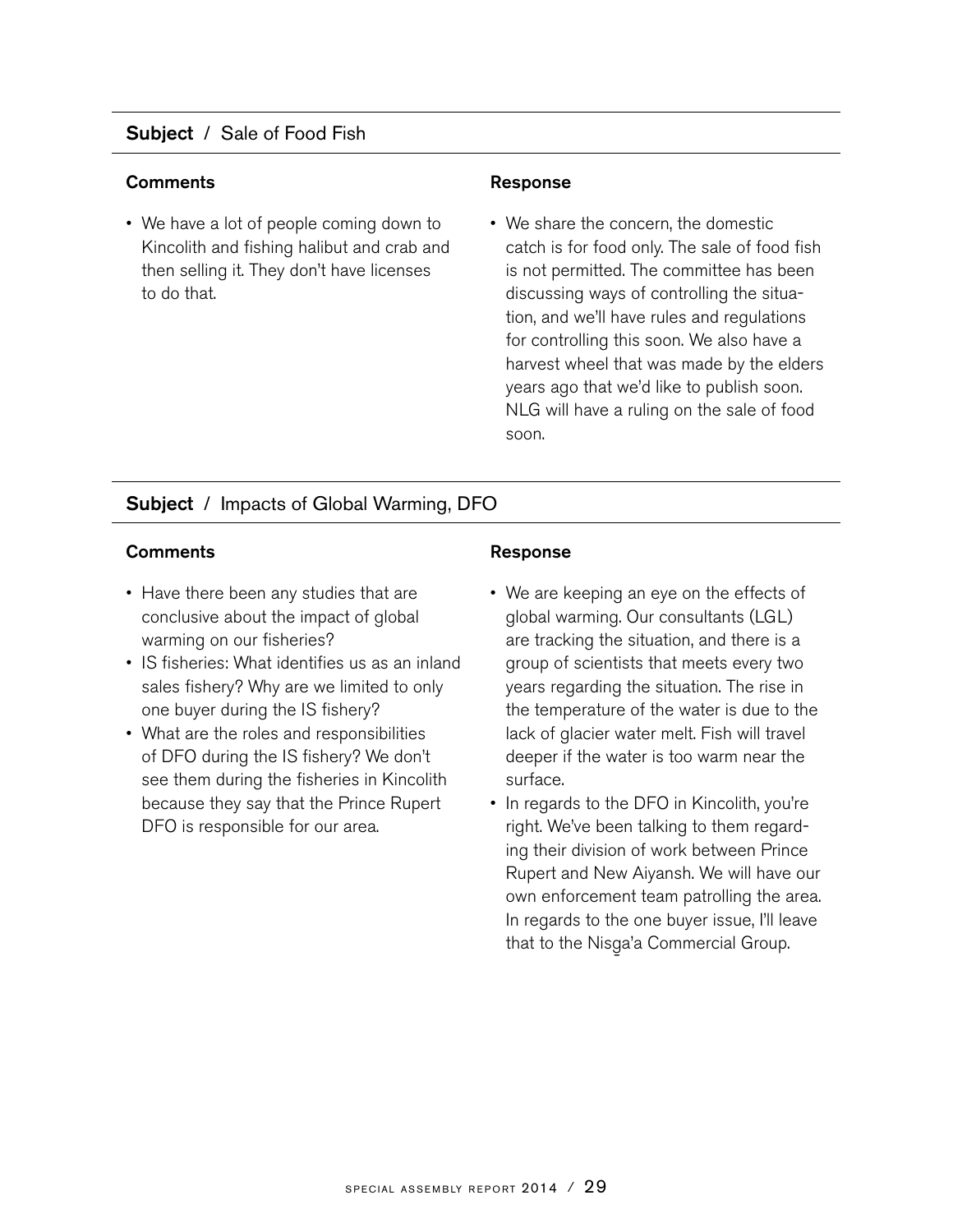### **Subject** / Sale of Food Fish

**Comments**

- We have a lot of people coming down to Kincolith and fishing halibut and crab and then selling it. They don't have licenses to do that.

**Response**

- We share the concern, the domestic catch is for food only. The sale of food fish is not permitted. The committee has been discussing ways of controlling the situation, and we'll have rules and regulations for controlling this soon. We also have a harvest wheel that was made by the elders years ago that we'd like to publish soon. NLG will have a ruling on the sale of food soon.

### **Subject** / Impacts of Global Warming, DFO

**Comments**

- Have there been any studies that are conclusive about the impact of global warming on our fisheries?
- IS fisheries: What identifies us as an inland sales fishery? Why are we limited to only one buyer during the IS fishery?
- What are the roles and responsibilities of DFO during the IS fishery? We don't see them during the fisheries in Kincolith because they say that the Prince Rupert DFO is responsible for our area.

**Response**

- We are keeping an eye on the effects of global warming. Our consultants (LGL) are tracking the situation, and there is a group of scientists that meets every two years regarding the situation. The rise in the temperature of the water is due to the lack of glacier water melt. Fish will travel deeper if the water is too warm near the surface.
- In regards to the DFO in Kincolith, you're right. We've been talking to them regarding their division of work between Prince Rupert and New Aiyansh. We will have our own enforcement team patrolling the area. In regards to the one buyer issue, I'll leave that to the Nisg̱a'a Commercial Group.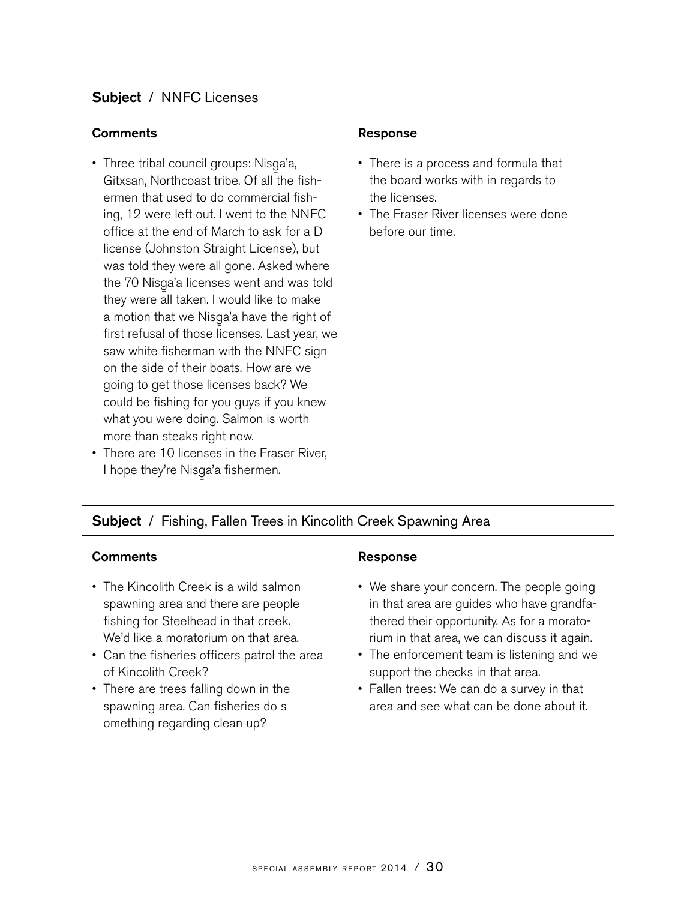## **Subject** / NNFC Licenses

### Comments

- Three tribal council groups: Nisg̱a'a, Gitxsan, Northcoast tribe. Of all the fishermen that used to do commercial fishing, 12 were left out. I went to the NNFC office at the end of March to ask for a D license (Johnston Straight License), but was told they were all gone. Asked where the 70 Nisg̱a'a licenses went and was told they were all taken. I would like to make a motion that we Nisg̱a'a have the right of first refusal of those licenses. Last year, we saw white fisherman with the NNFC sign on the side of their boats. How are we going to get those licenses back? We could be fishing for you guys if you knew what you were doing. Salmon is worth more than steaks right now.
- There are 10 licenses in the Fraser River, I hope they're Nisg̱a'a fishermen.

### Response

- There is a process and formula that the board works with in regards to the licenses.
- The Fraser River licenses were done before our time.

## **Subject** / Fishing, Fallen Trees in Kincolith Creek Spawning Area

### Comments

- The Kincolith Creek is a wild salmon spawning area and there are people fishing for Steelhead in that creek. We'd like a moratorium on that area.
- Can the fisheries officers patrol the area of Kincolith Creek?
- There are trees falling down in the spawning area. Can fisheries do s omething regarding clean up?

### Response

- We share your concern. The people going in that area are guides who have grandfathered their opportunity. As for a moratorium in that area, we can discuss it again.
- The enforcement team is listening and we support the checks in that area.
- Fallen trees: We can do a survey in that area and see what can be done about it.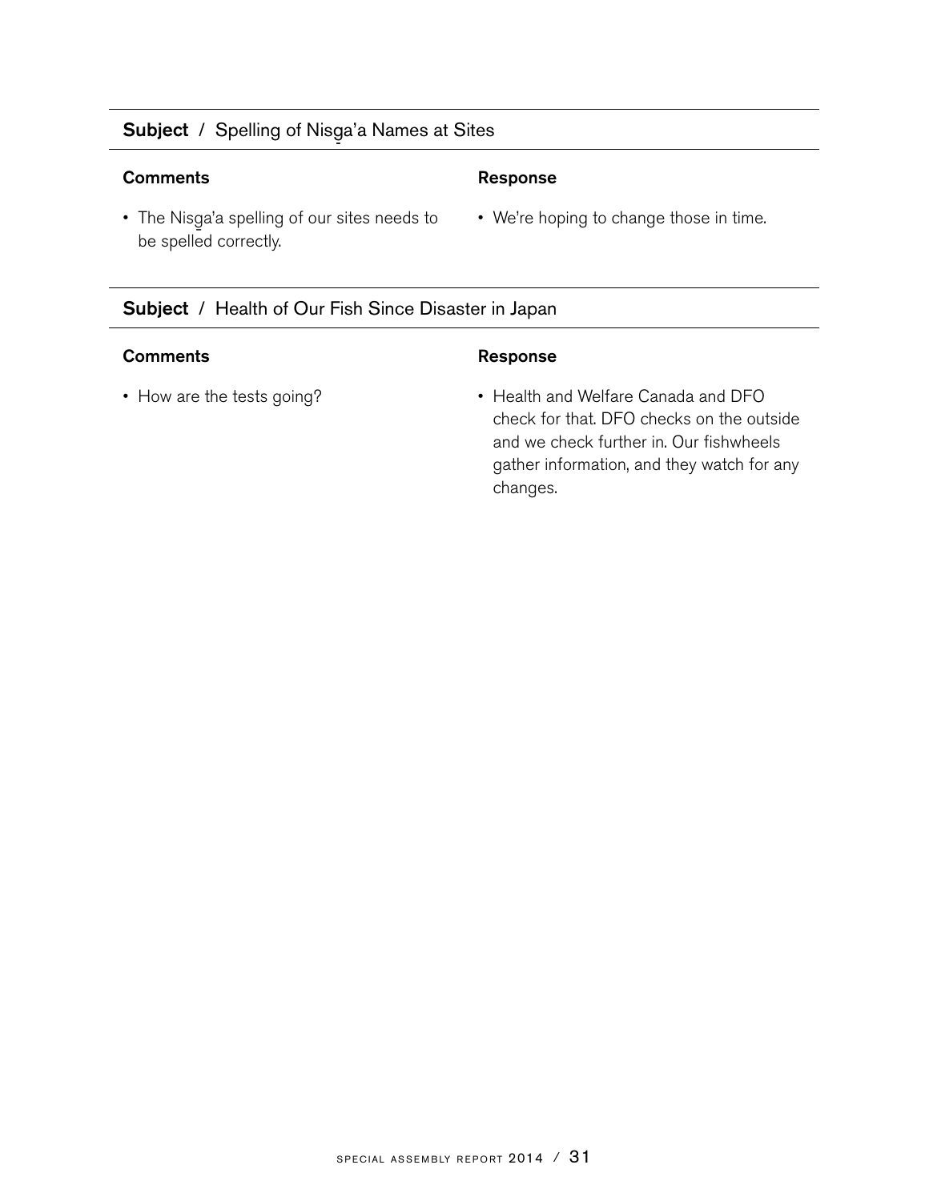**Subject** / Spelling of Nisg̱a'a Names at Sites

| Comments | Response |
| --- | --- |
| • The Nisg̱a'a spelling of our sites needs to be spelled correctly. | • We're hoping to change those in time. |

**Subject** / Health of Our Fish Since Disaster in Japan

| Comments | Response |
| --- | --- |
| • How are the tests going? | • Health and Welfare Canada and DFO check for that. DFO checks on the outside and we check further in. Our fishwheels gather information, and they watch for any changes. |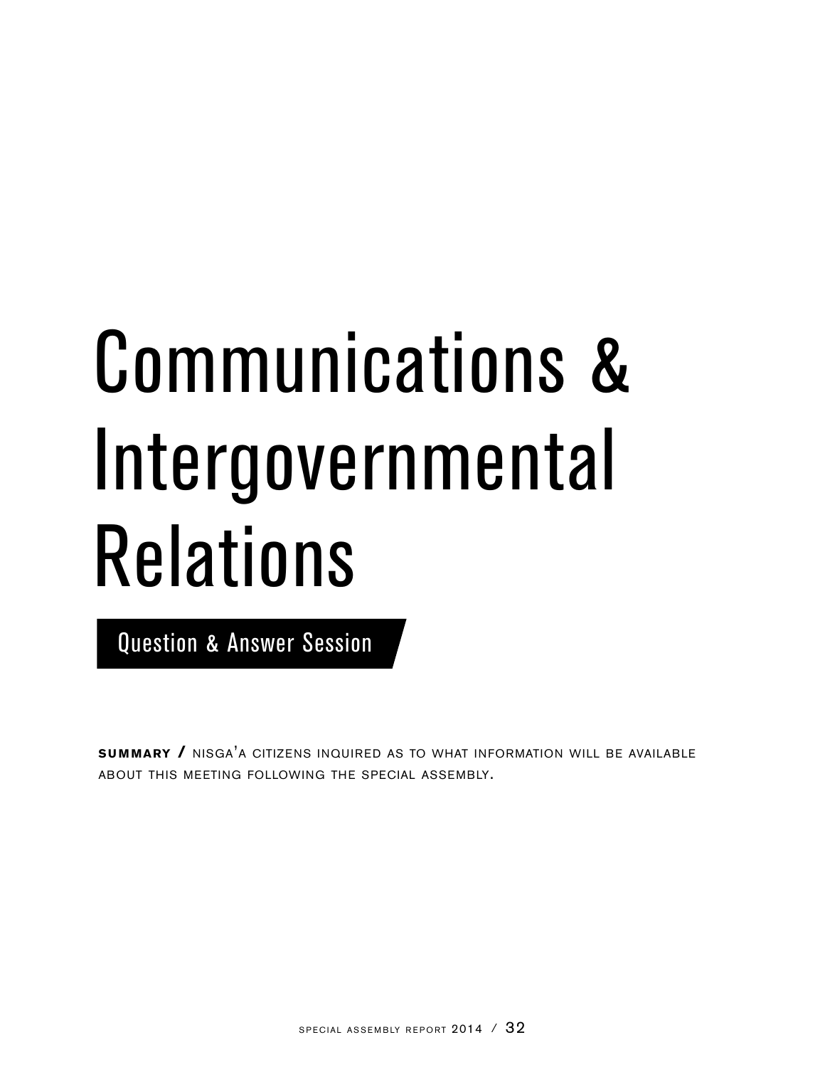# Communications & Intergovernmental Relations

## Question & Answer Session

**SUMMARY /** Nisga'a citizens inquired as to what information will be available about this meeting following the special assembly.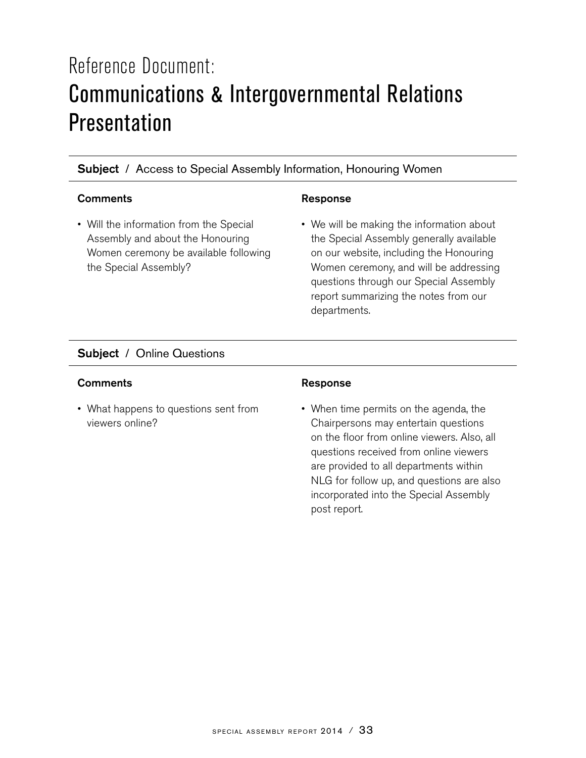# Reference Document:
# Communications & Intergovernmental Relations Presentation

**Subject** / Access to Special Assembly Information, Honouring Women

| Comments | Response |
| --- | --- |
| • Will the information from the Special Assembly and about the Honouring Women ceremony be available following the Special Assembly? | • We will be making the information about the Special Assembly generally available on our website, including the Honouring Women ceremony, and will be addressing questions through our Special Assembly report summarizing the notes from our departments. |

**Subject** / Online Questions

| Comments | Response |
| --- | --- |
| • What happens to questions sent from viewers online? | • When time permits on the agenda, the Chairpersons may entertain questions on the floor from online viewers. Also, all questions received from online viewers are provided to all departments within NLG for follow up, and questions are also incorporated into the Special Assembly post report. |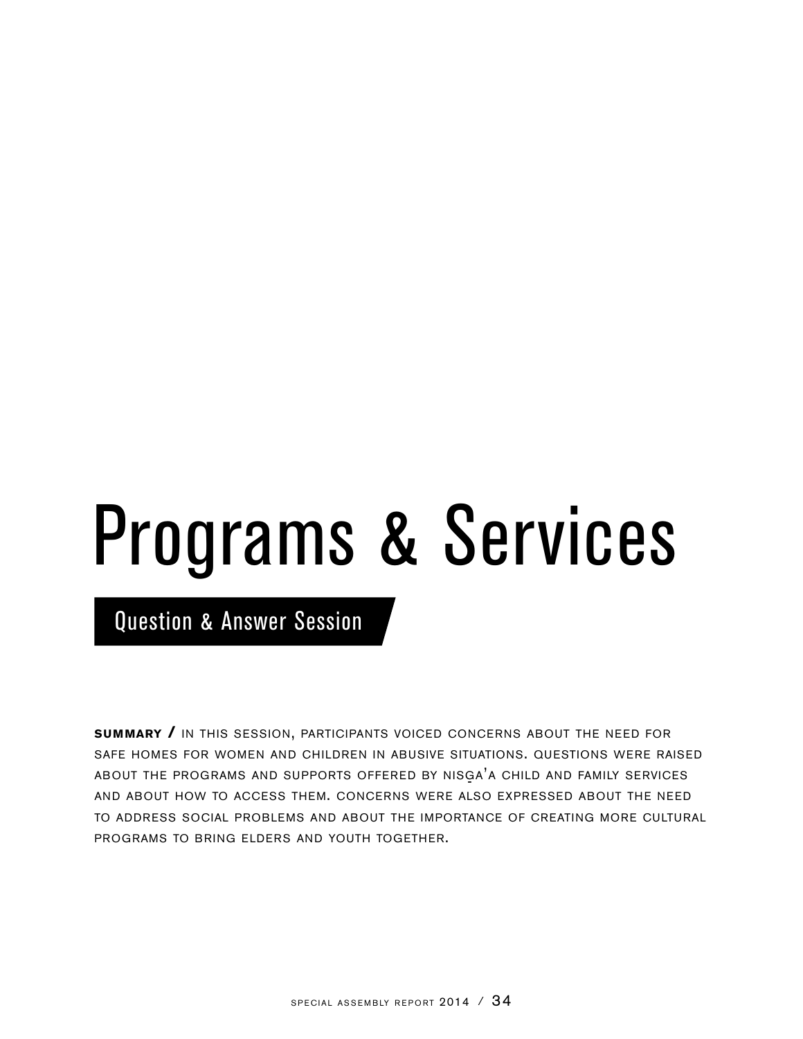# Programs & Services

## Question & Answer Session

**SUMMARY /** In this session, participants voiced concerns about the need for safe homes for women and children in abusive situations. Questions were raised about the programs and supports offered by Nisg̱a'a Child and Family Services and about how to access them. Concerns were also expressed about the need to address social problems and about the importance of creating more cultural programs to bring elders and youth together.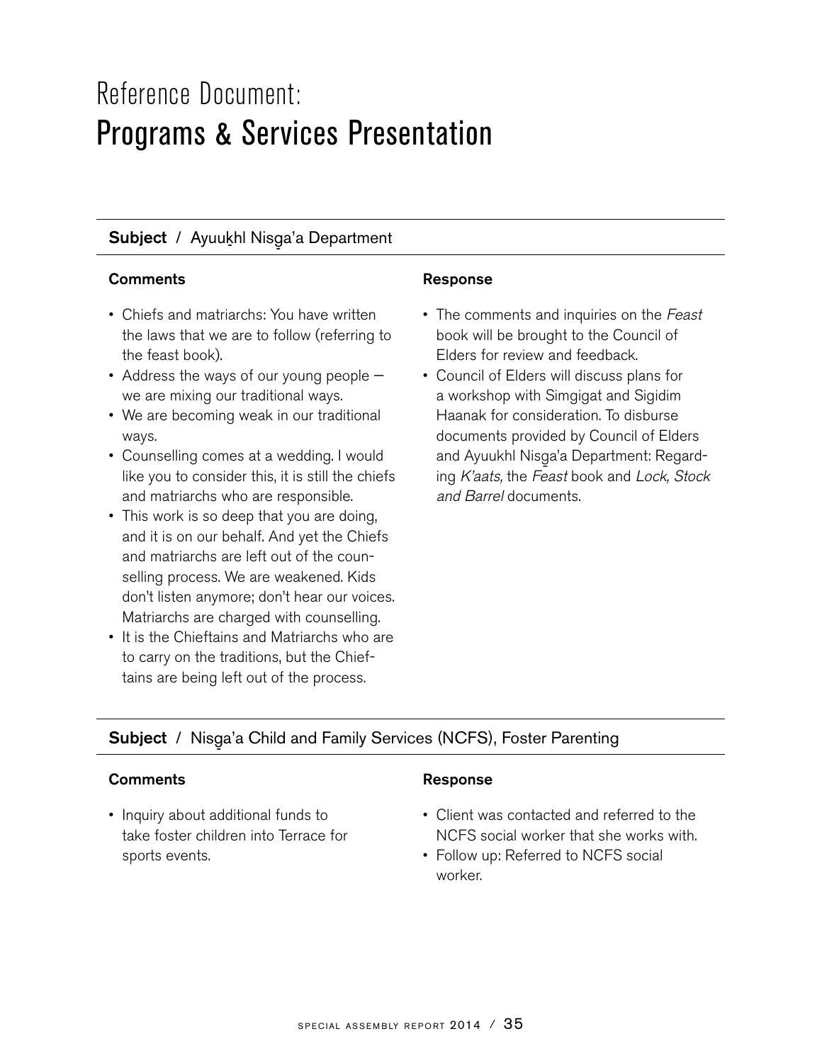# Reference Document:
# Programs & Services Presentation

**Subject** / Ayuuk̲hl Nisg̲a'a Department

**Comments**

- Chiefs and matriarchs: You have written the laws that we are to follow (referring to the feast book).
- Address the ways of our young people — we are mixing our traditional ways.
- We are becoming weak in our traditional ways.
- Counselling comes at a wedding. I would like you to consider this, it is still the chiefs and matriarchs who are responsible.
- This work is so deep that you are doing, and it is on our behalf. And yet the Chiefs and matriarchs are left out of the counselling process. We are weakened. Kids don't listen anymore; don't hear our voices. Matriarchs are charged with counselling.
- It is the Chieftains and Matriarchs who are to carry on the traditions, but the Chieftains are being left out of the process.

**Response**

- The comments and inquiries on the *Feast* book will be brought to the Council of Elders for review and feedback.
- Council of Elders will discuss plans for a workshop with Simgigat and Sigidim Haanak for consideration. To disburse documents provided by Council of Elders and Ayuukhl Nisg̲a'a Department: Regarding *K'aats,* the *Feast* book and *Lock, Stock and Barrel* documents.

**Subject** / Nisg̲a'a Child and Family Services (NCFS), Foster Parenting

**Comments**

- Inquiry about additional funds to take foster children into Terrace for sports events.

**Response**

- Client was contacted and referred to the NCFS social worker that she works with.
- Follow up: Referred to NCFS social worker.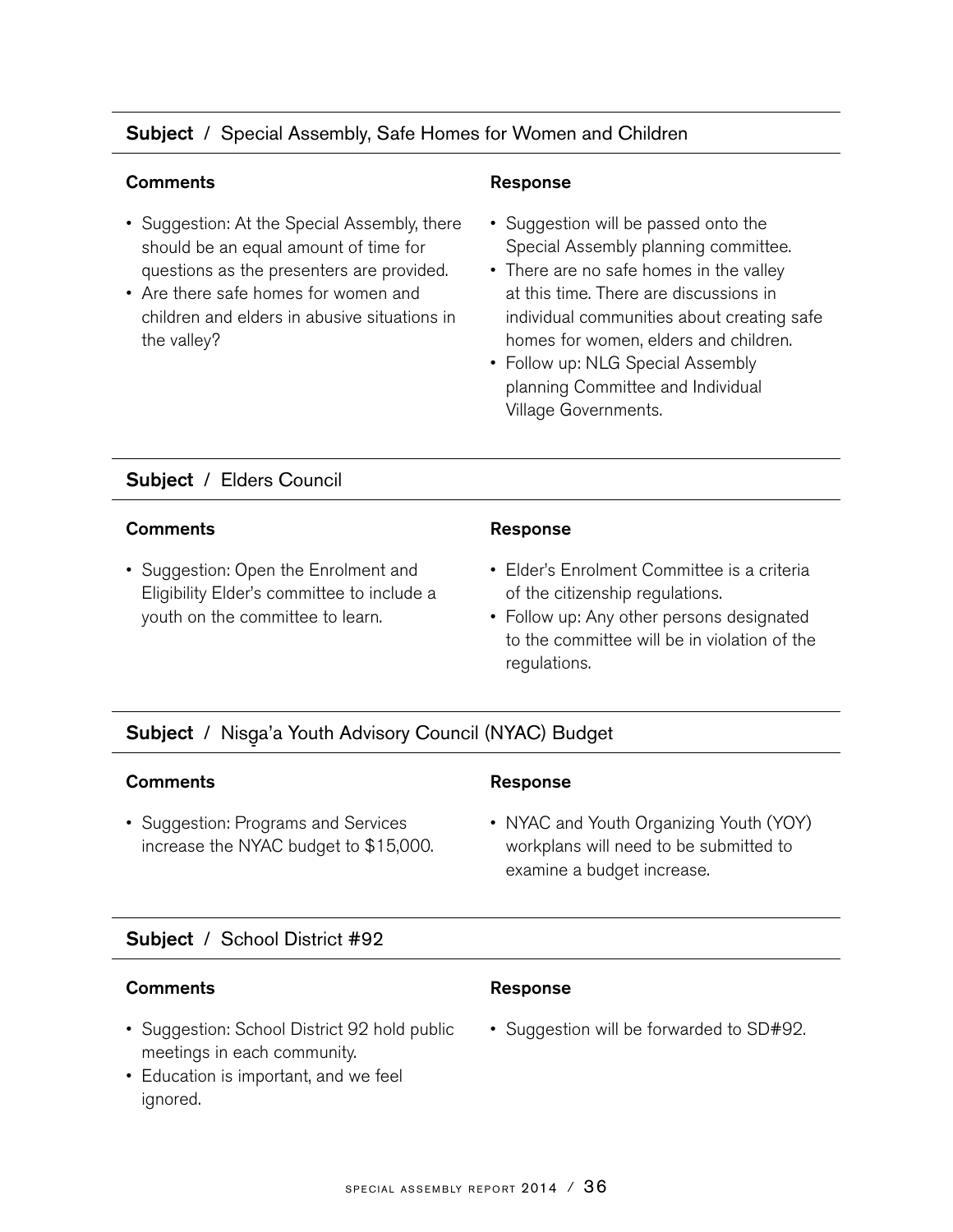**Subject** / Special Assembly, Safe Homes for Women and Children

| Comments | Response |
| --- | --- |
| • Suggestion: At the Special Assembly, there should be an equal amount of time for questions as the presenters are provided.<br>• Are there safe homes for women and children and elders in abusive situations in the valley? | • Suggestion will be passed onto the Special Assembly planning committee.<br>• There are no safe homes in the valley at this time. There are discussions in individual communities about creating safe homes for women, elders and children.<br>• Follow up: NLG Special Assembly planning Committee and Individual Village Governments. |

**Subject** / Elders Council

| Comments | Response |
| --- | --- |
| • Suggestion: Open the Enrolment and Eligibility Elder's committee to include a youth on the committee to learn. | • Elder's Enrolment Committee is a criteria of the citizenship regulations.<br>• Follow up: Any other persons designated to the committee will be in violation of the regulations. |

**Subject** / Nisg̱a'a Youth Advisory Council (NYAC) Budget

| Comments | Response |
| --- | --- |
| • Suggestion: Programs and Services increase the NYAC budget to $15,000. | • NYAC and Youth Organizing Youth (YOY) workplans will need to be submitted to examine a budget increase. |

**Subject** / School District #92

| Comments | Response |
| --- | --- |
| • Suggestion: School District 92 hold public meetings in each community.<br>• Education is important, and we feel ignored. | • Suggestion will be forwarded to SD#92. |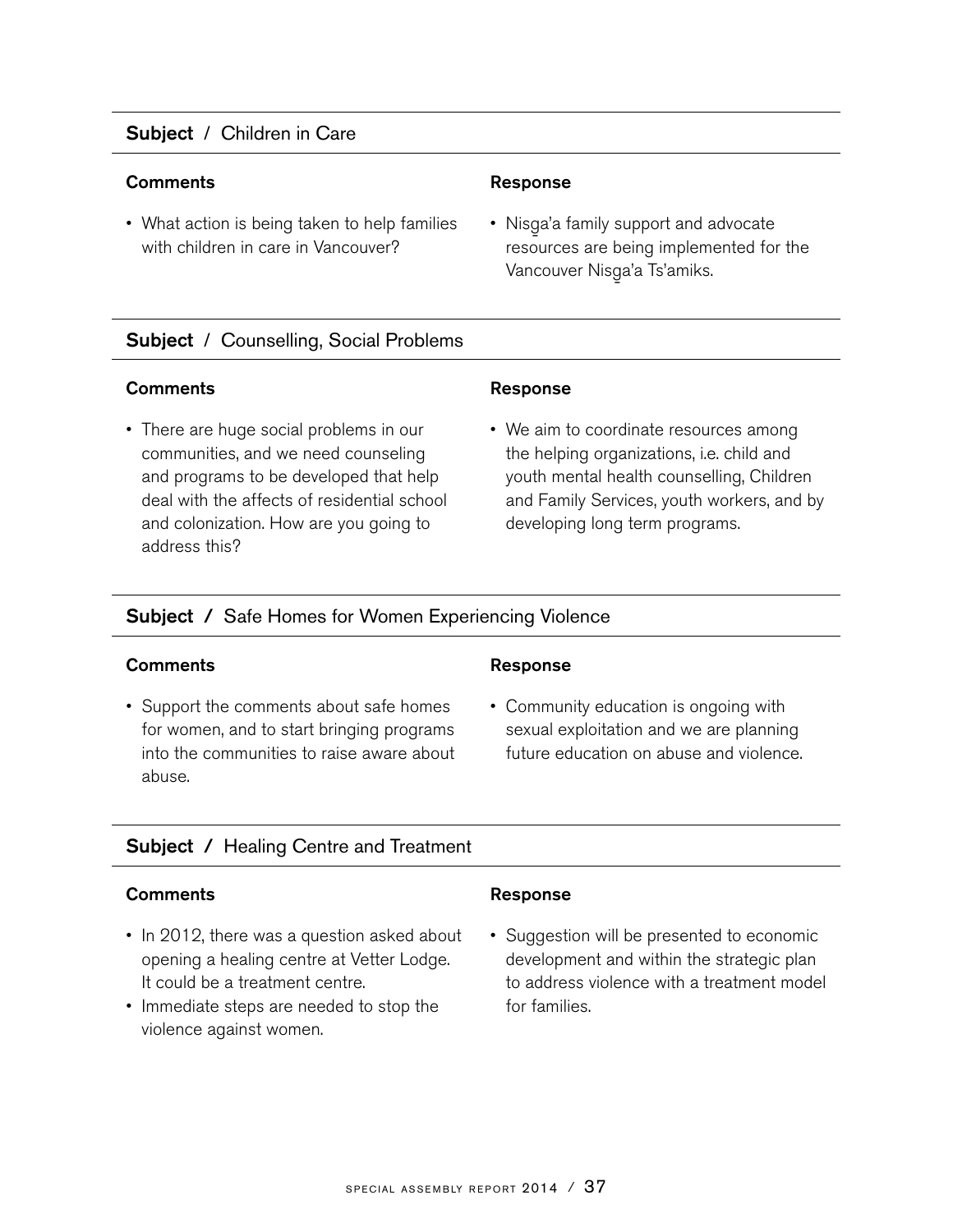**Subject** / Children in Care

**Comments**

- What action is being taken to help families with children in care in Vancouver?

**Response**

- Nisg̱a'a family support and advocate resources are being implemented for the Vancouver Nisg̱a'a Ts'amiks.

**Subject** / Counselling, Social Problems

**Comments**

- There are huge social problems in our communities, and we need counseling and programs to be developed that help deal with the affects of residential school and colonization. How are you going to address this?

**Response**

- We aim to coordinate resources among the helping organizations, i.e. child and youth mental health counselling, Children and Family Services, youth workers, and by developing long term programs.

**Subject** / Safe Homes for Women Experiencing Violence

**Comments**

- Support the comments about safe homes for women, and to start bringing programs into the communities to raise aware about abuse.

**Response**

- Community education is ongoing with sexual exploitation and we are planning future education on abuse and violence.

**Subject** / Healing Centre and Treatment

**Comments**

- In 2012, there was a question asked about opening a healing centre at Vetter Lodge. It could be a treatment centre.
- Immediate steps are needed to stop the violence against women.

**Response**

- Suggestion will be presented to economic development and within the strategic plan to address violence with a treatment model for families.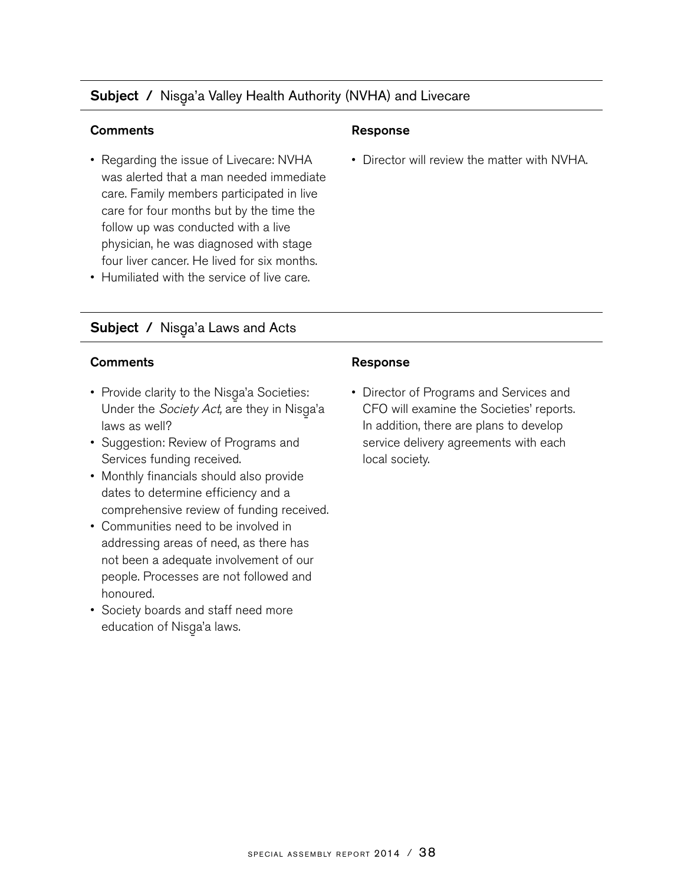**Subject /** Nisg̱a'a Valley Health Authority (NVHA) and Livecare

| Comments | Response |
| --- | --- |
| • Regarding the issue of Livecare: NVHA was alerted that a man needed immediate care. Family members participated in live care for four months but by the time the follow up was conducted with a live physician, he was diagnosed with stage four liver cancer. He lived for six months.<br>• Humiliated with the service of live care. | • Director will review the matter with NVHA. |

**Subject /** Nisg̱a'a Laws and Acts

| Comments | Response |
| --- | --- |
| • Provide clarity to the Nisg̱a'a Societies: Under the *Society Act,* are they in Nisg̱a'a laws as well?<br>• Suggestion: Review of Programs and Services funding received.<br>• Monthly financials should also provide dates to determine efficiency and a comprehensive review of funding received.<br>• Communities need to be involved in addressing areas of need, as there has not been a adequate involvement of our people. Processes are not followed and honoured.<br>• Society boards and staff need more education of Nisg̱a'a laws. | • Director of Programs and Services and CFO will examine the Societies' reports. In addition, there are plans to develop service delivery agreements with each local society. |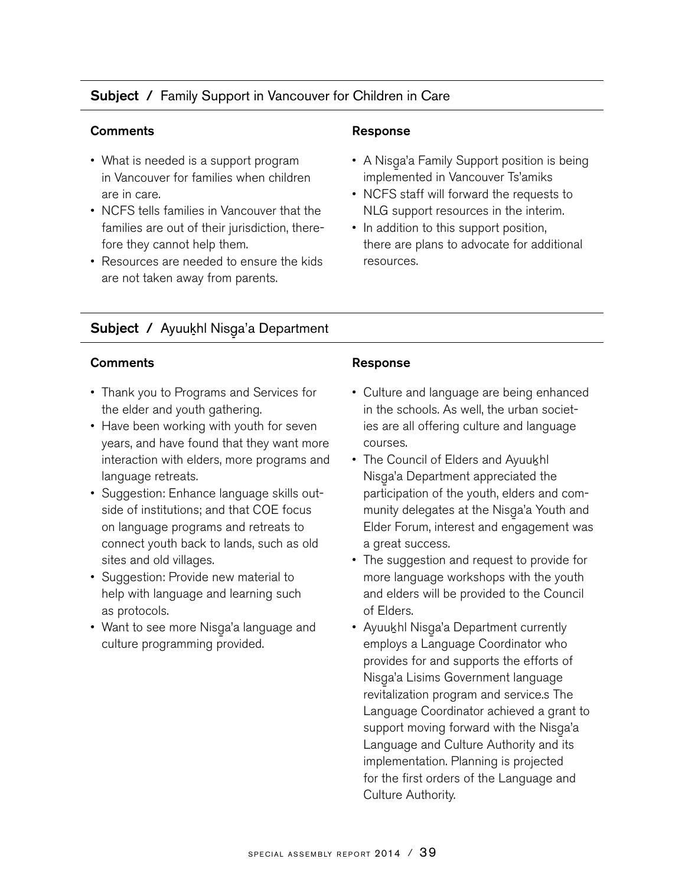## Subject / Family Support in Vancouver for Children in Care

### Comments

- What is needed is a support program in Vancouver for families when children are in care.
- NCFS tells families in Vancouver that the families are out of their jurisdiction, therefore they cannot help them.
- Resources are needed to ensure the kids are not taken away from parents.

### Response

- A Nisg̱a'a Family Support position is being implemented in Vancouver Ts'amiks
- NCFS staff will forward the requests to NLG support resources in the interim.
- In addition to this support position, there are plans to advocate for additional resources.

## Subject / Ayuuk̲hl Nisg̱a'a Department

### Comments

- Thank you to Programs and Services for the elder and youth gathering.
- Have been working with youth for seven years, and have found that they want more interaction with elders, more programs and language retreats.
- Suggestion: Enhance language skills outside of institutions; and that COE focus on language programs and retreats to connect youth back to lands, such as old sites and old villages.
- Suggestion: Provide new material to help with language and learning such as protocols.
- Want to see more Nisg̱a'a language and culture programming provided.

### Response

- Culture and language are being enhanced in the schools. As well, the urban societies are all offering culture and language courses.
- The Council of Elders and Ayuuk̲hl Nisg̱a'a Department appreciated the participation of the youth, elders and community delegates at the Nisg̱a'a Youth and Elder Forum, interest and engagement was a great success.
- The suggestion and request to provide for more language workshops with the youth and elders will be provided to the Council of Elders.
- Ayuuk̲hl Nisg̱a'a Department currently employs a Language Coordinator who provides for and supports the efforts of Nisg̱a'a Lisims Government language revitalization program and service.s The Language Coordinator achieved a grant to support moving forward with the Nisg̱a'a Language and Culture Authority and its implementation. Planning is projected for the first orders of the Language and Culture Authority.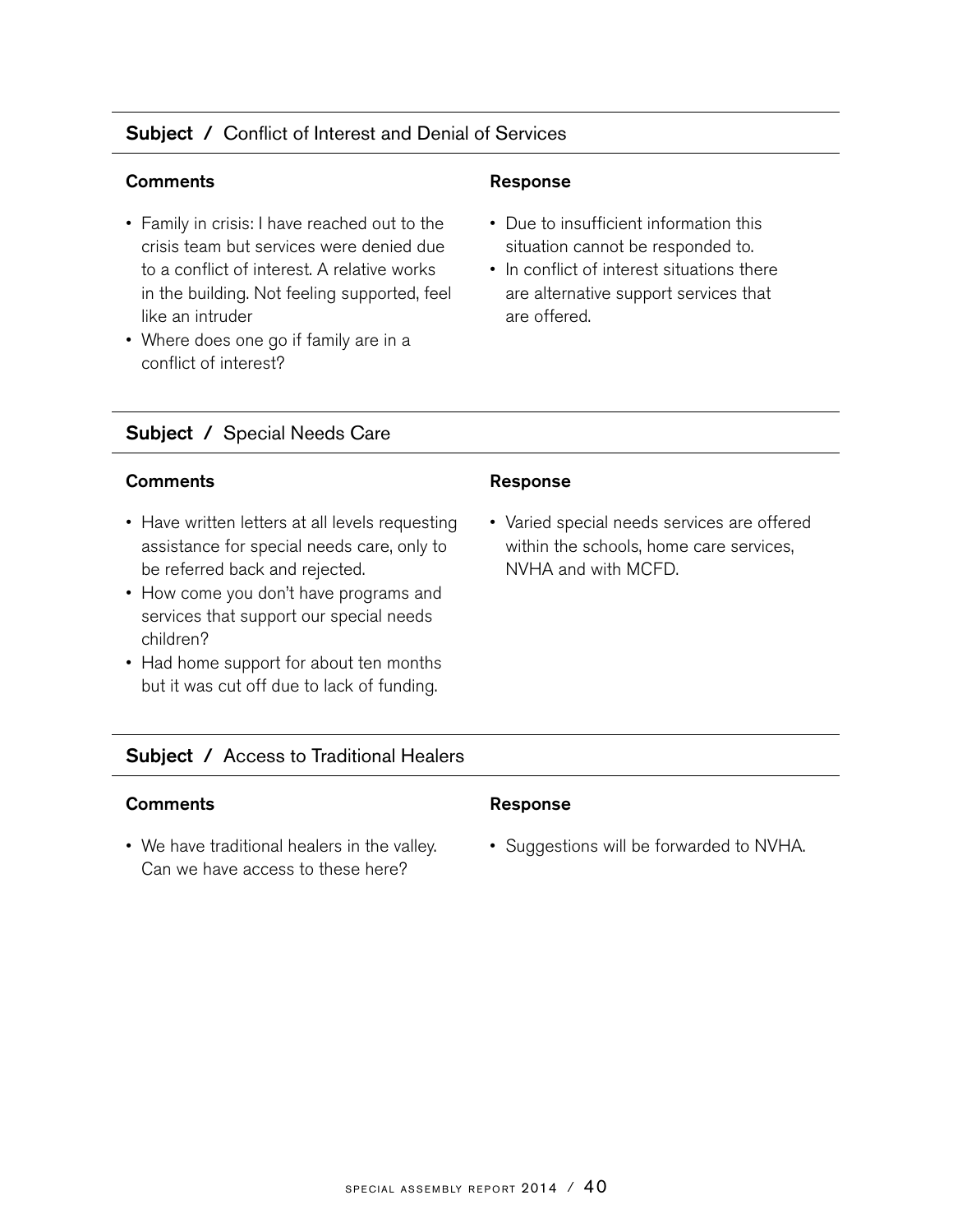## Subject / Conflict of Interest and Denial of Services

### Comments

- Family in crisis: I have reached out to the crisis team but services were denied due to a conflict of interest. A relative works in the building. Not feeling supported, feel like an intruder
- Where does one go if family are in a conflict of interest?

### Response

- Due to insufficient information this situation cannot be responded to.
- In conflict of interest situations there are alternative support services that are offered.

## Subject / Special Needs Care

### Comments

- Have written letters at all levels requesting assistance for special needs care, only to be referred back and rejected.
- How come you don't have programs and services that support our special needs children?
- Had home support for about ten months but it was cut off due to lack of funding.

### Response

- Varied special needs services are offered within the schools, home care services, NVHA and with MCFD.

## Subject / Access to Traditional Healers

### Comments

- We have traditional healers in the valley. Can we have access to these here?

### Response

- Suggestions will be forwarded to NVHA.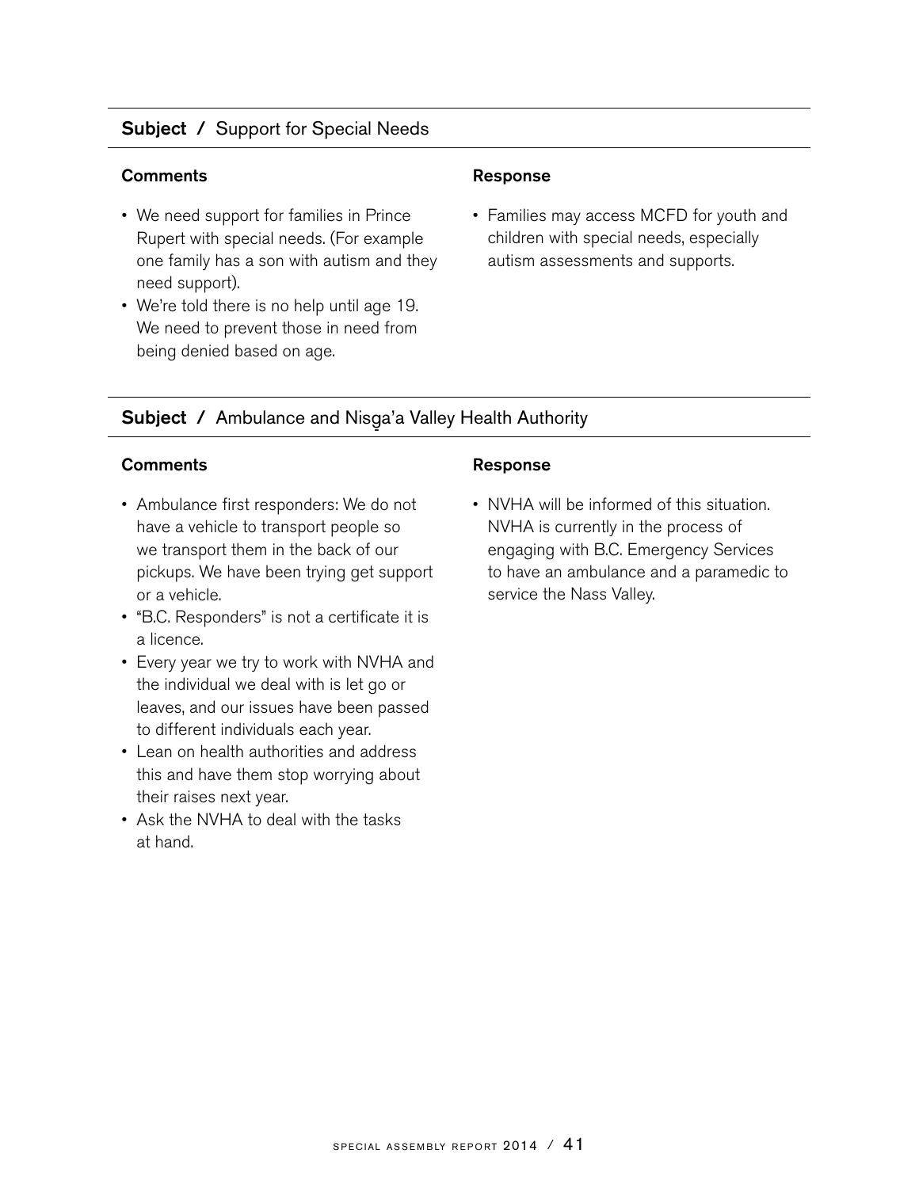**Subject /** Support for Special Needs

**Comments**

- We need support for families in Prince Rupert with special needs. (For example one family has a son with autism and they need support).
- We're told there is no help until age 19. We need to prevent those in need from being denied based on age.

**Response**

- Families may access MCFD for youth and children with special needs, especially autism assessments and supports.

**Subject /** Ambulance and Nisg̱a'a Valley Health Authority

**Comments**

- Ambulance first responders: We do not have a vehicle to transport people so we transport them in the back of our pickups. We have been trying get support or a vehicle.
- "B.C. Responders" is not a certificate it is a licence.
- Every year we try to work with NVHA and the individual we deal with is let go or leaves, and our issues have been passed to different individuals each year.
- Lean on health authorities and address this and have them stop worrying about their raises next year.
- Ask the NVHA to deal with the tasks at hand.

**Response**

- NVHA will be informed of this situation. NVHA is currently in the process of engaging with B.C. Emergency Services to have an ambulance and a paramedic to service the Nass Valley.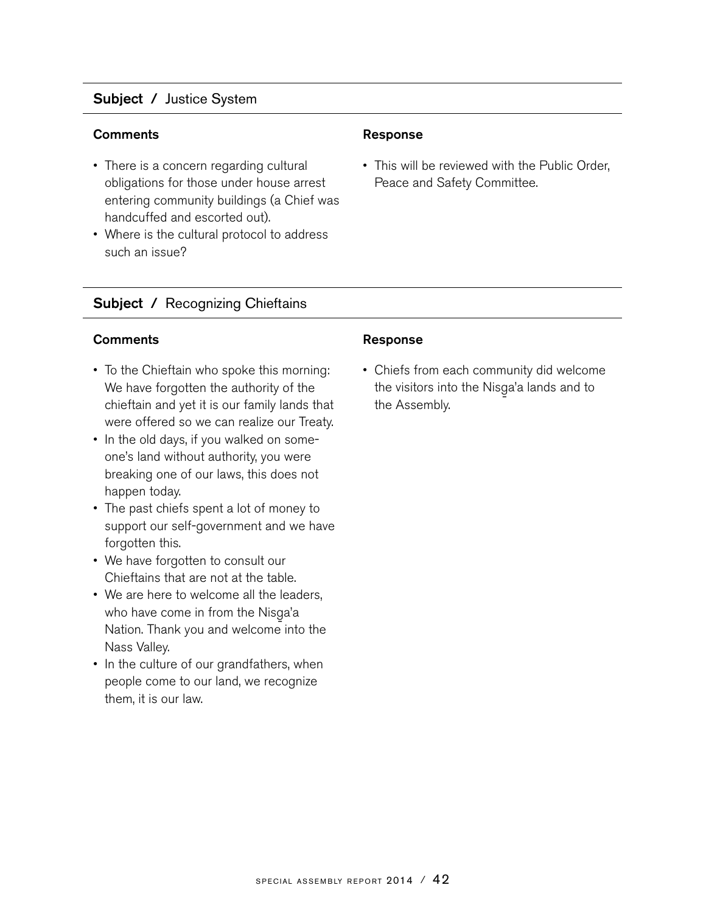## Subject / Justice System

### Comments

- There is a concern regarding cultural obligations for those under house arrest entering community buildings (a Chief was handcuffed and escorted out).
- Where is the cultural protocol to address such an issue?

### Response

- This will be reviewed with the Public Order, Peace and Safety Committee.

## Subject / Recognizing Chieftains

### Comments

- To the Chieftain who spoke this morning: We have forgotten the authority of the chieftain and yet it is our family lands that were offered so we can realize our Treaty.
- In the old days, if you walked on someone's land without authority, you were breaking one of our laws, this does not happen today.
- The past chiefs spent a lot of money to support our self-government and we have forgotten this.
- We have forgotten to consult our Chieftains that are not at the table.
- We are here to welcome all the leaders, who have come in from the Nisg̱a'a Nation. Thank you and welcome into the Nass Valley.
- In the culture of our grandfathers, when people come to our land, we recognize them, it is our law.

### Response

- Chiefs from each community did welcome the visitors into the Nisg̱a'a lands and to the Assembly.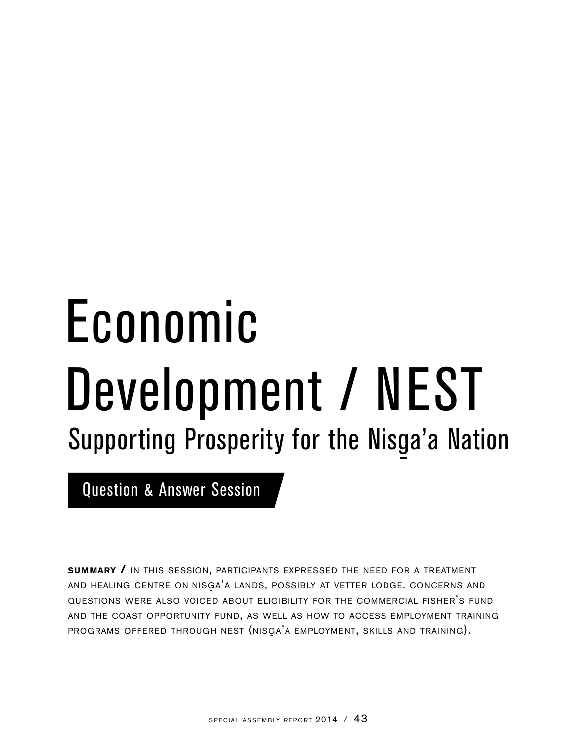# Economic Development / NEST

## Supporting Prosperity for the Nisg̱a'a Nation

### Question & Answer Session

**SUMMARY /** In this session, participants expressed the need for a treatment and healing centre on Nisg̱a'a Lands, possibly at Vetter Lodge. Concerns and questions were also voiced about eligibility for the Commercial Fisher's Fund and the Coast Opportunity Fund, as well as how to access employment training programs offered through NEST (Nisg̱a'a Employment, Skills and Training).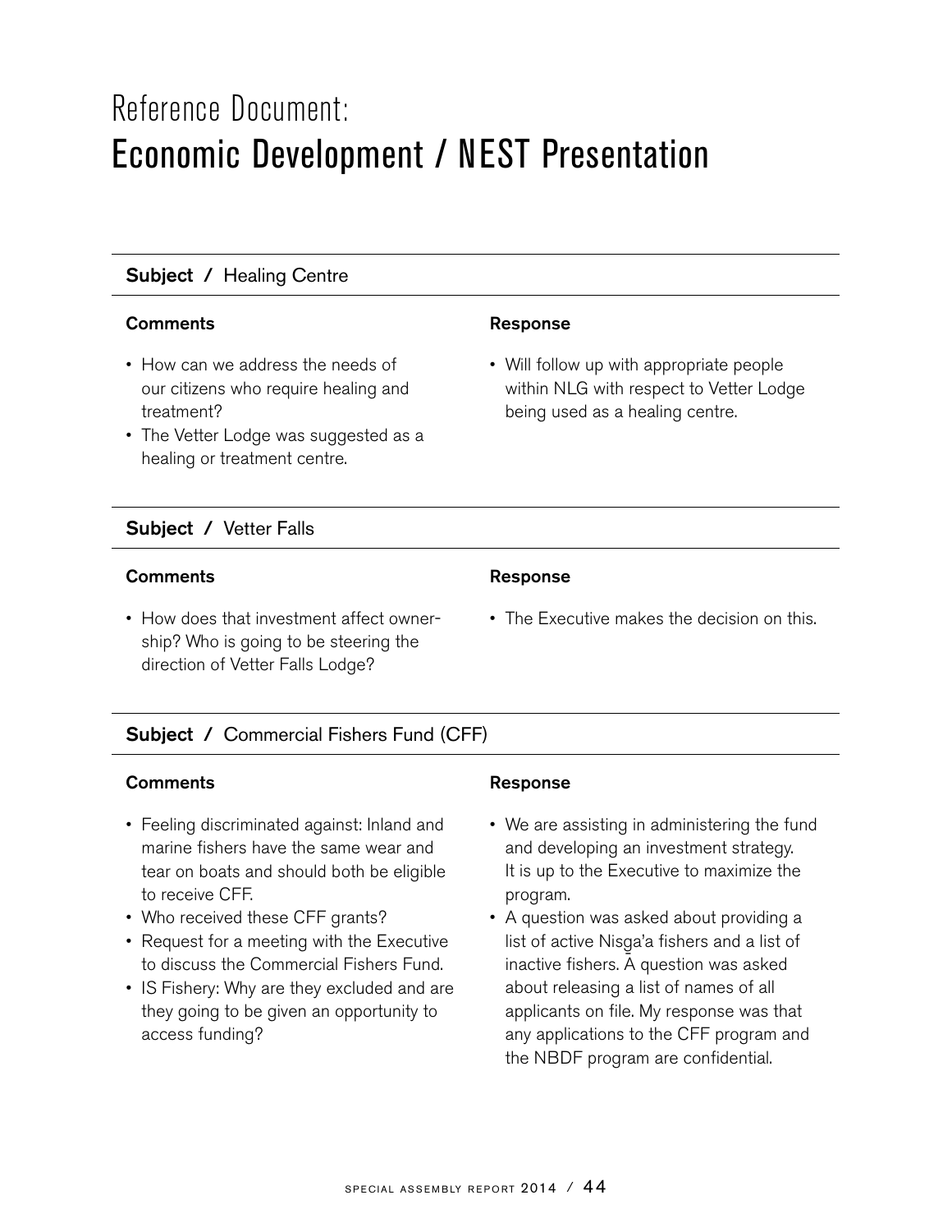Reference Document:

# Economic Development / NEST Presentation

## Subject / Healing Centre

**Comments**

- How can we address the needs of our citizens who require healing and treatment?
- The Vetter Lodge was suggested as a healing or treatment centre.

**Response**

- Will follow up with appropriate people within NLG with respect to Vetter Lodge being used as a healing centre.

## Subject / Vetter Falls

**Comments**

- How does that investment affect ownership? Who is going to be steering the direction of Vetter Falls Lodge?

**Response**

- The Executive makes the decision on this.

## Subject / Commercial Fishers Fund (CFF)

**Comments**

- Feeling discriminated against: Inland and marine fishers have the same wear and tear on boats and should both be eligible to receive CFF.
- Who received these CFF grants?
- Request for a meeting with the Executive to discuss the Commercial Fishers Fund.
- IS Fishery: Why are they excluded and are they going to be given an opportunity to access funding?

**Response**

- We are assisting in administering the fund and developing an investment strategy. It is up to the Executive to maximize the program.
- A question was asked about providing a list of active Nisg̱a'a fishers and a list of inactive fishers. A question was asked about releasing a list of names of all applicants on file. My response was that any applications to the CFF program and the NBDF program are confidential.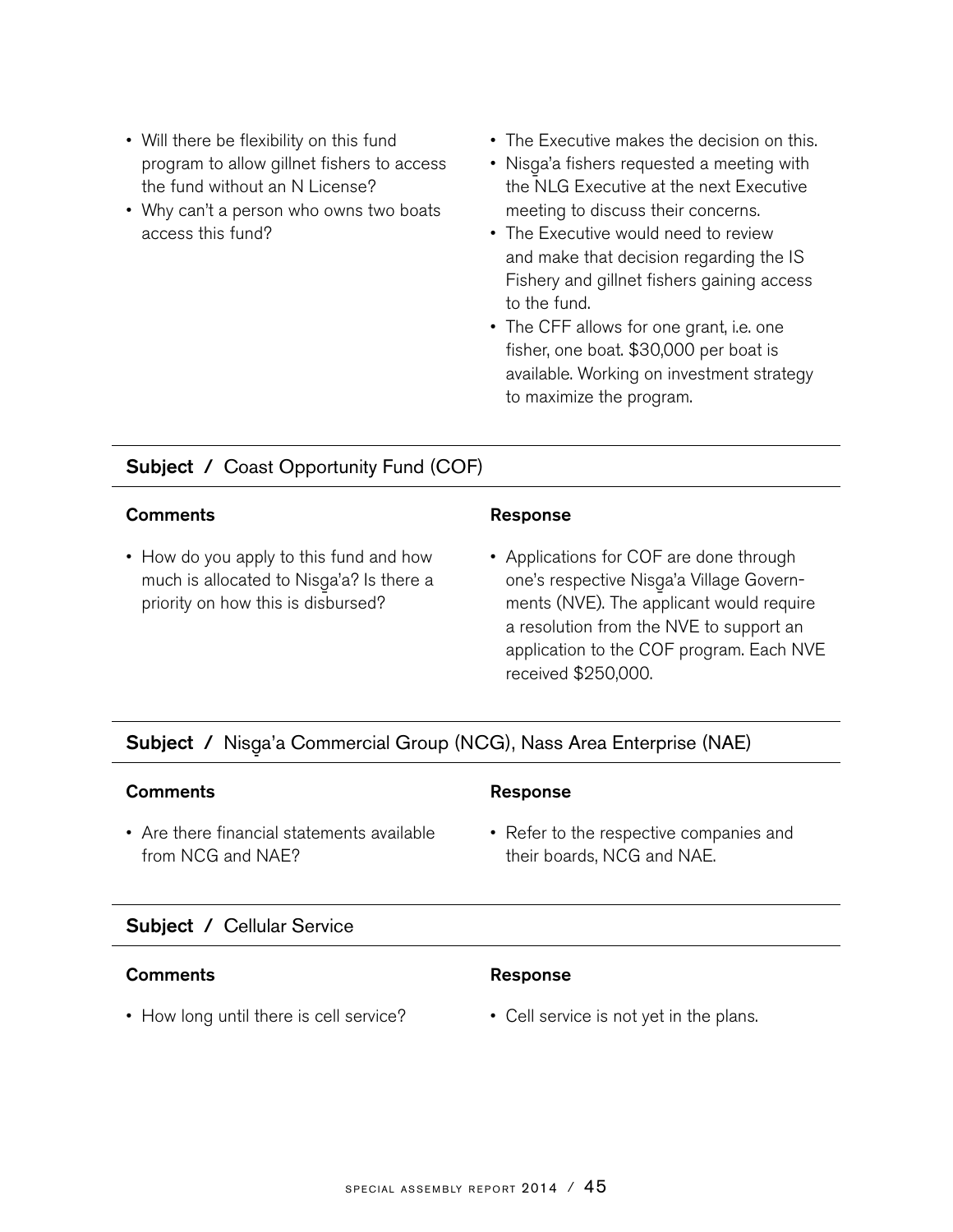| Comments | Response |
| --- | --- |
| • Will there be flexibility on this fund program to allow gillnet fishers to access the fund without an N License?<br>• Why can't a person who owns two boats access this fund? | • The Executive makes the decision on this.<br>• Nisg̱a'a fishers requested a meeting with the NLG Executive at the next Executive meeting to discuss their concerns.<br>• The Executive would need to review and make that decision regarding the IS Fishery and gillnet fishers gaining access to the fund.<br>• The CFF allows for one grant, i.e. one fisher, one boat. $30,000 per boat is available. Working on investment strategy to maximize the program. |

**Subject** / Coast Opportunity Fund (COF)

| Comments | Response |
| --- | --- |
| • How do you apply to this fund and how much is allocated to Nisg̱a'a? Is there a priority on how this is disbursed? | • Applications for COF are done through one's respective Nisg̱a'a Village Governments (NVE). The applicant would require a resolution from the NVE to support an application to the COF program. Each NVE received $250,000. |

**Subject** / Nisg̱a'a Commercial Group (NCG), Nass Area Enterprise (NAE)

| Comments | Response |
| --- | --- |
| • Are there financial statements available from NCG and NAE? | • Refer to the respective companies and their boards, NCG and NAE. |

**Subject** / Cellular Service

| Comments | Response |
| --- | --- |
| • How long until there is cell service? | • Cell service is not yet in the plans. |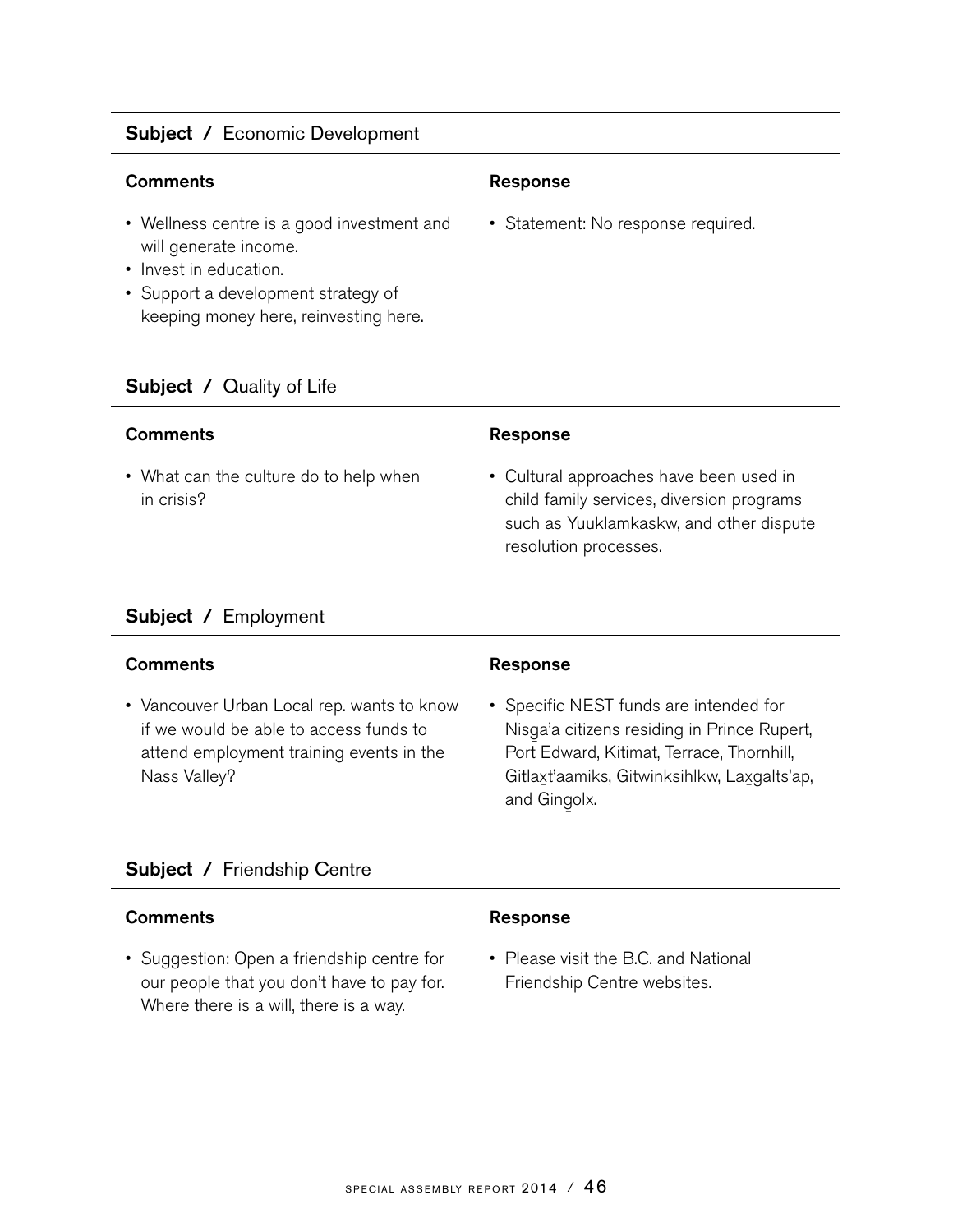**Subject /** Economic Development

| Comments | Response |
|---|---|
| • Wellness centre is a good investment and will generate income.<br>• Invest in education.<br>• Support a development strategy of keeping money here, reinvesting here. | • Statement: No response required. |

**Subject /** Quality of Life

| Comments | Response |
|---|---|
| • What can the culture do to help when in crisis? | • Cultural approaches have been used in child family services, diversion programs such as Yuuklamkaskw, and other dispute resolution processes. |

**Subject /** Employment

| Comments | Response |
|---|---|
| • Vancouver Urban Local rep. wants to know if we would be able to access funds to attend employment training events in the Nass Valley? | • Specific NEST funds are intended for Nisg̱a'a citizens residing in Prince Rupert, Port Edward, Kitimat, Terrace, Thornhill, Gitlax̱t'aamiks, Gitwinksihlkw, Lax̱galts'ap, and Gingolx. |

**Subject /** Friendship Centre

| Comments | Response |
|---|---|
| • Suggestion: Open a friendship centre for our people that you don't have to pay for. Where there is a will, there is a way. | • Please visit the B.C. and National Friendship Centre websites. |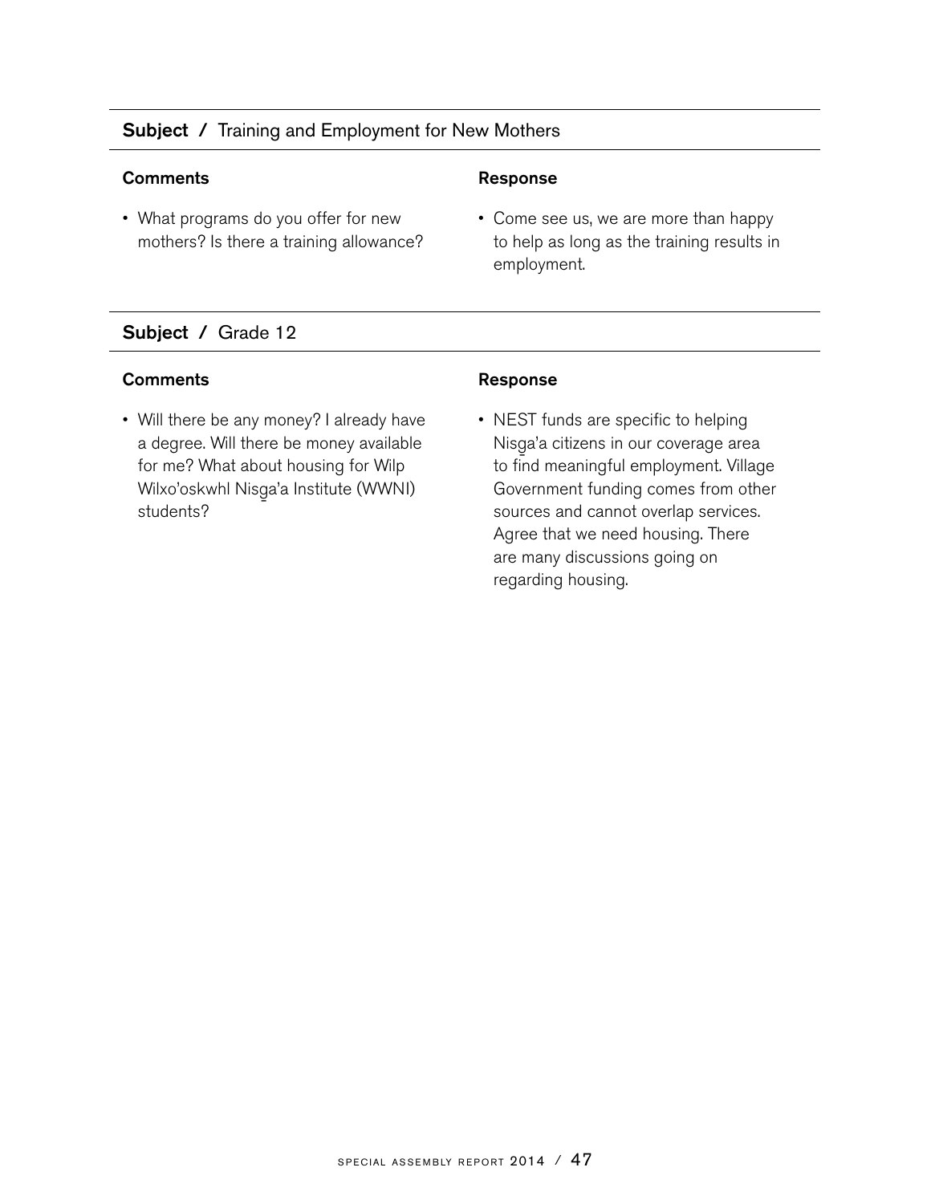**Subject /** Training and Employment for New Mothers

| Comments | Response |
| --- | --- |
| • What programs do you offer for new mothers? Is there a training allowance? | • Come see us, we are more than happy to help as long as the training results in employment. |

**Subject /** Grade 12

| Comments | Response |
| --- | --- |
| • Will there be any money? I already have a degree. Will there be money available for me? What about housing for Wilp Wilxo'oskwhl Nisg̱a'a Institute (WWNI) students? | • NEST funds are specific to helping Nisg̱a'a citizens in our coverage area to find meaningful employment. Village Government funding comes from other sources and cannot overlap services. Agree that we need housing. There are many discussions going on regarding housing. |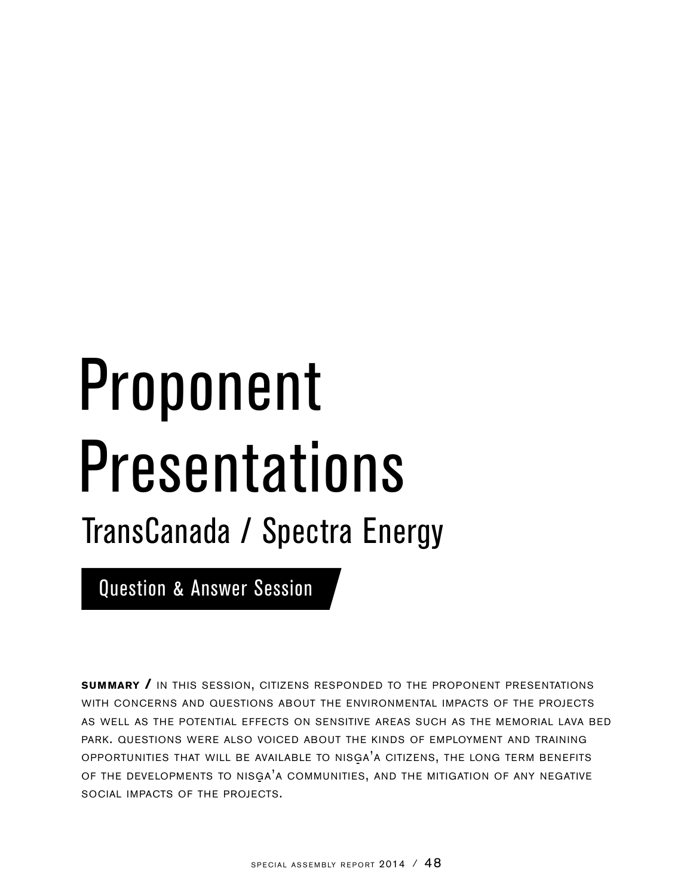# Proponent Presentations

## TransCanada / Spectra Energy

### Question & Answer Session

**SUMMARY /** In this session, citizens responded to the proponent presentations with concerns and questions about the environmental impacts of the projects as well as the potential effects on sensitive areas such as the Memorial Lava Bed Park. Questions were also voiced about the kinds of employment and training opportunities that will be available to Nisg̱a'a citizens, the long term benefits of the developments to Nisg̱a'a communities, and the mitigation of any negative social impacts of the projects.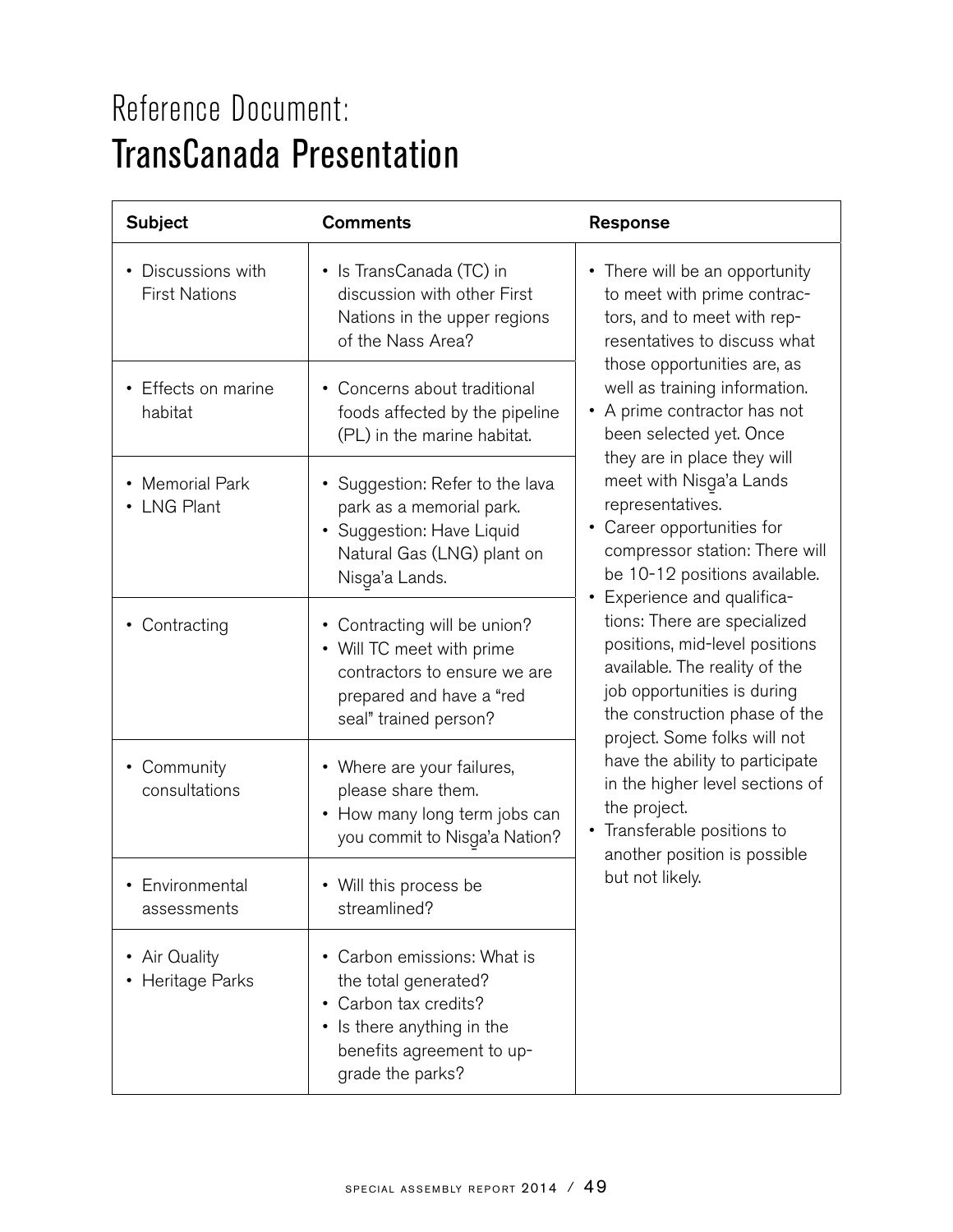# Reference Document:
## TransCanada Presentation

| Subject | Comments | Response |
|---|---|---|
| • Discussions with First Nations | • Is TransCanada (TC) in discussion with other First Nations in the upper regions of the Nass Area? | • There will be an opportunity to meet with prime contractors, and to meet with representatives to discuss what those opportunities are, as well as training information.<br>• A prime contractor has not been selected yet. Once they are in place they will meet with Nisg̲a'a Lands representatives.<br>• Career opportunities for compressor station: There will be 10-12 positions available.<br>• Experience and qualifications: There are specialized positions, mid-level positions available. The reality of the job opportunities is during the construction phase of the project. Some folks will not have the ability to participate in the higher level sections of the project.<br>• Transferable positions to another position is possible but not likely. |
| • Effects on marine habitat | • Concerns about traditional foods affected by the pipeline (PL) in the marine habitat. | |
| • Memorial Park<br>• LNG Plant | • Suggestion: Refer to the lava park as a memorial park.<br>• Suggestion: Have Liquid Natural Gas (LNG) plant on Nisg̲a'a Lands. | |
| • Contracting | • Contracting will be union?<br>• Will TC meet with prime contractors to ensure we are prepared and have a "red seal" trained person? | |
| • Community consultations | • Where are your failures, please share them.<br>• How many long term jobs can you commit to Nisg̲a'a Nation? | |
| • Environmental assessments | • Will this process be streamlined? | |
| • Air Quality<br>• Heritage Parks | • Carbon emissions: What is the total generated?<br>• Carbon tax credits?<br>• Is there anything in the benefits agreement to upgrade the parks? | |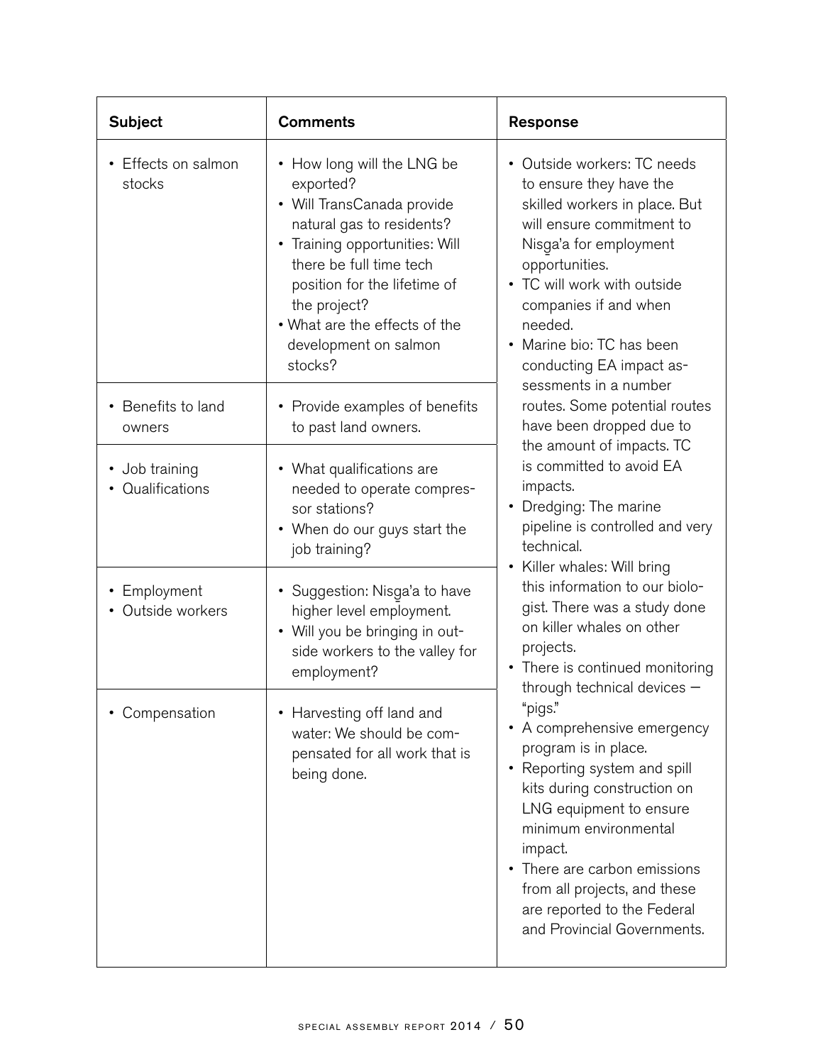| Subject | Comments | Response |
|---|---|---|
| • Effects on salmon stocks | • How long will the LNG be exported?<br>• Will TransCanada provide natural gas to residents?<br>• Training opportunities: Will there be full time tech position for the lifetime of the project?<br>• What are the effects of the development on salmon stocks? | • Outside workers: TC needs to ensure they have the skilled workers in place. But will ensure commitment to Nisg̱a'a for employment opportunities.<br>• TC will work with outside companies if and when needed.<br>• Marine bio: TC has been conducting EA impact assessments in a number routes. Some potential routes have been dropped due to the amount of impacts. TC is committed to avoid EA impacts.<br>• Dredging: The marine pipeline is controlled and very technical.<br>• Killer whales: Will bring this information to our biologist. There was a study done on killer whales on other projects.<br>• There is continued monitoring through technical devices — "pigs."<br>• A comprehensive emergency program is in place.<br>• Reporting system and spill kits during construction on LNG equipment to ensure minimum environmental impact.<br>• There are carbon emissions from all projects, and these are reported to the Federal and Provincial Governments. |
| • Benefits to land owners | • Provide examples of benefits to past land owners. | |
| • Job training<br>• Qualifications | • What qualifications are needed to operate compressor stations?<br>• When do our guys start the job training? | |
| • Employment<br>• Outside workers | • Suggestion: Nisg̱a'a to have higher level employment.<br>• Will you be bringing in outside workers to the valley for employment? | |
| • Compensation | • Harvesting off land and water: We should be compensated for all work that is being done. | |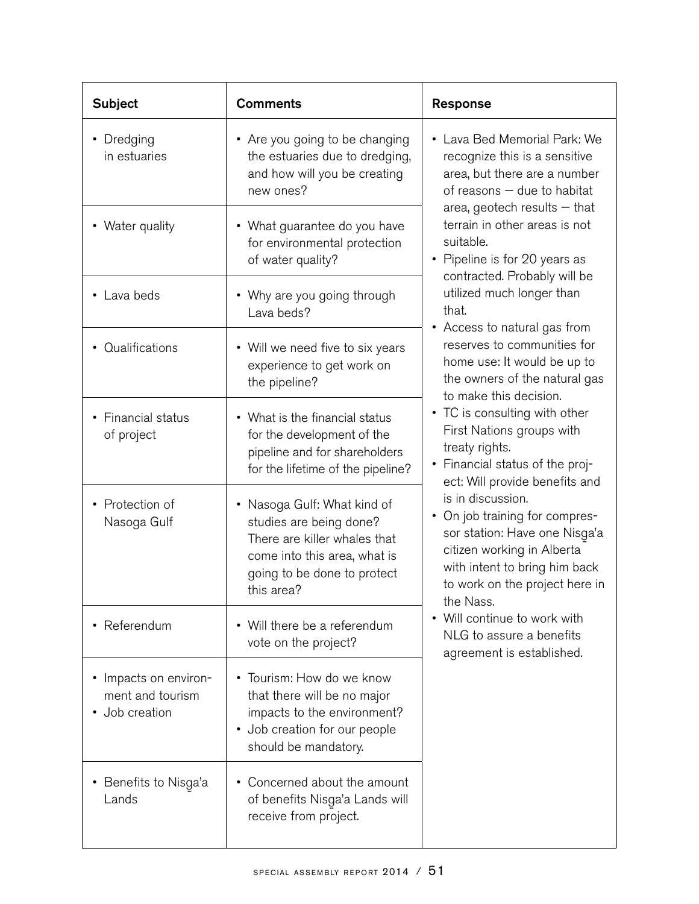| Subject | Comments | Response |
|---|---|---|
| • Dredging in estuaries | • Are you going to be changing the estuaries due to dredging, and how will you be creating new ones? | • Lava Bed Memorial Park: We recognize this is a sensitive area, but there are a number of reasons — due to habitat area, geotech results — that terrain in other areas is not suitable.<br>• Pipeline is for 20 years as contracted. Probably will be utilized much longer than that.<br>• Access to natural gas from reserves to communities for home use: It would be up to the owners of the natural gas to make this decision.<br>• TC is consulting with other First Nations groups with treaty rights.<br>• Financial status of the project: Will provide benefits and is in discussion.<br>• On job training for compressor station: Have one Nisg̲a'a citizen working in Alberta with intent to bring him back to work on the project here in the Nass.<br>• Will continue to work with NLG to assure a benefits agreement is established. |
| • Water quality | • What guarantee do you have for environmental protection of water quality? | |
| • Lava beds | • Why are you going through Lava beds? | |
| • Qualifications | • Will we need five to six years experience to get work on the pipeline? | |
| • Financial status of project | • What is the financial status for the development of the pipeline and for shareholders for the lifetime of the pipeline? | |
| • Protection of Nasoga Gulf | • Nasoga Gulf: What kind of studies are being done? There are killer whales that come into this area, what is going to be done to protect this area? | |
| • Referendum | • Will there be a referendum vote on the project? | |
| • Impacts on environment and tourism<br>• Job creation | • Tourism: How do we know that there will be no major impacts to the environment?<br>• Job creation for our people should be mandatory. | |
| • Benefits to Nisg̲a'a Lands | • Concerned about the amount of benefits Nisg̲a'a Lands will receive from project. | |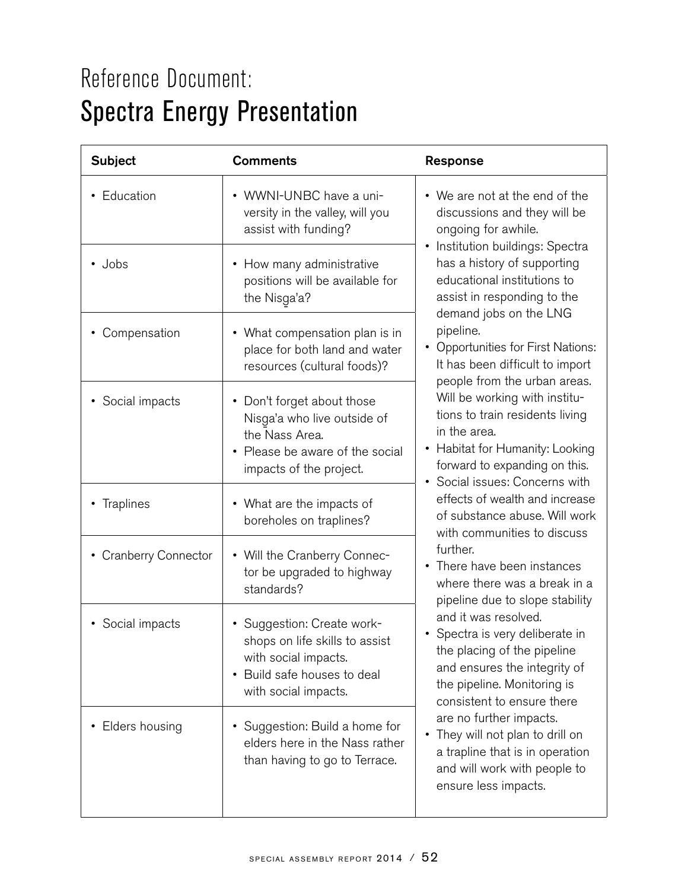# Reference Document:
## Spectra Energy Presentation

| Subject | Comments | Response |
|---|---|---|
| • Education | • WWNI-UNBC have a university in the valley, will you assist with funding? | • We are not at the end of the discussions and they will be ongoing for awhile.<br>• Institution buildings: Spectra has a history of supporting educational institutions to assist in responding to the demand jobs on the LNG pipeline.<br>• Opportunities for First Nations: It has been difficult to import people from the urban areas. Will be working with institutions to train residents living in the area.<br>• Habitat for Humanity: Looking forward to expanding on this.<br>• Social issues: Concerns with effects of wealth and increase of substance abuse. Will work with communities to discuss further.<br>• There have been instances where there was a break in a pipeline due to slope stability and it was resolved.<br>• Spectra is very deliberate in the placing of the pipeline and ensures the integrity of the pipeline. Monitoring is consistent to ensure there are no further impacts.<br>• They will not plan to drill on a trapline that is in operation and will work with people to ensure less impacts. |
| • Jobs | • How many administrative positions will be available for the Nisg̱a'a? | |
| • Compensation | • What compensation plan is in place for both land and water resources (cultural foods)? | |
| • Social impacts | • Don't forget about those Nisg̱a'a who live outside of the Nass Area.<br>• Please be aware of the social impacts of the project. | |
| • Traplines | • What are the impacts of boreholes on traplines? | |
| • Cranberry Connector | • Will the Cranberry Connector be upgraded to highway standards? | |
| • Social impacts | • Suggestion: Create workshops on life skills to assist with social impacts.<br>• Build safe houses to deal with social impacts. | |
| • Elders housing | • Suggestion: Build a home for elders here in the Nass rather than having to go to Terrace. | |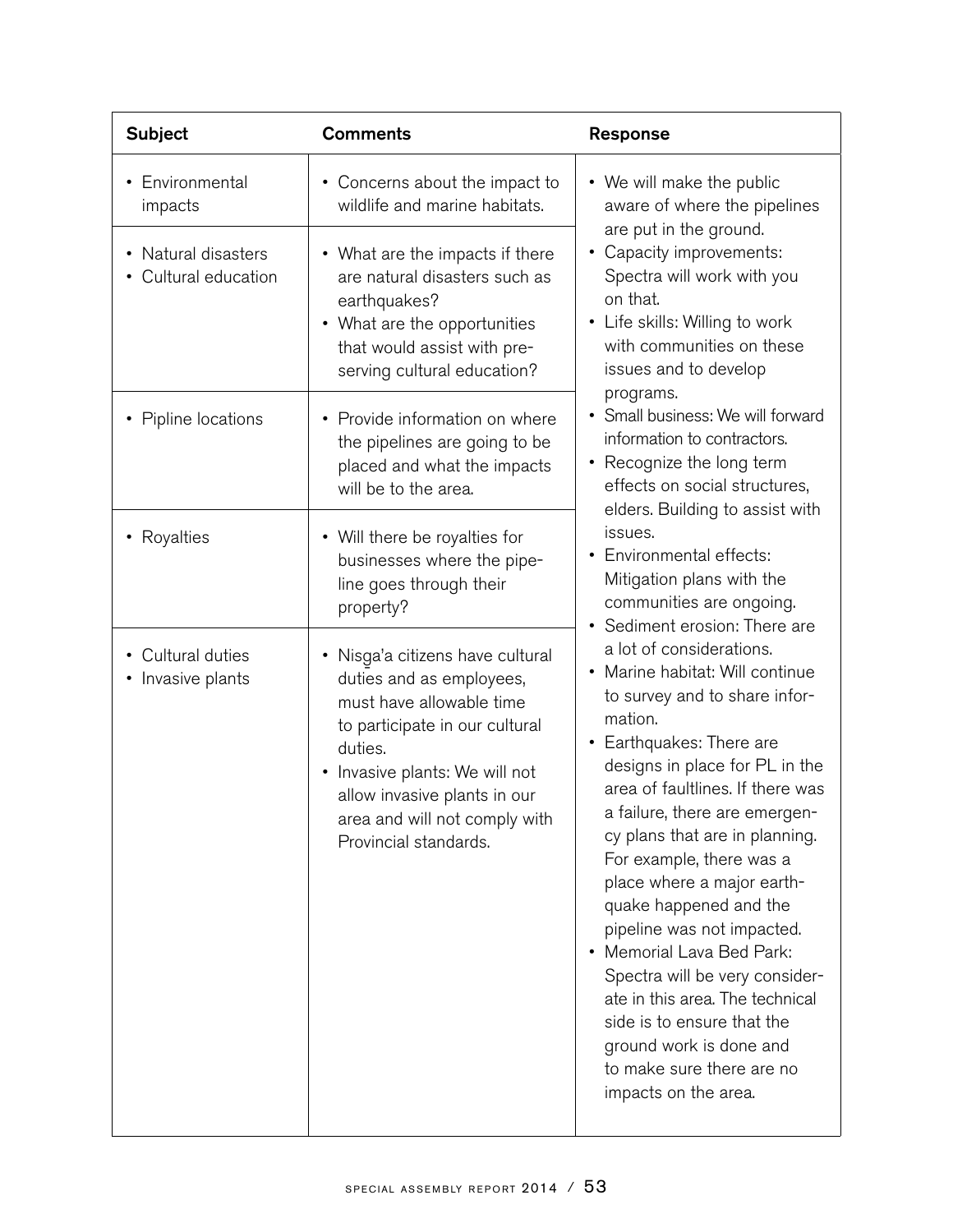| Subject | Comments | Response |
|---|---|---|
| • Environmental impacts | • Concerns about the impact to wildlife and marine habitats. | • We will make the public aware of where the pipelines are put in the ground.<br>• Capacity improvements: Spectra will work with you on that.<br>• Life skills: Willing to work with communities on these issues and to develop programs.<br>• Small business: We will forward information to contractors.<br>• Recognize the long term effects on social structures, elders. Building to assist with issues.<br>• Environmental effects: Mitigation plans with the communities are ongoing.<br>• Sediment erosion: There are a lot of considerations.<br>• Marine habitat: Will continue to survey and to share information.<br>• Earthquakes: There are designs in place for PL in the area of faultlines. If there was a failure, there are emergency plans that are in planning. For example, there was a place where a major earthquake happened and the pipeline was not impacted.<br>• Memorial Lava Bed Park: Spectra will be very considerate in this area. The technical side is to ensure that the ground work is done and to make sure there are no impacts on the area. |
| • Natural disasters<br>• Cultural education | • What are the impacts if there are natural disasters such as earthquakes?<br>• What are the opportunities that would assist with preserving cultural education? | |
| • Pipline locations | • Provide information on where the pipelines are going to be placed and what the impacts will be to the area. | |
| • Royalties | • Will there be royalties for businesses where the pipeline goes through their property? | |
| • Cultural duties<br>• Invasive plants | • Nisg̱a'a citizens have cultural duties and as employees, must have allowable time to participate in our cultural duties.<br>• Invasive plants: We will not allow invasive plants in our area and will not comply with Provincial standards. | |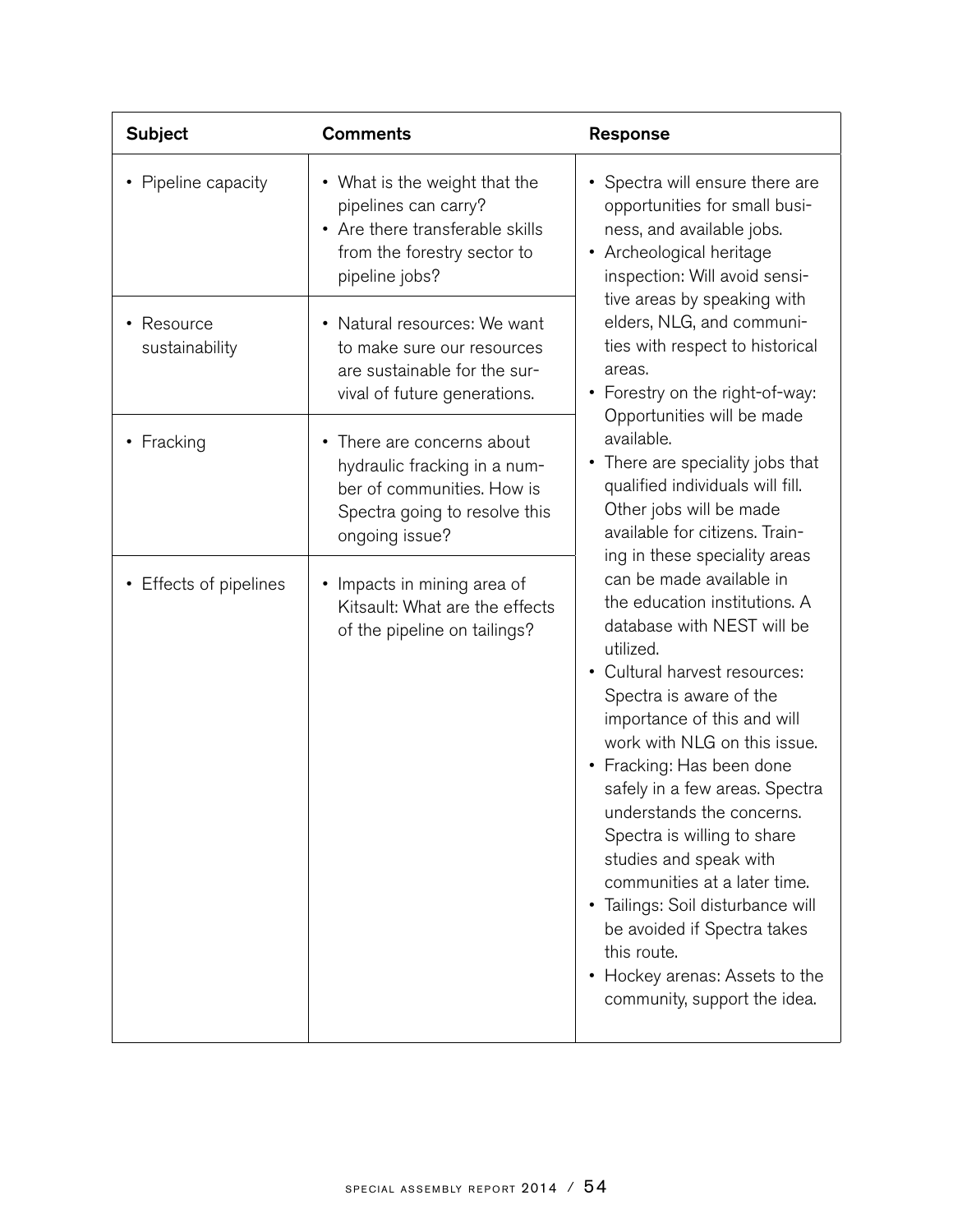| Subject | Comments | Response |
|---|---|---|
| • Pipeline capacity | • What is the weight that the pipelines can carry?<br>• Are there transferable skills from the forestry sector to pipeline jobs? | • Spectra will ensure there are opportunities for small business, and available jobs.<br>• Archeological heritage inspection: Will avoid sensitive areas by speaking with elders, NLG, and communities with respect to historical areas.<br>• Forestry on the right-of-way: Opportunities will be made available.<br>• There are speciality jobs that qualified individuals will fill. Other jobs will be made available for citizens. Training in these speciality areas can be made available in the education institutions. A database with NEST will be utilized.<br>• Cultural harvest resources: Spectra is aware of the importance of this and will work with NLG on this issue.<br>• Fracking: Has been done safely in a few areas. Spectra understands the concerns. Spectra is willing to share studies and speak with communities at a later time.<br>• Tailings: Soil disturbance will be avoided if Spectra takes this route.<br>• Hockey arenas: Assets to the community, support the idea. |
| • Resource sustainability | • Natural resources: We want to make sure our resources are sustainable for the survival of future generations. | |
| • Fracking | • There are concerns about hydraulic fracking in a number of communities. How is Spectra going to resolve this ongoing issue? | |
| • Effects of pipelines | • Impacts in mining area of Kitsault: What are the effects of the pipeline on tailings? | |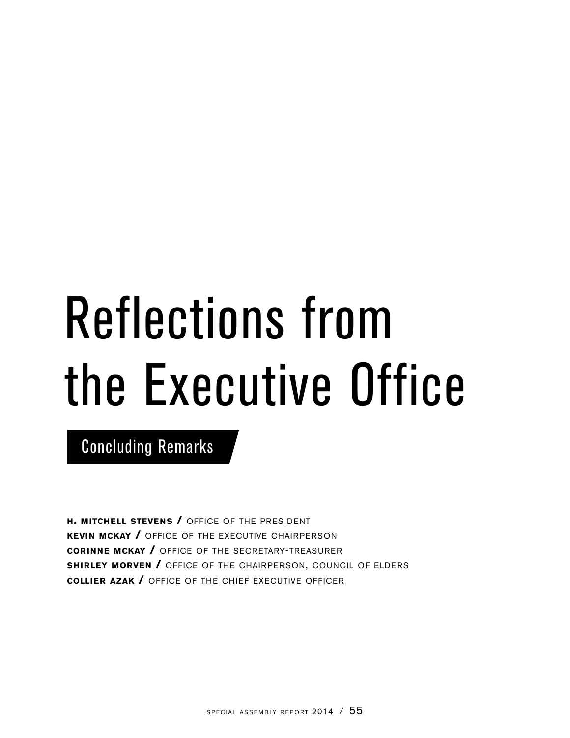# Reflections from the Executive Office

## Concluding Remarks

**H. MITCHELL STEVENS /** OFFICE OF THE PRESIDENT
**KEVIN MCKAY /** OFFICE OF THE EXECUTIVE CHAIRPERSON
**CORINNE MCKAY /** OFFICE OF THE SECRETARY-TREASURER
**SHIRLEY MORVEN /** OFFICE OF THE CHAIRPERSON, COUNCIL OF ELDERS
**COLLIER AZAK /** OFFICE OF THE CHIEF EXECUTIVE OFFICER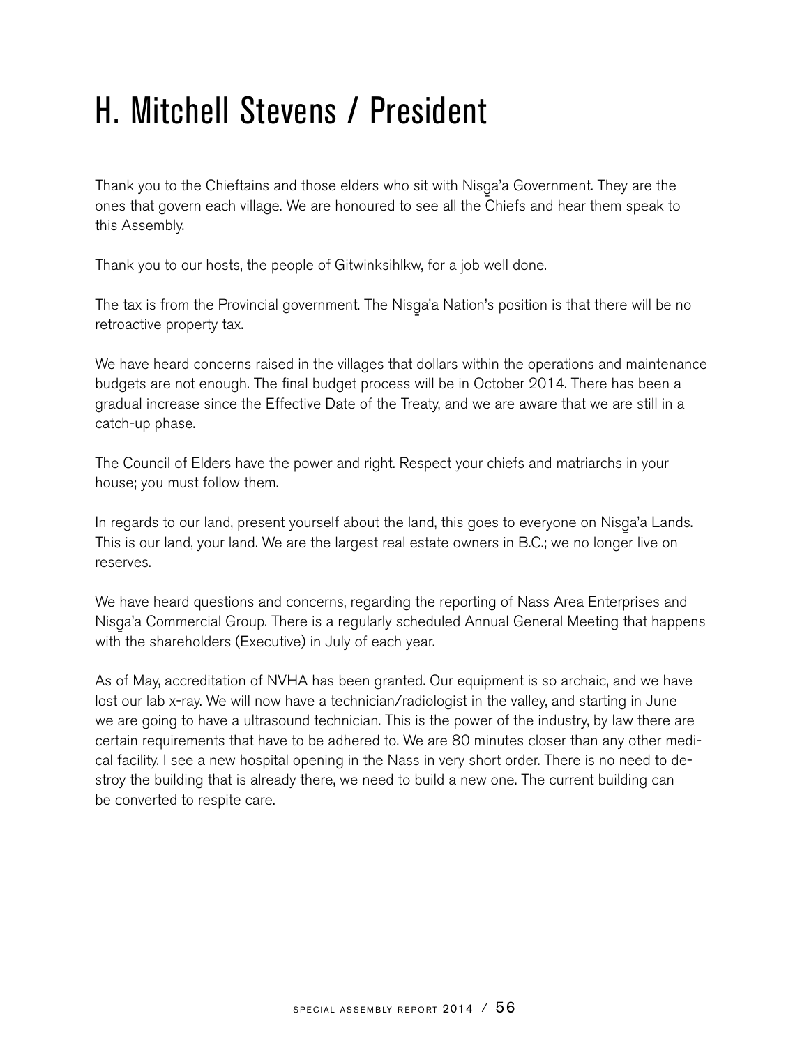# H. Mitchell Stevens / President

Thank you to the Chieftains and those elders who sit with Nisg̱a'a Government. They are the ones that govern each village. We are honoured to see all the Chiefs and hear them speak to this Assembly.

Thank you to our hosts, the people of Gitwinksihlkw, for a job well done.

The tax is from the Provincial government. The Nisg̱a'a Nation's position is that there will be no retroactive property tax.

We have heard concerns raised in the villages that dollars within the operations and maintenance budgets are not enough. The final budget process will be in October 2014. There has been a gradual increase since the Effective Date of the Treaty, and we are aware that we are still in a catch-up phase.

The Council of Elders have the power and right. Respect your chiefs and matriarchs in your house; you must follow them.

In regards to our land, present yourself about the land, this goes to everyone on Nisg̱a'a Lands. This is our land, your land. We are the largest real estate owners in B.C.; we no longer live on reserves.

We have heard questions and concerns, regarding the reporting of Nass Area Enterprises and Nisg̱a'a Commercial Group. There is a regularly scheduled Annual General Meeting that happens with the shareholders (Executive) in July of each year.

As of May, accreditation of NVHA has been granted. Our equipment is so archaic, and we have lost our lab x-ray. We will now have a technician/radiologist in the valley, and starting in June we are going to have a ultrasound technician. This is the power of the industry, by law there are certain requirements that have to be adhered to. We are 80 minutes closer than any other medical facility. I see a new hospital opening in the Nass in very short order. There is no need to destroy the building that is already there, we need to build a new one. The current building can be converted to respite care.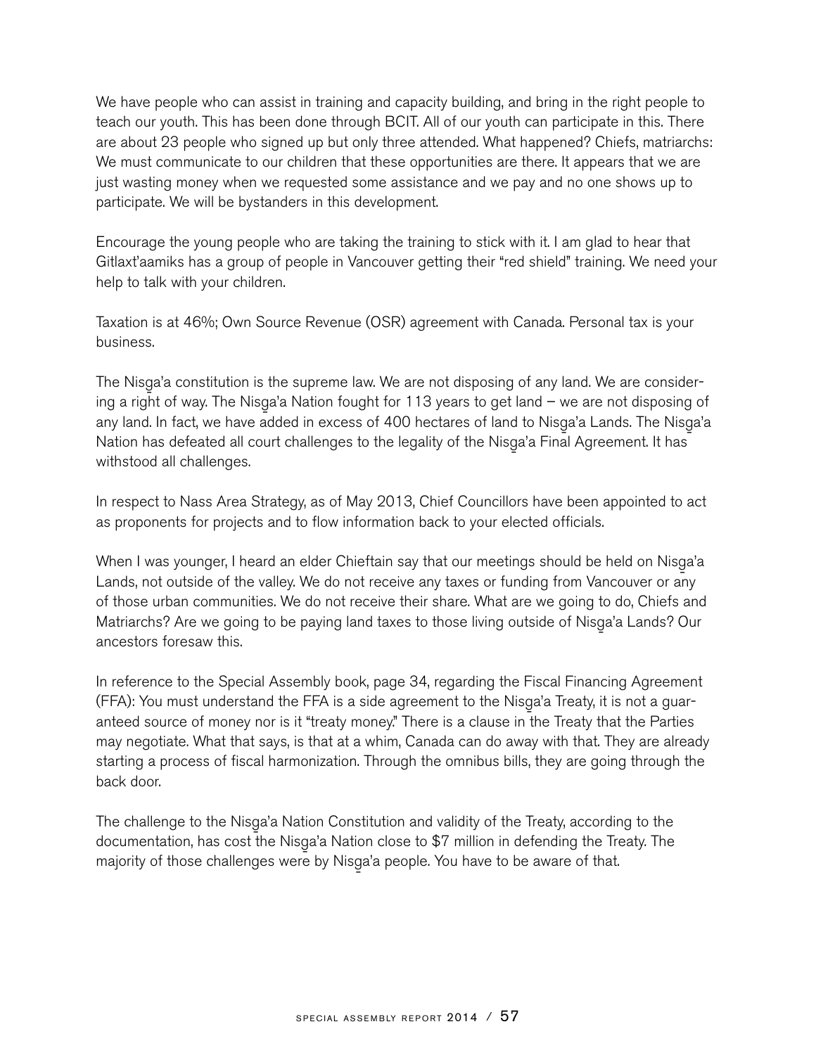We have people who can assist in training and capacity building, and bring in the right people to teach our youth. This has been done through BCIT. All of our youth can participate in this. There are about 23 people who signed up but only three attended. What happened? Chiefs, matriarchs: We must communicate to our children that these opportunities are there. It appears that we are just wasting money when we requested some assistance and we pay and no one shows up to participate. We will be bystanders in this development.

Encourage the young people who are taking the training to stick with it. I am glad to hear that Gitlaxt'aamiks has a group of people in Vancouver getting their "red shield" training. We need your help to talk with your children.

Taxation is at 46%; Own Source Revenue (OSR) agreement with Canada. Personal tax is your business.

The Nisg̲a'a constitution is the supreme law. We are not disposing of any land. We are considering a right of way. The Nisg̲a'a Nation fought for 113 years to get land – we are not disposing of any land. In fact, we have added in excess of 400 hectares of land to Nisg̲a'a Lands. The Nisg̲a'a Nation has defeated all court challenges to the legality of the Nisg̲a'a Final Agreement. It has withstood all challenges.

In respect to Nass Area Strategy, as of May 2013, Chief Councillors have been appointed to act as proponents for projects and to flow information back to your elected officials.

When I was younger, I heard an elder Chieftain say that our meetings should be held on Nisg̲a'a Lands, not outside of the valley. We do not receive any taxes or funding from Vancouver or any of those urban communities. We do not receive their share. What are we going to do, Chiefs and Matriarchs? Are we going to be paying land taxes to those living outside of Nisg̲a'a Lands? Our ancestors foresaw this.

In reference to the Special Assembly book, page 34, regarding the Fiscal Financing Agreement (FFA): You must understand the FFA is a side agreement to the Nisg̲a'a Treaty, it is not a guaranteed source of money nor is it "treaty money." There is a clause in the Treaty that the Parties may negotiate. What that says, is that at a whim, Canada can do away with that. They are already starting a process of fiscal harmonization. Through the omnibus bills, they are going through the back door.

The challenge to the Nisg̲a'a Nation Constitution and validity of the Treaty, according to the documentation, has cost the Nisg̲a'a Nation close to $7 million in defending the Treaty. The majority of those challenges were by Nisg̲a'a people. You have to be aware of that.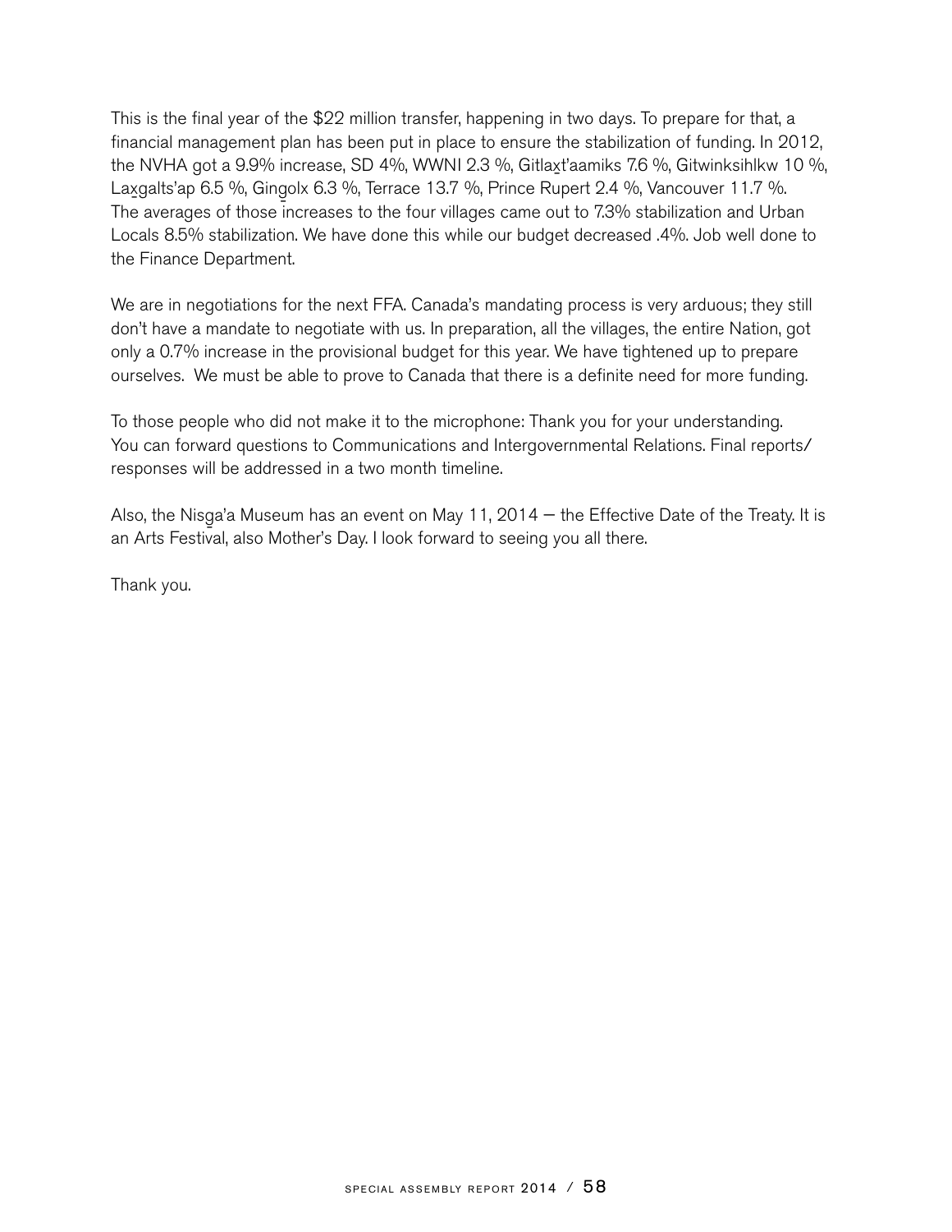This is the final year of the $22 million transfer, happening in two days. To prepare for that, a financial management plan has been put in place to ensure the stabilization of funding. In 2012, the NVHA got a 9.9% increase, SD 4%, WWNI 2.3 %, Gitlax̱t'aamiks 7.6 %, Gitwinksihlkw 10 %, Lax̱galts'ap 6.5 %, Gingolx 6.3 %, Terrace 13.7 %, Prince Rupert 2.4 %, Vancouver 11.7 %. The averages of those increases to the four villages came out to 7.3% stabilization and Urban Locals 8.5% stabilization. We have done this while our budget decreased .4%. Job well done to the Finance Department.

We are in negotiations for the next FFA. Canada's mandating process is very arduous; they still don't have a mandate to negotiate with us. In preparation, all the villages, the entire Nation, got only a 0.7% increase in the provisional budget for this year. We have tightened up to prepare ourselves. We must be able to prove to Canada that there is a definite need for more funding.

To those people who did not make it to the microphone: Thank you for your understanding. You can forward questions to Communications and Intergovernmental Relations. Final reports/ responses will be addressed in a two month timeline.

Also, the Nisg̱a'a Museum has an event on May 11, 2014 — the Effective Date of the Treaty. It is an Arts Festival, also Mother's Day. I look forward to seeing you all there.

Thank you.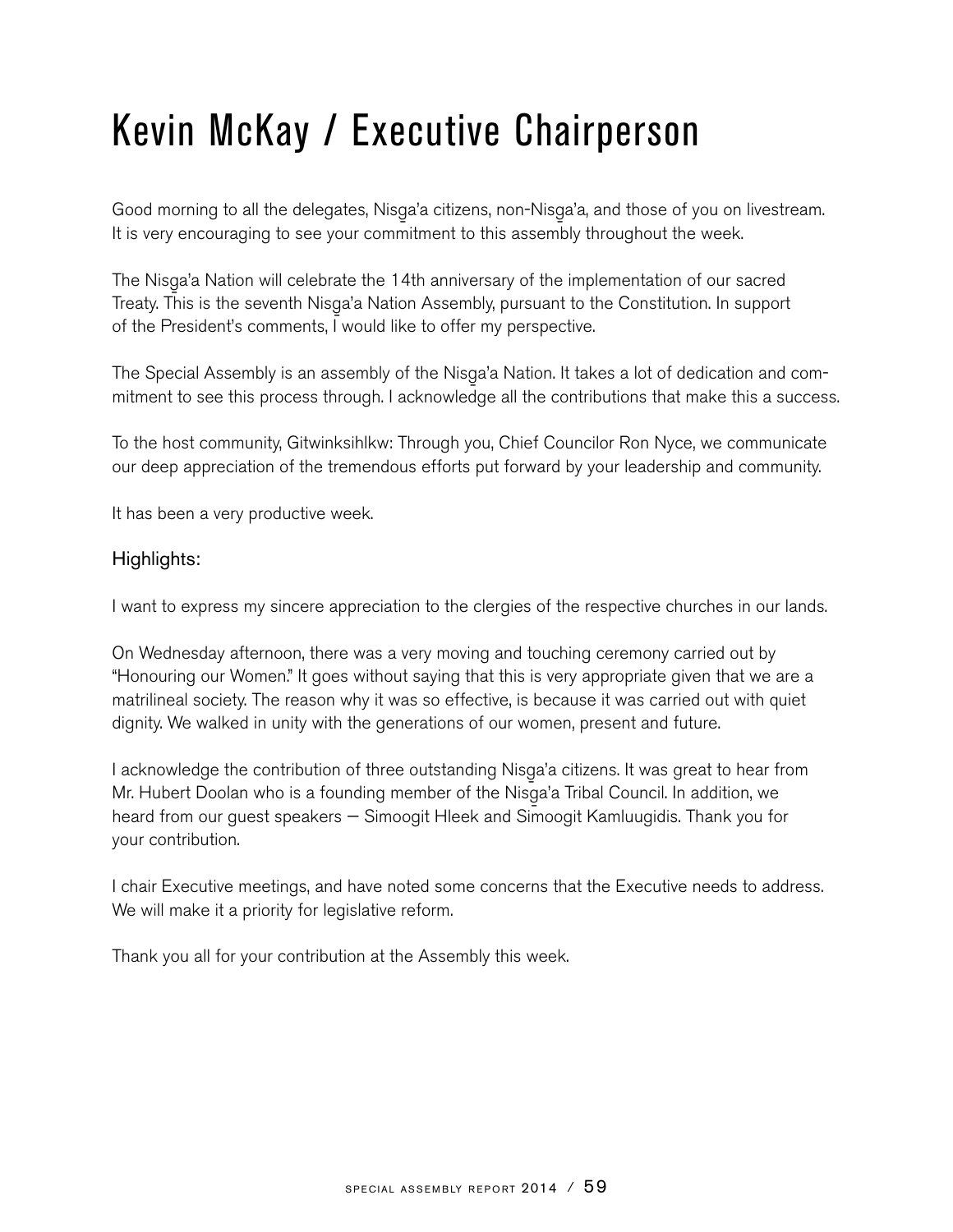# Kevin McKay / Executive Chairperson

Good morning to all the delegates, Nisg̱a'a citizens, non-Nisg̱a'a, and those of you on livestream. It is very encouraging to see your commitment to this assembly throughout the week.

The Nisg̱a'a Nation will celebrate the 14th anniversary of the implementation of our sacred Treaty. This is the seventh Nisg̱a'a Nation Assembly, pursuant to the Constitution. In support of the President's comments, I would like to offer my perspective.

The Special Assembly is an assembly of the Nisg̱a'a Nation. It takes a lot of dedication and commitment to see this process through. I acknowledge all the contributions that make this a success.

To the host community, Gitwinksihlkw: Through you, Chief Councilor Ron Nyce, we communicate our deep appreciation of the tremendous efforts put forward by your leadership and community.

It has been a very productive week.

## Highlights:

I want to express my sincere appreciation to the clergies of the respective churches in our lands.

On Wednesday afternoon, there was a very moving and touching ceremony carried out by "Honouring our Women." It goes without saying that this is very appropriate given that we are a matrilineal society. The reason why it was so effective, is because it was carried out with quiet dignity. We walked in unity with the generations of our women, present and future.

I acknowledge the contribution of three outstanding Nisg̱a'a citizens. It was great to hear from Mr. Hubert Doolan who is a founding member of the Nisg̱a'a Tribal Council. In addition, we heard from our guest speakers — Simoogit Hleek and Sim̱oogit Kamluugidis. Thank you for your contribution.

I chair Executive meetings, and have noted some concerns that the Executive needs to address. We will make it a priority for legislative reform.

Thank you all for your contribution at the Assembly this week.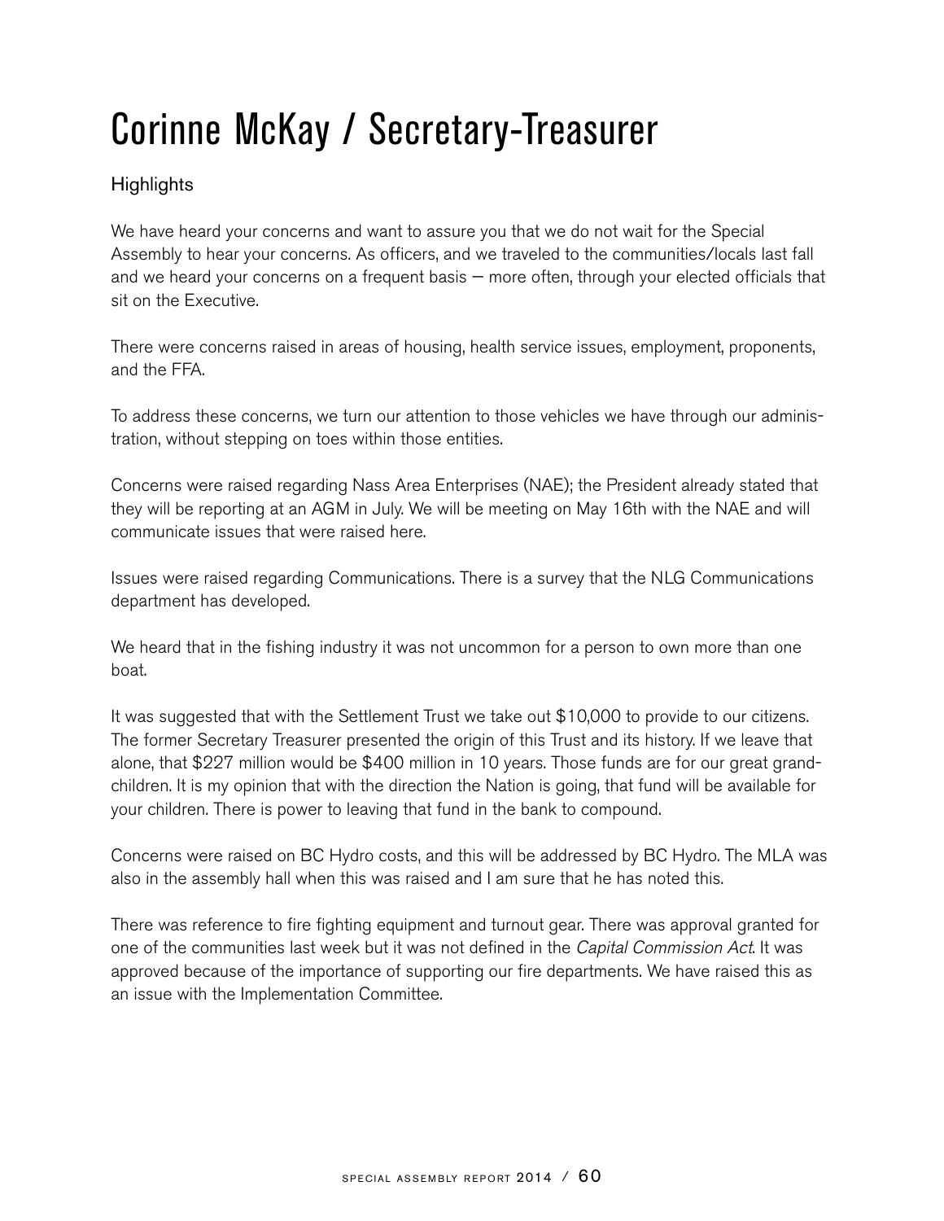# Corinne McKay / Secretary-Treasurer

## Highlights

We have heard your concerns and want to assure you that we do not wait for the Special Assembly to hear your concerns. As officers, and we traveled to the communities/locals last fall and we heard your concerns on a frequent basis — more often, through your elected officials that sit on the Executive.

There were concerns raised in areas of housing, health service issues, employment, proponents, and the FFA.

To address these concerns, we turn our attention to those vehicles we have through our administration, without stepping on toes within those entities.

Concerns were raised regarding Nass Area Enterprises (NAE); the President already stated that they will be reporting at an AGM in July. We will be meeting on May 16th with the NAE and will communicate issues that were raised here.

Issues were raised regarding Communications. There is a survey that the NLG Communications department has developed.

We heard that in the fishing industry it was not uncommon for a person to own more than one boat.

It was suggested that with the Settlement Trust we take out $10,000 to provide to our citizens. The former Secretary Treasurer presented the origin of this Trust and its history. If we leave that alone, that $227 million would be $400 million in 10 years. Those funds are for our great grandchildren. It is my opinion that with the direction the Nation is going, that fund will be available for your children. There is power to leaving that fund in the bank to compound.

Concerns were raised on BC Hydro costs, and this will be addressed by BC Hydro. The MLA was also in the assembly hall when this was raised and I am sure that he has noted this.

There was reference to fire fighting equipment and turnout gear. There was approval granted for one of the communities last week but it was not defined in the *Capital Commission Act*. It was approved because of the importance of supporting our fire departments. We have raised this as an issue with the Implementation Committee.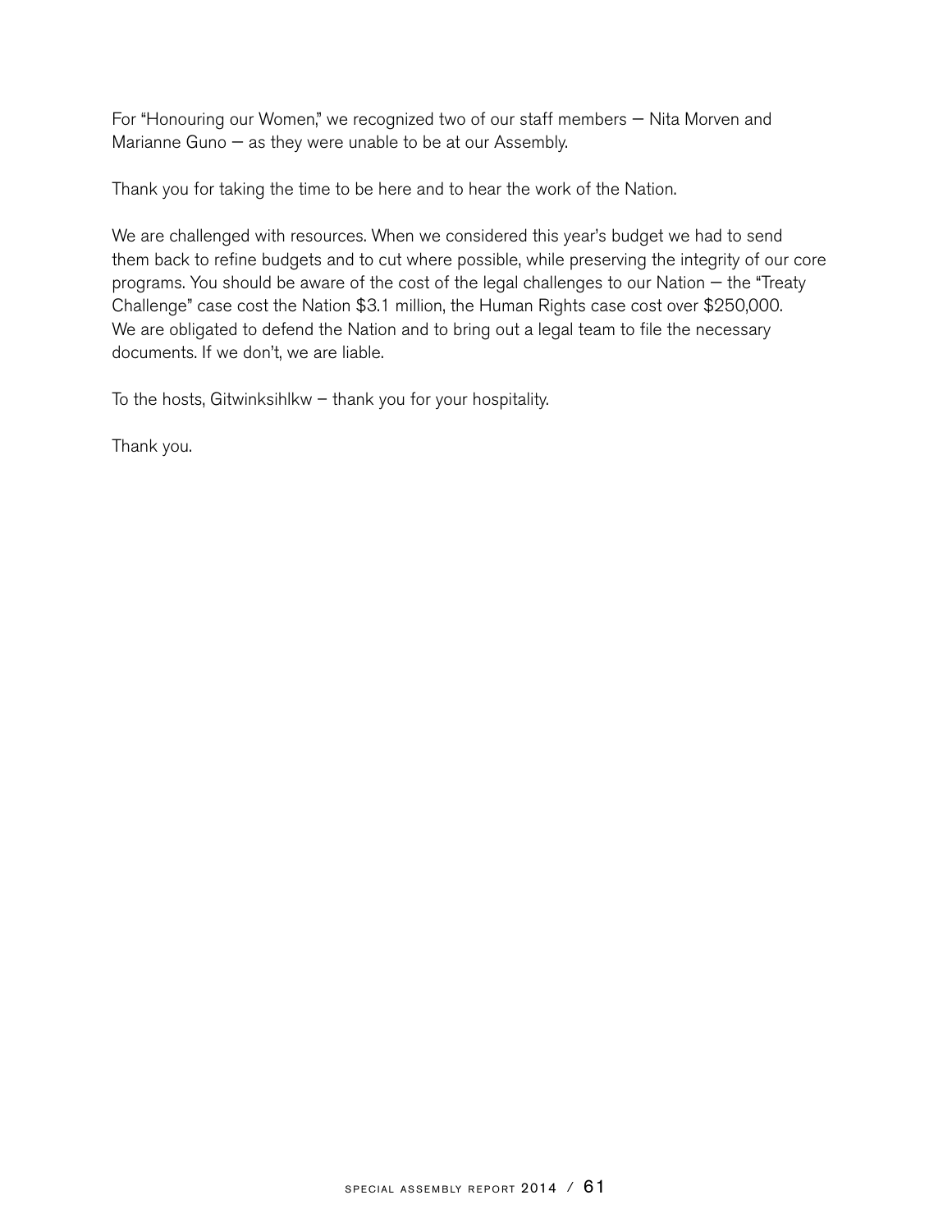For "Honouring our Women," we recognized two of our staff members — Nita Morven and Marianne Guno — as they were unable to be at our Assembly.

Thank you for taking the time to be here and to hear the work of the Nation.

We are challenged with resources. When we considered this year's budget we had to send them back to refine budgets and to cut where possible, while preserving the integrity of our core programs. You should be aware of the cost of the legal challenges to our Nation — the "Treaty Challenge" case cost the Nation $3.1 million, the Human Rights case cost over $250,000. We are obligated to defend the Nation and to bring out a legal team to file the necessary documents. If we don't, we are liable.

To the hosts, Gitwinksihlkw — thank you for your hospitality.

Thank you.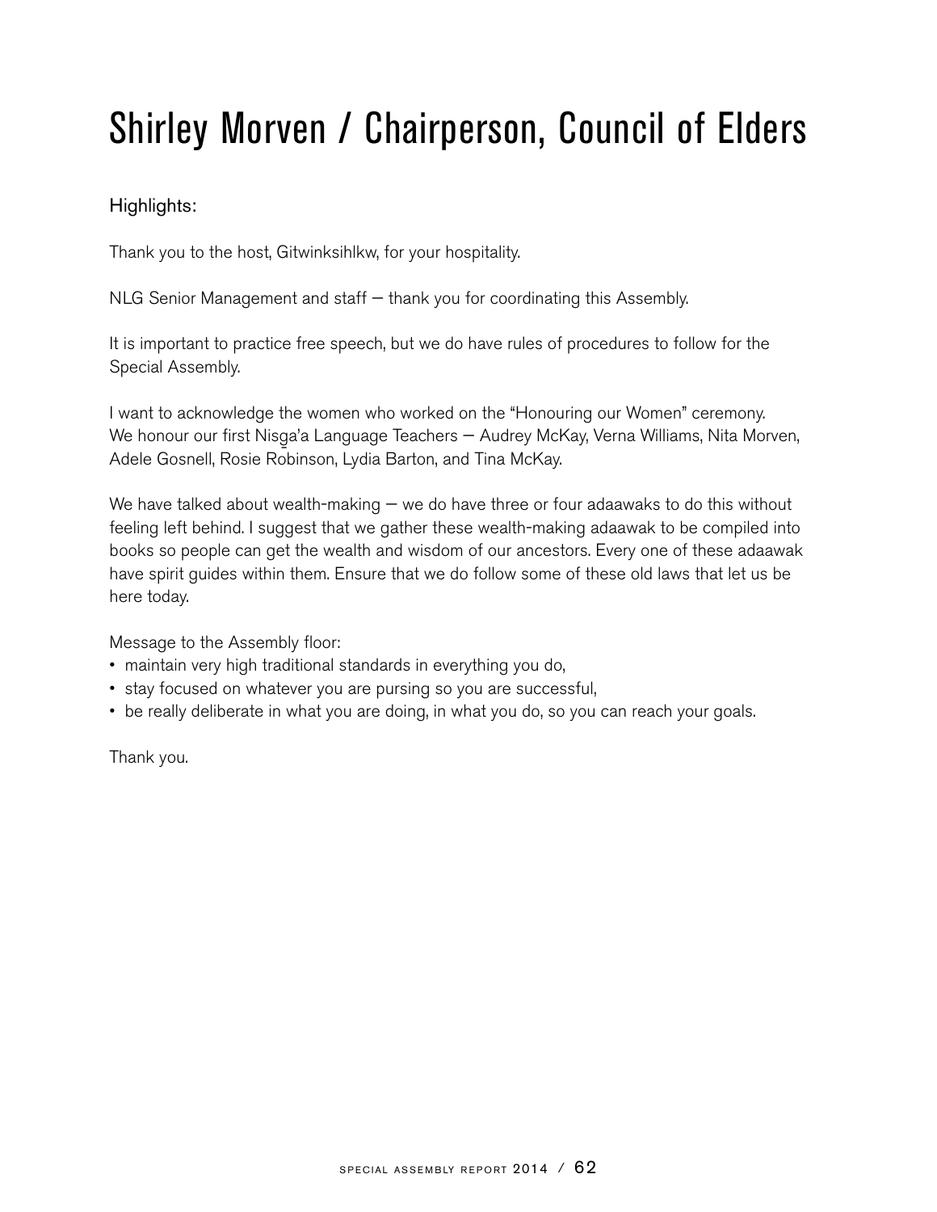# Shirley Morven / Chairperson, Council of Elders

Highlights:

Thank you to the host, Gitwinksihlkw, for your hospitality.

NLG Senior Management and staff — thank you for coordinating this Assembly.

It is important to practice free speech, but we do have rules of procedures to follow for the Special Assembly.

I want to acknowledge the women who worked on the "Honouring our Women" ceremony. We honour our first Nisg̱a'a Language Teachers — Audrey McKay, Verna Williams, Nita Morven, Adele Gosnell, Rosie Robinson, Lydia Barton, and Tina McKay.

We have talked about wealth-making — we do have three or four adaawaks to do this without feeling left behind. I suggest that we gather these wealth-making adaawak to be compiled into books so people can get the wealth and wisdom of our ancestors. Every one of these adaawak have spirit guides within them. Ensure that we do follow some of these old laws that let us be here today.

Message to the Assembly floor:

- maintain very high traditional standards in everything you do,
- stay focused on whatever you are pursing so you are successful,
- be really deliberate in what you are doing, in what you do, so you can reach your goals.

Thank you.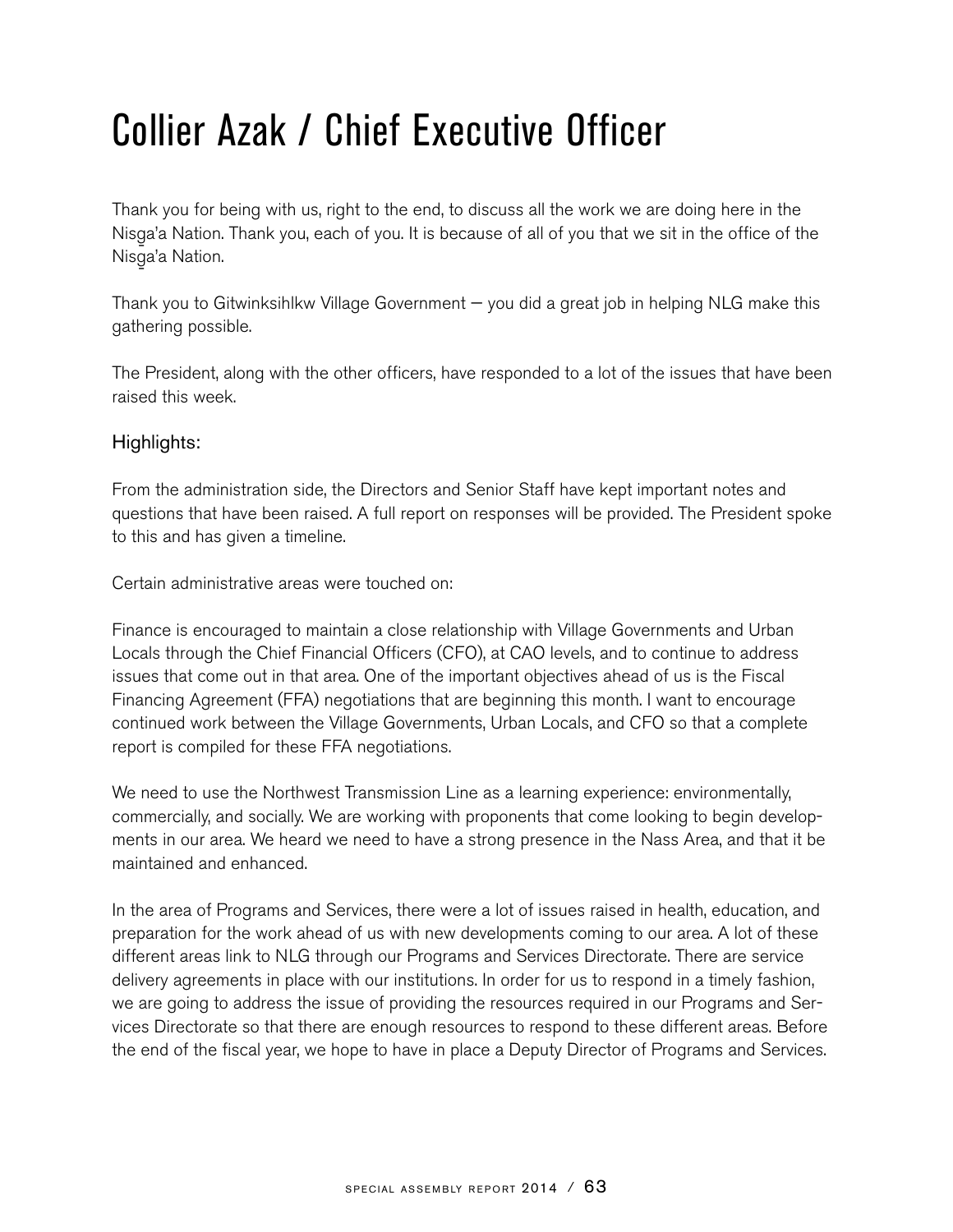# Collier Azak / Chief Executive Officer

Thank you for being with us, right to the end, to discuss all the work we are doing here in the Nisg̲a'a Nation. Thank you, each of you. It is because of all of you that we sit in the office of the Nisg̲a'a Nation.

Thank you to Gitwinksihlkw Village Government — you did a great job in helping NLG make this gathering possible.

The President, along with the other officers, have responded to a lot of the issues that have been raised this week.

### Highlights:

From the administration side, the Directors and Senior Staff have kept important notes and questions that have been raised. A full report on responses will be provided. The President spoke to this and has given a timeline.

Certain administrative areas were touched on:

Finance is encouraged to maintain a close relationship with Village Governments and Urban Locals through the Chief Financial Officers (CFO), at CAO levels, and to continue to address issues that come out in that area. One of the important objectives ahead of us is the Fiscal Financing Agreement (FFA) negotiations that are beginning this month. I want to encourage continued work between the Village Governments, Urban Locals, and CFO so that a complete report is compiled for these FFA negotiations.

We need to use the Northwest Transmission Line as a learning experience: environmentally, commercially, and socially. We are working with proponents that come looking to begin developments in our area. We heard we need to have a strong presence in the Nass Area, and that it be maintained and enhanced.

In the area of Programs and Services, there were a lot of issues raised in health, education, and preparation for the work ahead of us with new developments coming to our area. A lot of these different areas link to NLG through our Programs and Services Directorate. There are service delivery agreements in place with our institutions. In order for us to respond in a timely fashion, we are going to address the issue of providing the resources required in our Programs and Services Directorate so that there are enough resources to respond to these different areas. Before the end of the fiscal year, we hope to have in place a Deputy Director of Programs and Services.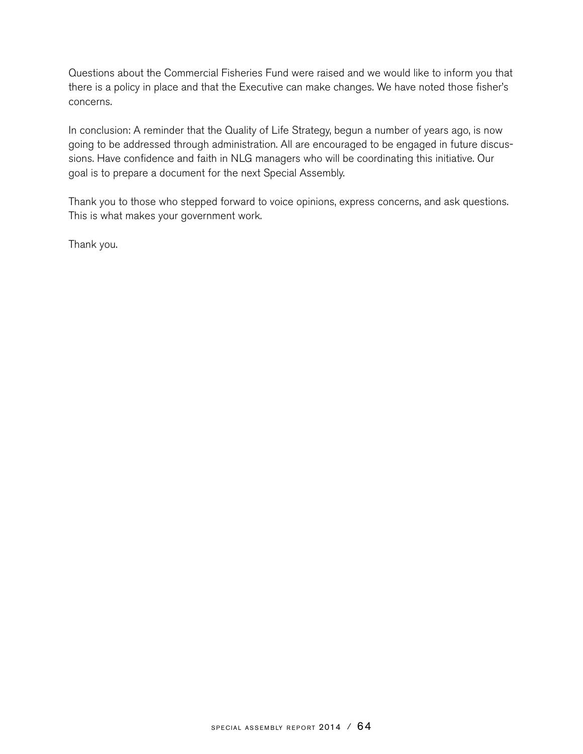Questions about the Commercial Fisheries Fund were raised and we would like to inform you that there is a policy in place and that the Executive can make changes. We have noted those fisher's concerns.

In conclusion: A reminder that the Quality of Life Strategy, begun a number of years ago, is now going to be addressed through administration. All are encouraged to be engaged in future discussions. Have confidence and faith in NLG managers who will be coordinating this initiative. Our goal is to prepare a document for the next Special Assembly.

Thank you to those who stepped forward to voice opinions, express concerns, and ask questions. This is what makes your government work.

Thank you.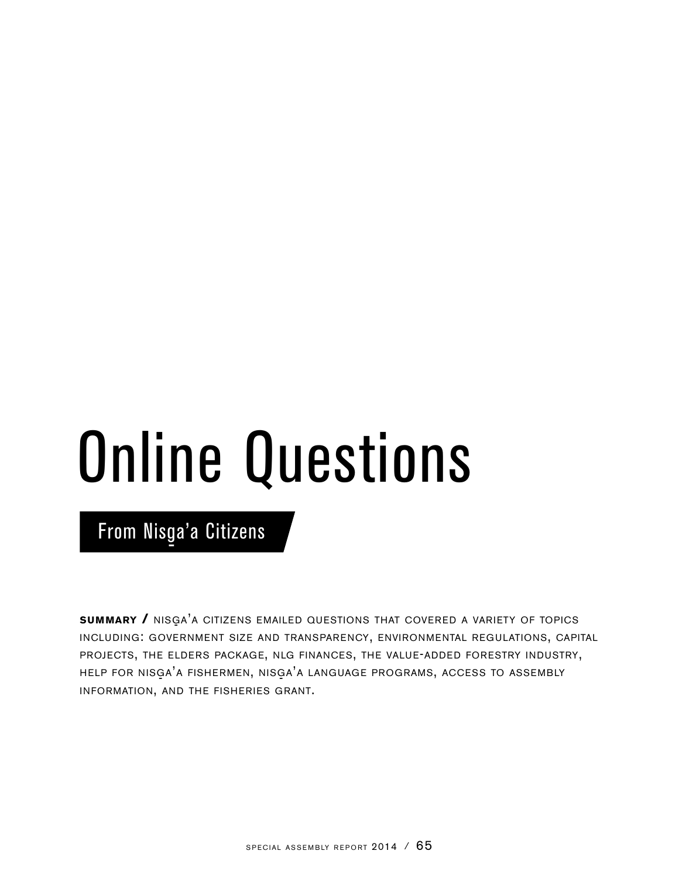# Online Questions

## From Nisg̱a'a Citizens

**SUMMARY /** Nisg̱a'a citizens emailed questions that covered a variety of topics including: government size and transparency, environmental regulations, capital projects, the elders package, NLG finances, the value-added forestry industry, help for Nisg̱a'a fishermen, Nisg̱a'a language programs, access to assembly information, and the fisheries grant.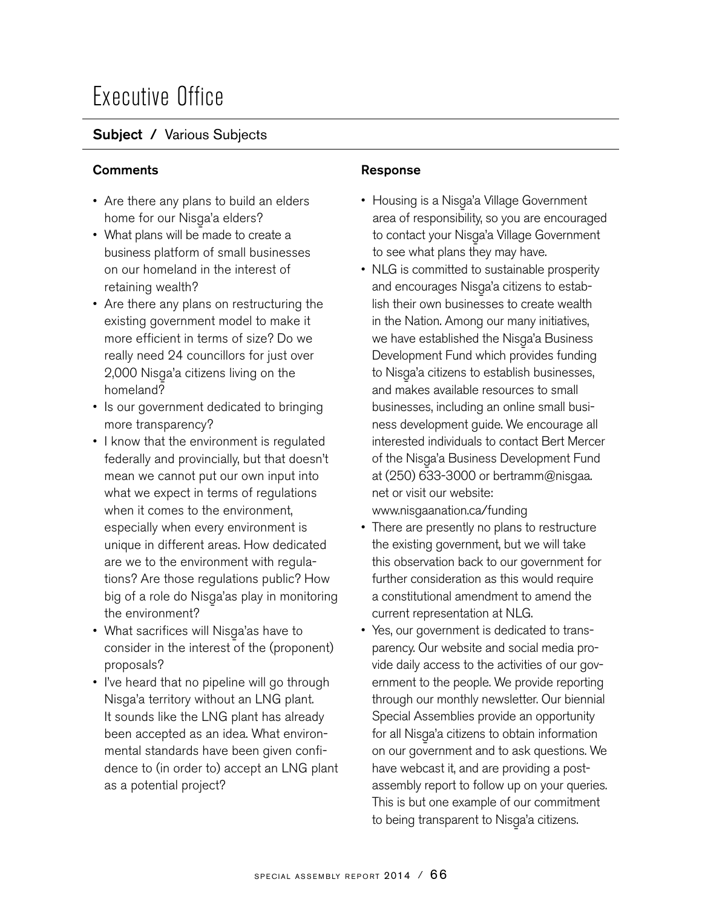# Executive Office

## Subject / Various Subjects

### Comments

- Are there any plans to build an elders home for our Nisg̱a'a elders?
- What plans will be made to create a business platform of small businesses on our homeland in the interest of retaining wealth?
- Are there any plans on restructuring the existing government model to make it more efficient in terms of size? Do we really need 24 councillors for just over 2,000 Nisg̱a'a citizens living on the homeland?
- Is our government dedicated to bringing more transparency?
- I know that the environment is regulated federally and provincially, but that doesn't mean we cannot put our own input into what we expect in terms of regulations when it comes to the environment, especially when every environment is unique in different areas. How dedicated are we to the environment with regulations? Are those regulations public? How big of a role do Nisg̱a'as play in monitoring the environment?
- What sacrifices will Nisg̱a'as have to consider in the interest of the (proponent) proposals?
- I've heard that no pipeline will go through Nisg̱a'a territory without an LNG plant. It sounds like the LNG plant has already been accepted as an idea. What environmental standards have been given confidence to (in order to) accept an LNG plant as a potential project?

### Response

- Housing is a Nisg̱a'a Village Government area of responsibility, so you are encouraged to contact your Nisg̱a'a Village Government to see what plans they may have.
- NLG is committed to sustainable prosperity and encourages Nisg̱a'a citizens to establish their own businesses to create wealth in the Nation. Among our many initiatives, we have established the Nisg̱a'a Business Development Fund which provides funding to Nisg̱a'a citizens to establish businesses, and makes available resources to small businesses, including an online small business development guide. We encourage all interested individuals to contact Bert Mercer of the Nisg̱a'a Business Development Fund at (250) 633-3000 or bertramm@nisgaa.net or visit our website: www.nisgaanation.ca/funding
- There are presently no plans to restructure the existing government, but we will take this observation back to our government for further consideration as this would require a constitutional amendment to amend the current representation at NLG.
- Yes, our government is dedicated to transparency. Our website and social media provide daily access to the activities of our government to the people. We provide reporting through our monthly newsletter. Our biennial Special Assemblies provide an opportunity for all Nisg̱a'a citizens to obtain information on our government and to ask questions. We have webcast it, and are providing a post-assembly report to follow up on your queries. This is but one example of our commitment to being transparent to Nisg̱a'a citizens.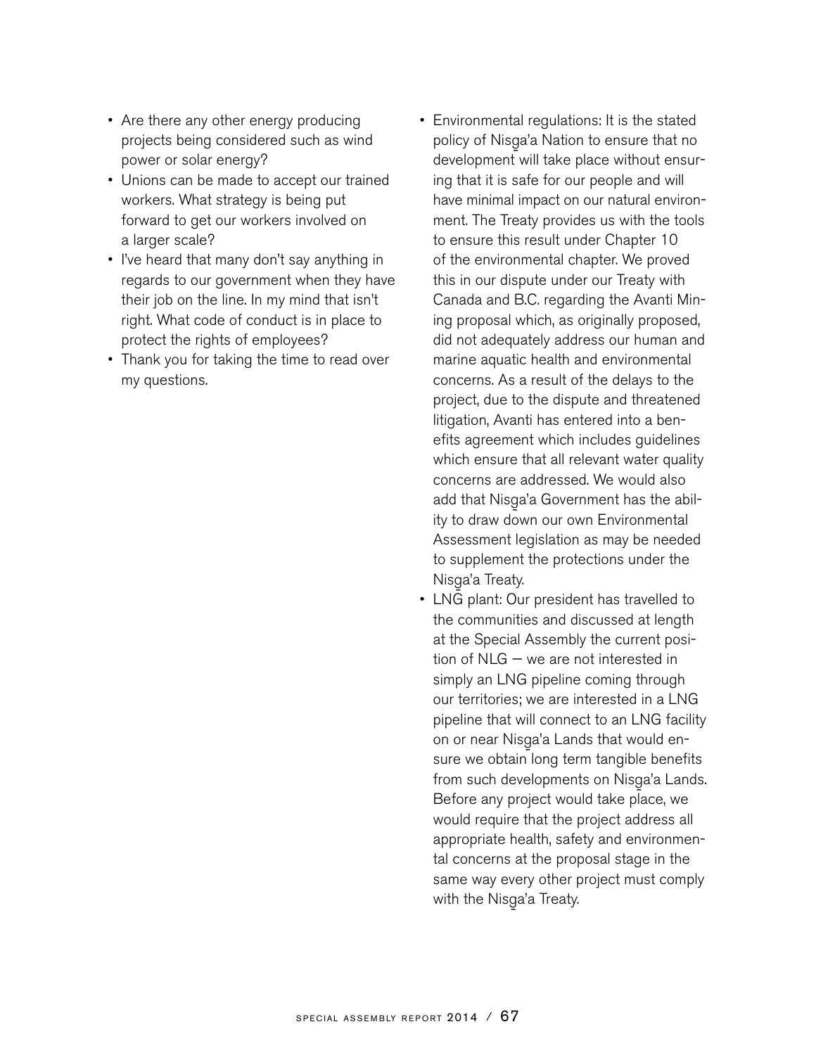- Are there any other energy producing projects being considered such as wind power or solar energy?
- Unions can be made to accept our trained workers. What strategy is being put forward to get our workers involved on a larger scale?
- I've heard that many don't say anything in regards to our government when they have their job on the line. In my mind that isn't right. What code of conduct is in place to protect the rights of employees?
- Thank you for taking the time to read over my questions.

- Environmental regulations: It is the stated policy of Nisg̱a'a Nation to ensure that no development will take place without ensuring that it is safe for our people and will have minimal impact on our natural environment. The Treaty provides us with the tools to ensure this result under Chapter 10 of the environmental chapter. We proved this in our dispute under our Treaty with Canada and B.C. regarding the Avanti Mining proposal which, as originally proposed, did not adequately address our human and marine aquatic health and environmental concerns. As a result of the delays to the project, due to the dispute and threatened litigation, Avanti has entered into a benefits agreement which includes guidelines which ensure that all relevant water quality concerns are addressed. We would also add that Nisg̱a'a Government has the ability to draw down our own Environmental Assessment legislation as may be needed to supplement the protections under the Nisg̱a'a Treaty.
- LNG plant: Our president has travelled to the communities and discussed at length at the Special Assembly the current position of NLG — we are not interested in simply an LNG pipeline coming through our territories; we are interested in a LNG pipeline that will connect to an LNG facility on or near Nisg̱a'a Lands that would ensure we obtain long term tangible benefits from such developments on Nisg̱a'a Lands. Before any project would take place, we would require that the project address all appropriate health, safety and environmental concerns at the proposal stage in the same way every other project must comply with the Nisg̱a'a Treaty.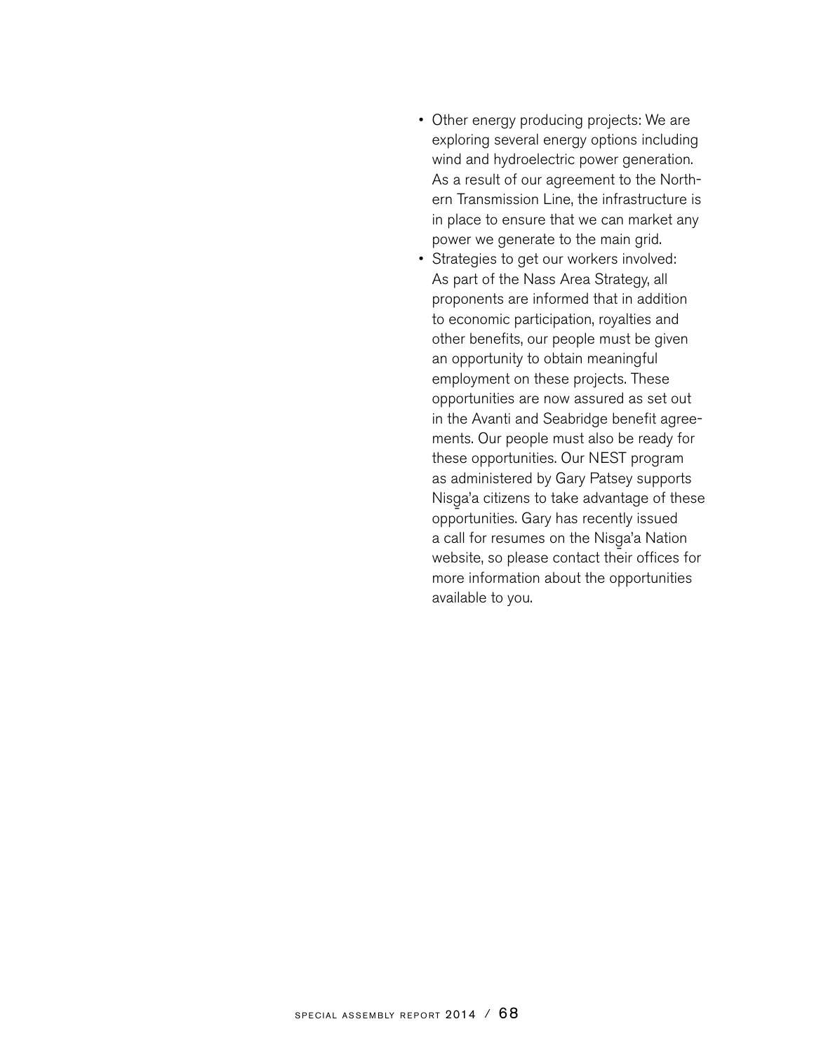- Other energy producing projects: We are exploring several energy options including wind and hydroelectric power generation. As a result of our agreement to the Northern Transmission Line, the infrastructure is in place to ensure that we can market any power we generate to the main grid.
- Strategies to get our workers involved: As part of the Nass Area Strategy, all proponents are informed that in addition to economic participation, royalties and other benefits, our people must be given an opportunity to obtain meaningful employment on these projects. These opportunities are now assured as set out in the Avanti and Seabridge benefit agreements. Our people must also be ready for these opportunities. Our NEST program as administered by Gary Patsey supports Nisg̱a'a citizens to take advantage of these opportunities. Gary has recently issued a call for resumes on the Nisg̱a'a Nation website, so please contact their offices for more information about the opportunities available to you.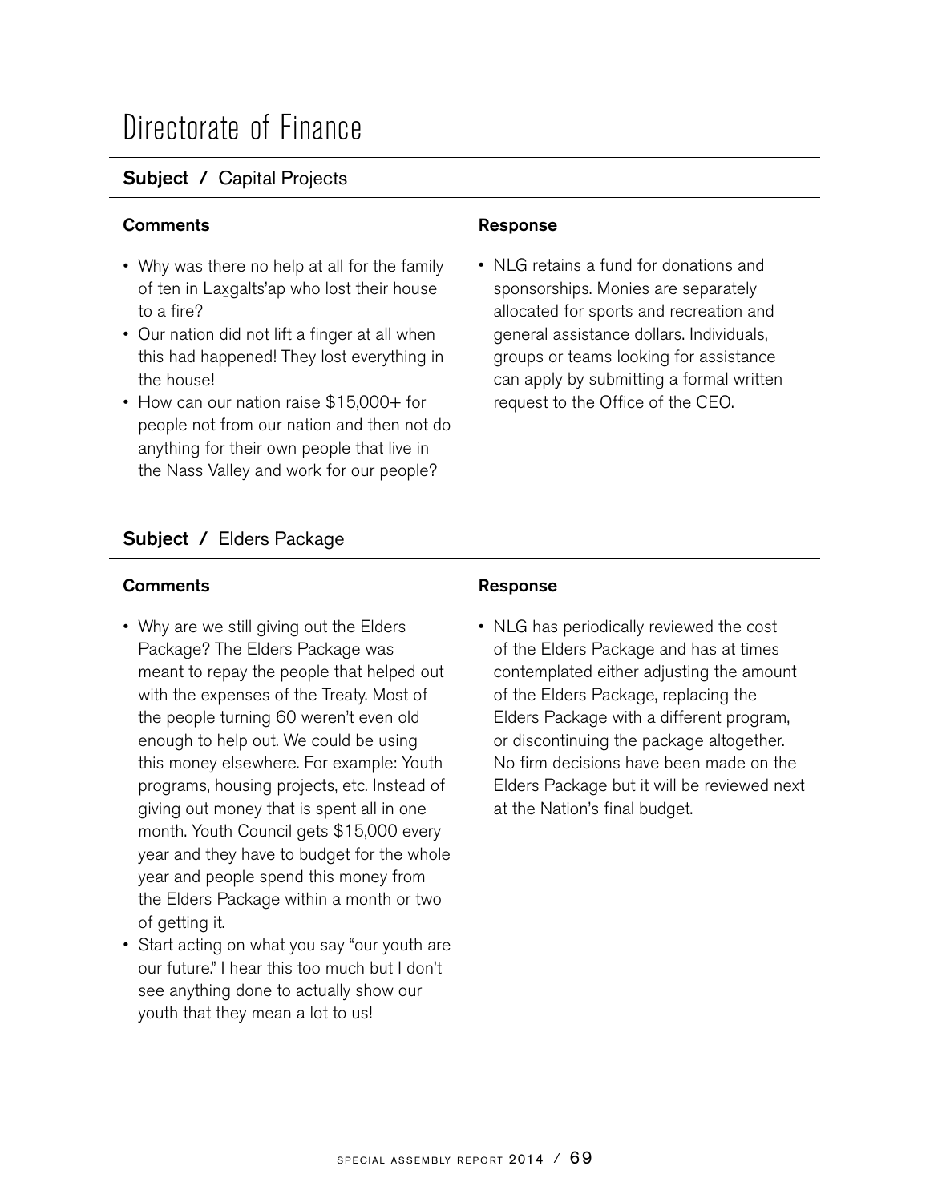# Directorate of Finance

## Subject / Capital Projects

**Comments**

- Why was there no help at all for the family of ten in Lax̱galts'ap who lost their house to a fire?
- Our nation did not lift a finger at all when this had happened! They lost everything in the house!
- How can our nation raise $15,000+ for people not from our nation and then not do anything for their own people that live in the Nass Valley and work for our people?

**Response**

- NLG retains a fund for donations and sponsorships. Monies are separately allocated for sports and recreation and general assistance dollars. Individuals, groups or teams looking for assistance can apply by submitting a formal written request to the Office of the CEO.

## Subject / Elders Package

**Comments**

- Why are we still giving out the Elders Package? The Elders Package was meant to repay the people that helped out with the expenses of the Treaty. Most of the people turning 60 weren't even old enough to help out. We could be using this money elsewhere. For example: Youth programs, housing projects, etc. Instead of giving out money that is spent all in one month. Youth Council gets $15,000 every year and they have to budget for the whole year and people spend this money from the Elders Package within a month or two of getting it.
- Start acting on what you say "our youth are our future." I hear this too much but I don't see anything done to actually show our youth that they mean a lot to us!

**Response**

- NLG has periodically reviewed the cost of the Elders Package and has at times contemplated either adjusting the amount of the Elders Package, replacing the Elders Package with a different program, or discontinuing the package altogether. No firm decisions have been made on the Elders Package but it will be reviewed next at the Nation's final budget.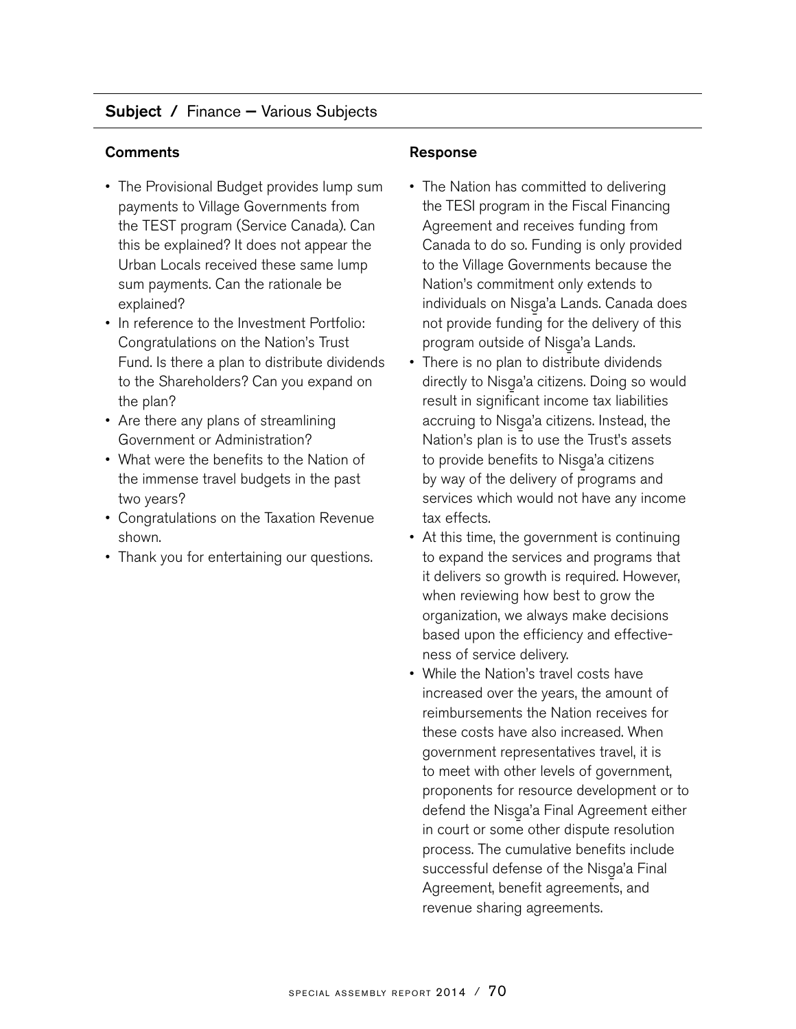**Subject** / Finance — Various Subjects

**Comments**

- The Provisional Budget provides lump sum payments to Village Governments from the TEST program (Service Canada). Can this be explained? It does not appear the Urban Locals received these same lump sum payments. Can the rationale be explained?
- In reference to the Investment Portfolio: Congratulations on the Nation's Trust Fund. Is there a plan to distribute dividends to the Shareholders? Can you expand on the plan?
- Are there any plans of streamlining Government or Administration?
- What were the benefits to the Nation of the immense travel budgets in the past two years?
- Congratulations on the Taxation Revenue shown.
- Thank you for entertaining our questions.

**Response**

- The Nation has committed to delivering the TESI program in the Fiscal Financing Agreement and receives funding from Canada to do so. Funding is only provided to the Village Governments because the Nation's commitment only extends to individuals on Nisg̱a'a Lands. Canada does not provide funding for the delivery of this program outside of Nisg̱a'a Lands.
- There is no plan to distribute dividends directly to Nisg̱a'a citizens. Doing so would result in significant income tax liabilities accruing to Nisg̱a'a citizens. Instead, the Nation's plan is to use the Trust's assets to provide benefits to Nisg̱a'a citizens by way of the delivery of programs and services which would not have any income tax effects.
- At this time, the government is continuing to expand the services and programs that it delivers so growth is required. However, when reviewing how best to grow the organization, we always make decisions based upon the efficiency and effectiveness of service delivery.
- While the Nation's travel costs have increased over the years, the amount of reimbursements the Nation receives for these costs have also increased. When government representatives travel, it is to meet with other levels of government, proponents for resource development or to defend the Nisg̱a'a Final Agreement either in court or some other dispute resolution process. The cumulative benefits include successful defense of the Nisg̱a'a Final Agreement, benefit agreements, and revenue sharing agreements.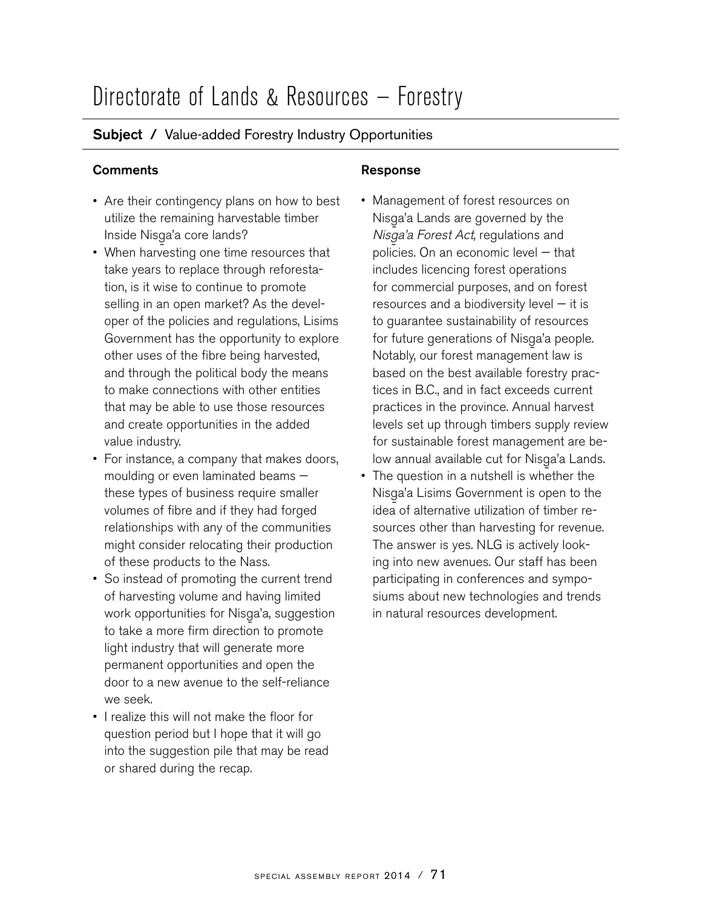# Directorate of Lands & Resources — Forestry

**Subject /** Value-added Forestry Industry Opportunities

**Comments**

- Are their contingency plans on how to best utilize the remaining harvestable timber Inside Nisg̱a'a core lands?
- When harvesting one time resources that take years to replace through reforestation, is it wise to continue to promote selling in an open market? As the developer of the policies and regulations, Lisims Government has the opportunity to explore other uses of the fibre being harvested, and through the political body the means to make connections with other entities that may be able to use those resources and create opportunities in the added value industry.
- For instance, a company that makes doors, moulding or even laminated beams — these types of business require smaller volumes of fibre and if they had forged relationships with any of the communities might consider relocating their production of these products to the Nass.
- So instead of promoting the current trend of harvesting volume and having limited work opportunities for Nisg̱a'a, suggestion to take a more firm direction to promote light industry that will generate more permanent opportunities and open the door to a new avenue to the self-reliance we seek.
- I realize this will not make the floor for question period but I hope that it will go into the suggestion pile that may be read or shared during the recap.

**Response**

- Management of forest resources on Nisg̱a'a Lands are governed by the *Nisg̱a'a Forest Act,* regulations and policies. On an economic level — that includes licencing forest operations for commercial purposes, and on forest resources and a biodiversity level — it is to guarantee sustainability of resources for future generations of Nisg̱a'a people. Notably, our forest management law is based on the best available forestry practices in B.C., and in fact exceeds current practices in the province. Annual harvest levels set up through timbers supply review for sustainable forest management are below annual available cut for Nisg̱a'a Lands.
- The question in a nutshell is whether the Nisg̱a'a Lisims Government is open to the idea of alternative utilization of timber resources other than harvesting for revenue. The answer is yes. NLG is actively looking into new avenues. Our staff has been participating in conferences and symposiums about new technologies and trends in natural resources development.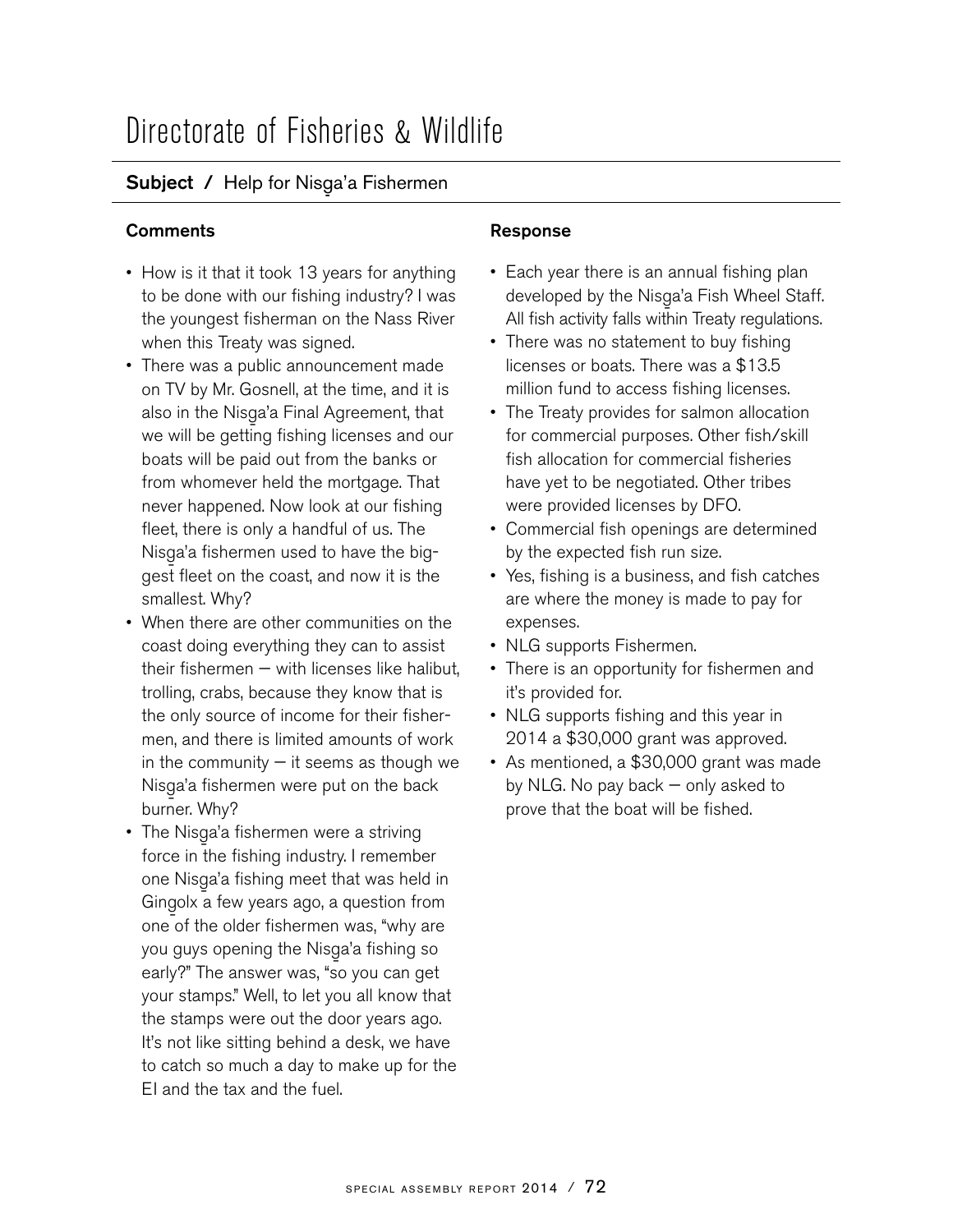# Directorate of Fisheries & Wildlife

**Subject /** Help for Nisg̱a'a Fishermen

### Comments

- How is it that it took 13 years for anything to be done with our fishing industry? I was the youngest fisherman on the Nass River when this Treaty was signed.
- There was a public announcement made on TV by Mr. Gosnell, at the time, and it is also in the Nisg̱a'a Final Agreement, that we will be getting fishing licenses and our boats will be paid out from the banks or from whomever held the mortgage. That never happened. Now look at our fishing fleet, there is only a handful of us. The Nisg̱a'a fishermen used to have the biggest fleet on the coast, and now it is the smallest. Why?
- When there are other communities on the coast doing everything they can to assist their fishermen — with licenses like halibut, trolling, crabs, because they know that is the only source of income for their fishermen, and there is limited amounts of work in the community — it seems as though we Nisg̱a'a fishermen were put on the back burner. Why?
- The Nisg̱a'a fishermen were a striving force in the fishing industry. I remember one Nisg̱a'a fishing meet that was held in Gingolx a few years ago, a question from one of the older fishermen was, "why are you guys opening the Nisg̱a'a fishing so early?" The answer was, "so you can get your stamps." Well, to let you all know that the stamps were out the door years ago. It's not like sitting behind a desk, we have to catch so much a day to make up for the EI and the tax and the fuel.

### Response

- Each year there is an annual fishing plan developed by the Nisg̱a'a Fish Wheel Staff. All fish activity falls within Treaty regulations.
- There was no statement to buy fishing licenses or boats. There was a $13.5 million fund to access fishing licenses.
- The Treaty provides for salmon allocation for commercial purposes. Other fish/skill fish allocation for commercial fisheries have yet to be negotiated. Other tribes were provided licenses by DFO.
- Commercial fish openings are determined by the expected fish run size.
- Yes, fishing is a business, and fish catches are where the money is made to pay for expenses.
- NLG supports Fishermen.
- There is an opportunity for fishermen and it's provided for.
- NLG supports fishing and this year in 2014 a $30,000 grant was approved.
- As mentioned, a $30,000 grant was made by NLG. No pay back — only asked to prove that the boat will be fished.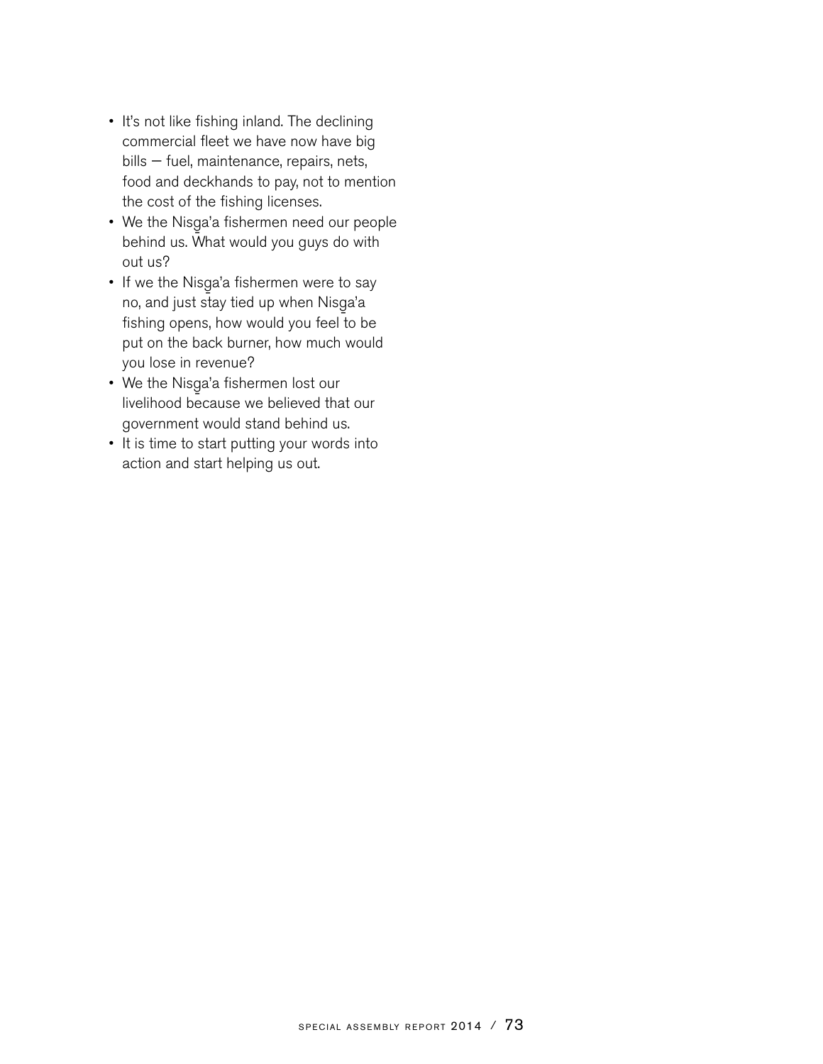- It's not like fishing inland. The declining commercial fleet we have now have big bills — fuel, maintenance, repairs, nets, food and deckhands to pay, not to mention the cost of the fishing licenses.
- We the Nisg̱a'a fishermen need our people behind us. What would you guys do with out us?
- If we the Nisg̱a'a fishermen were to say no, and just stay tied up when Nisg̱a'a fishing opens, how would you feel to be put on the back burner, how much would you lose in revenue?
- We the Nisg̱a'a fishermen lost our livelihood because we believed that our government would stand behind us.
- It is time to start putting your words into action and start helping us out.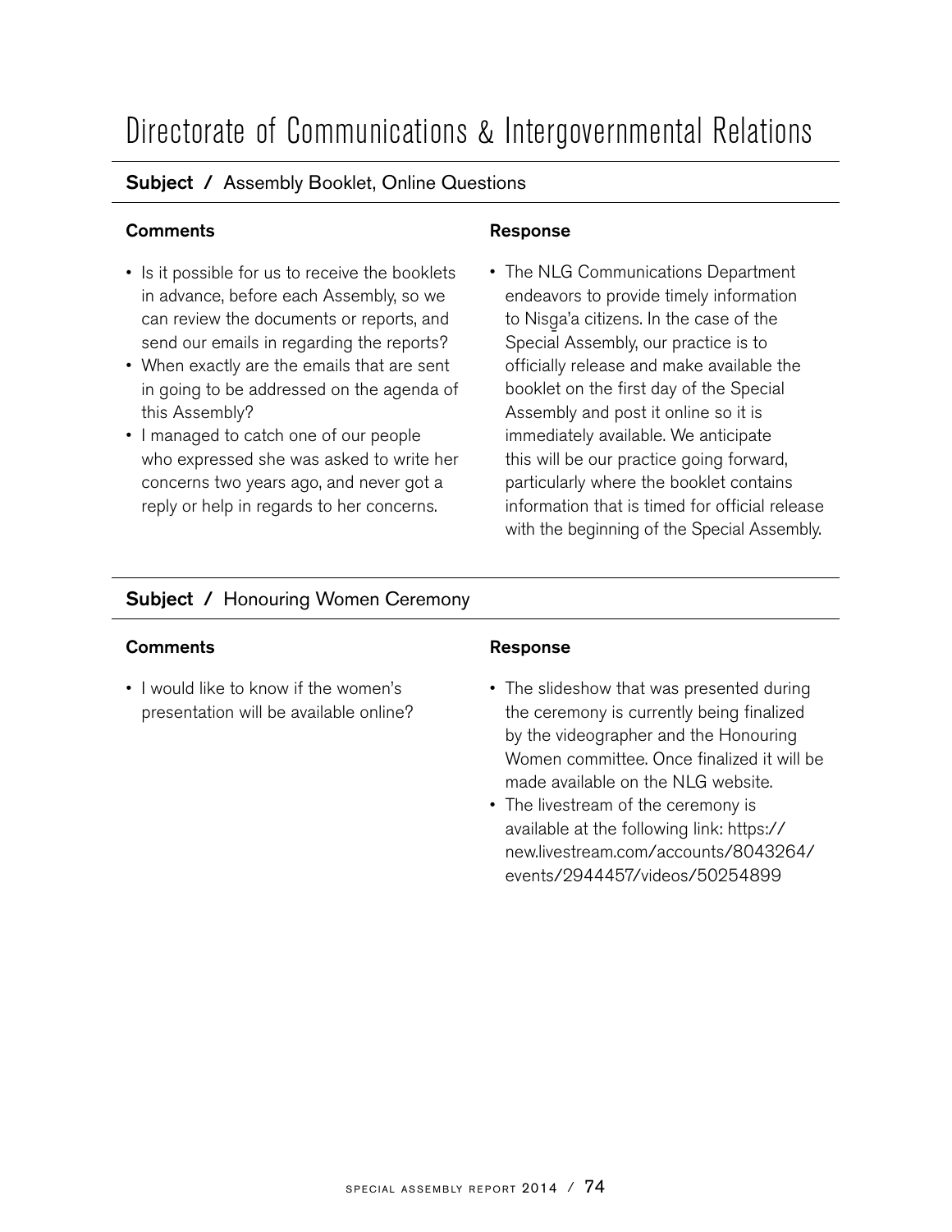# Directorate of Communications & Intergovernmental Relations

## Subject / Assembly Booklet, Online Questions

| Comments | Response |
| --- | --- |
| • Is it possible for us to receive the booklets in advance, before each Assembly, so we can review the documents or reports, and send our emails in regarding the reports?<br>• When exactly are the emails that are sent in going to be addressed on the agenda of this Assembly?<br>• I managed to catch one of our people who expressed she was asked to write her concerns two years ago, and never got a reply or help in regards to her concerns. | • The NLG Communications Department endeavors to provide timely information to Nisg̱a'a citizens. In the case of the Special Assembly, our practice is to officially release and make available the booklet on the first day of the Special Assembly and post it online so it is immediately available. We anticipate this will be our practice going forward, particularly where the booklet contains information that is timed for official release with the beginning of the Special Assembly. |

## Subject / Honouring Women Ceremony

| Comments | Response |
| --- | --- |
| • I would like to know if the women's presentation will be available online? | • The slideshow that was presented during the ceremony is currently being finalized by the videographer and the Honouring Women committee. Once finalized it will be made available on the NLG website.<br>• The livestream of the ceremony is available at the following link: https://new.livestream.com/accounts/8043264/events/2944457/videos/50254899 |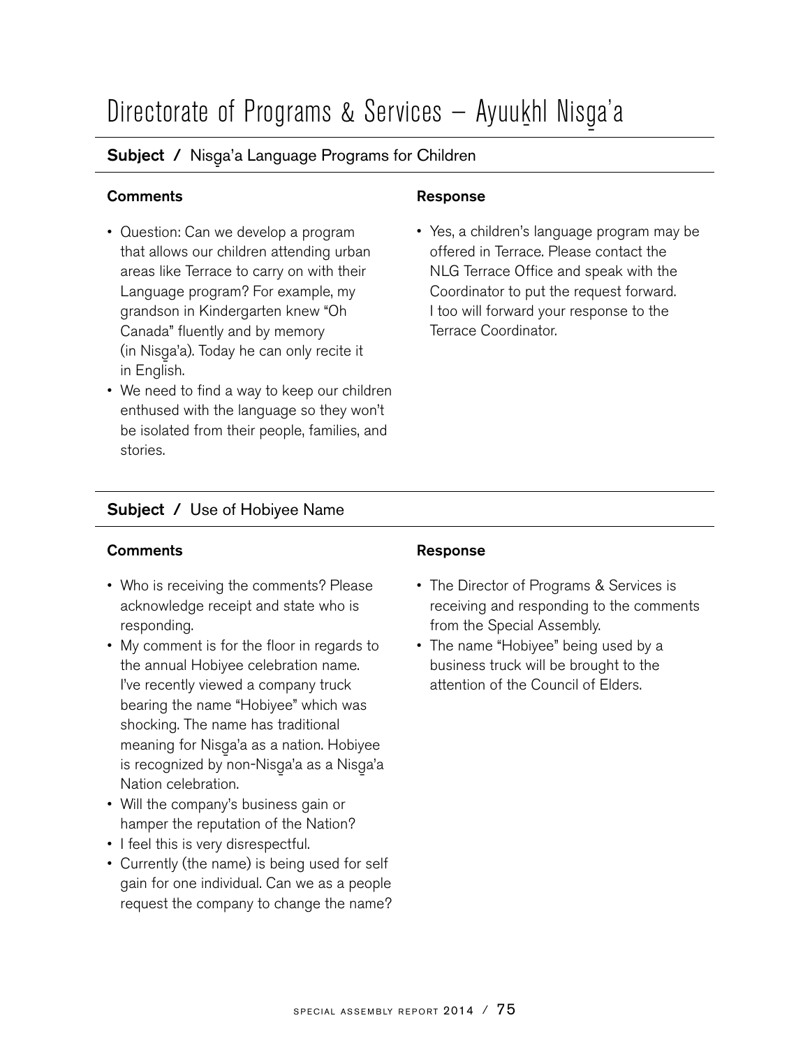# Directorate of Programs & Services – Ayuuk̲hl Nisg̲a'a

**Subject /** Nisg̲a'a Language Programs for Children

| Comments | Response |
| --- | --- |
| • Question: Can we develop a program that allows our children attending urban areas like Terrace to carry on with their Language program? For example, my grandson in Kindergarten knew "Oh Canada" fluently and by memory (in Nisg̲a'a). Today he can only recite it in English.<br>• We need to find a way to keep our children enthused with the language so they won't be isolated from their people, families, and stories. | • Yes, a children's language program may be offered in Terrace. Please contact the NLG Terrace Office and speak with the Coordinator to put the request forward. I too will forward your response to the Terrace Coordinator. |

**Subject /** Use of Hobiyee Name

| Comments | Response |
| --- | --- |
| • Who is receiving the comments? Please acknowledge receipt and state who is responding.<br>• My comment is for the floor in regards to the annual Hobiyee celebration name. I've recently viewed a company truck bearing the name "Hobiyee" which was shocking. The name has traditional meaning for Nisg̲a'a as a nation. Hobiyee is recognized by non-Nisg̲a'a as a Nisg̲a'a Nation celebration.<br>• Will the company's business gain or hamper the reputation of the Nation?<br>• I feel this is very disrespectful.<br>• Currently (the name) is being used for self gain for one individual. Can we as a people request the company to change the name? | • The Director of Programs & Services is receiving and responding to the comments from the Special Assembly.<br>• The name "Hobiyee" being used by a business truck will be brought to the attention of the Council of Elders. |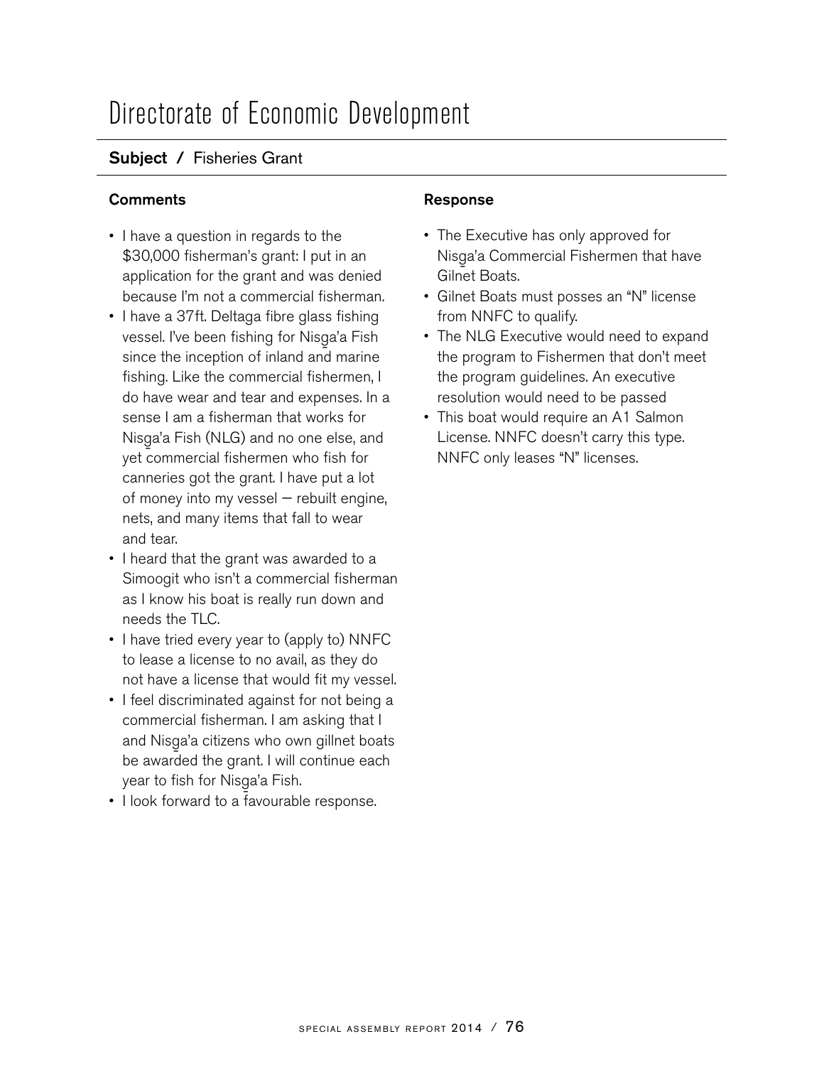# Directorate of Economic Development

**Subject /** Fisheries Grant

**Comments**

- I have a question in regards to the $30,000 fisherman's grant: I put in an application for the grant and was denied because I'm not a commercial fisherman.
- I have a 37ft. Deltaga fibre glass fishing vessel. I've been fishing for Nisg̱a'a Fish since the inception of inland and marine fishing. Like the commercial fishermen, I do have wear and tear and expenses. In a sense I am a fisherman that works for Nisg̱a'a Fish (NLG) and no one else, and yet commercial fishermen who fish for canneries got the grant. I have put a lot of money into my vessel — rebuilt engine, nets, and many items that fall to wear and tear.
- I heard that the grant was awarded to a Simoogit who isn't a commercial fisherman as I know his boat is really run down and needs the TLC.
- I have tried every year to (apply to) NNFC to lease a license to no avail, as they do not have a license that would fit my vessel.
- I feel discriminated against for not being a commercial fisherman. I am asking that I and Nisg̱a'a citizens who own gillnet boats be awarded the grant. I will continue each year to fish for Nisg̱a'a Fish.
- I look forward to a favourable response.

**Response**

- The Executive has only approved for Nisg̱a'a Commercial Fishermen that have Gilnet Boats.
- Gilnet Boats must posses an "N" license from NNFC to qualify.
- The NLG Executive would need to expand the program to Fishermen that don't meet the program guidelines. An executive resolution would need to be passed
- This boat would require an A1 Salmon License. NNFC doesn't carry this type. NNFC only leases "N" licenses.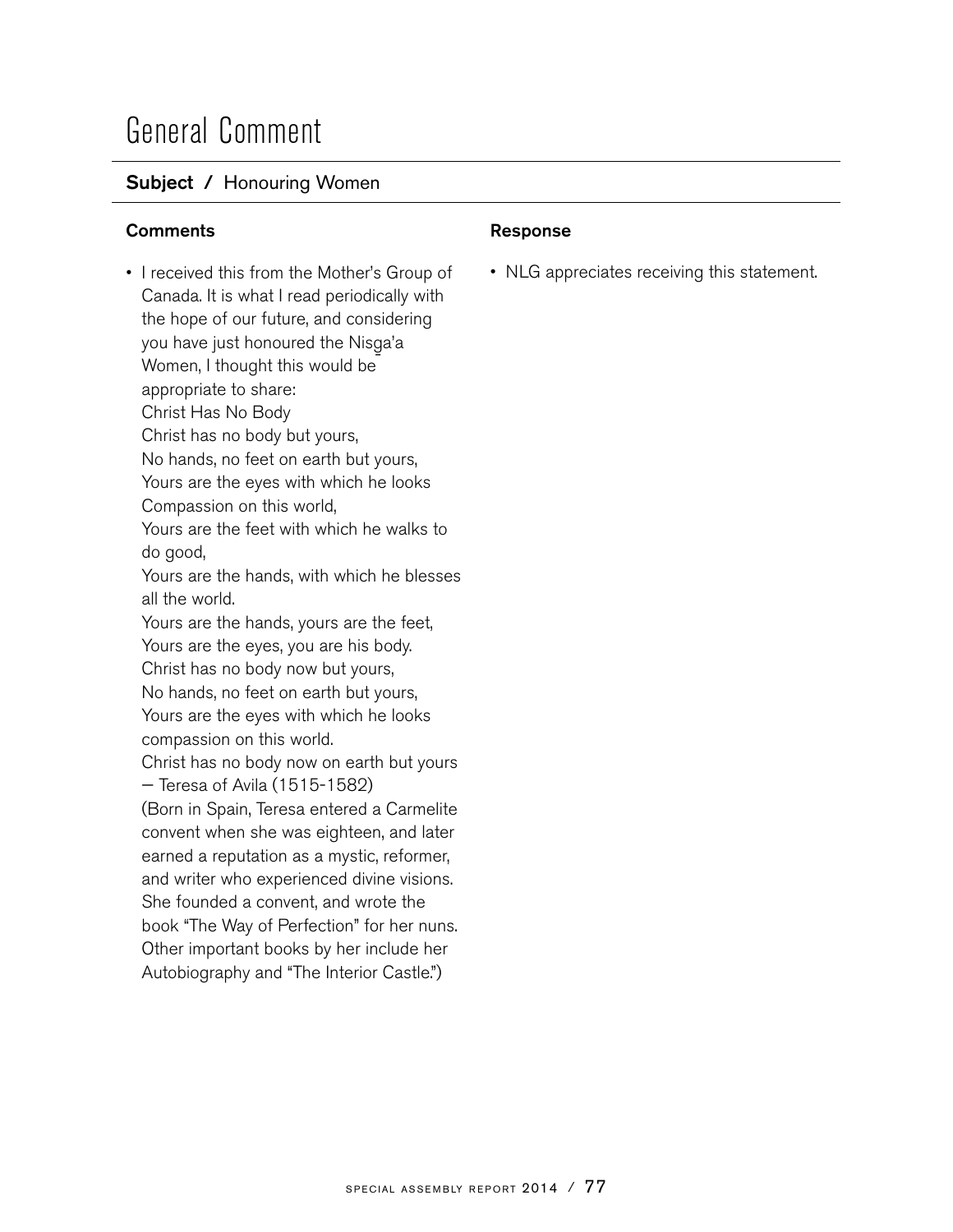# General Comment

**Subject /** Honouring Women

| Comments | Response |
| --- | --- |
| • I received this from the Mother's Group of Canada. It is what I read periodically with the hope of our future, and considering you have just honoured the Nisg̱a'a Women, I thought this would be appropriate to share:<br>Christ Has No Body<br>Christ has no body but yours,<br>No hands, no feet on earth but yours,<br>Yours are the eyes with which he looks<br>Compassion on this world,<br>Yours are the feet with which he walks to do good,<br>Yours are the hands, with which he blesses all the world.<br>Yours are the hands, yours are the feet,<br>Yours are the eyes, you are his body.<br>Christ has no body now but yours,<br>No hands, no feet on earth but yours,<br>Yours are the eyes with which he looks<br>compassion on this world.<br>Christ has no body now on earth but yours<br>— Teresa of Avila (1515-1582)<br>(Born in Spain, Teresa entered a Carmelite convent when she was eighteen, and later earned a reputation as a mystic, reformer, and writer who experienced divine visions. She founded a convent, and wrote the book "The Way of Perfection" for her nuns. Other important books by her include her Autobiography and "The Interior Castle.") | • NLG appreciates receiving this statement. |